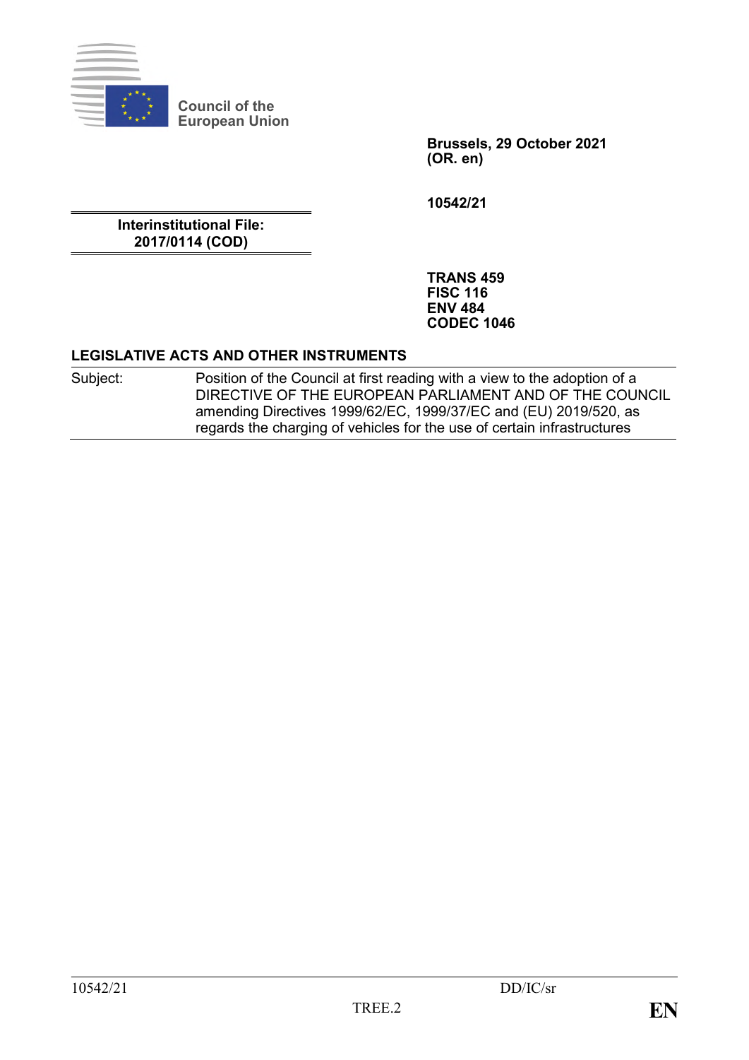Council of the European Union

**Brussels, 29 October 2021**
**(OR. en)**

**10542/21**

**Interinstitutional File:**
**2017/0114 (COD)**

**TRANS 459**
**FISC 116**
**ENV 484**
**CODEC 1046**

**LEGISLATIVE ACTS AND OTHER INSTRUMENTS**

| Subject: | Position of the Council at first reading with a view to the adoption of a DIRECTIVE OF THE EUROPEAN PARLIAMENT AND OF THE COUNCIL amending Directives 1999/62/EC, 1999/37/EC and (EU) 2019/520, as regards the charging of vehicles for the use of certain infrastructures |
|---|---|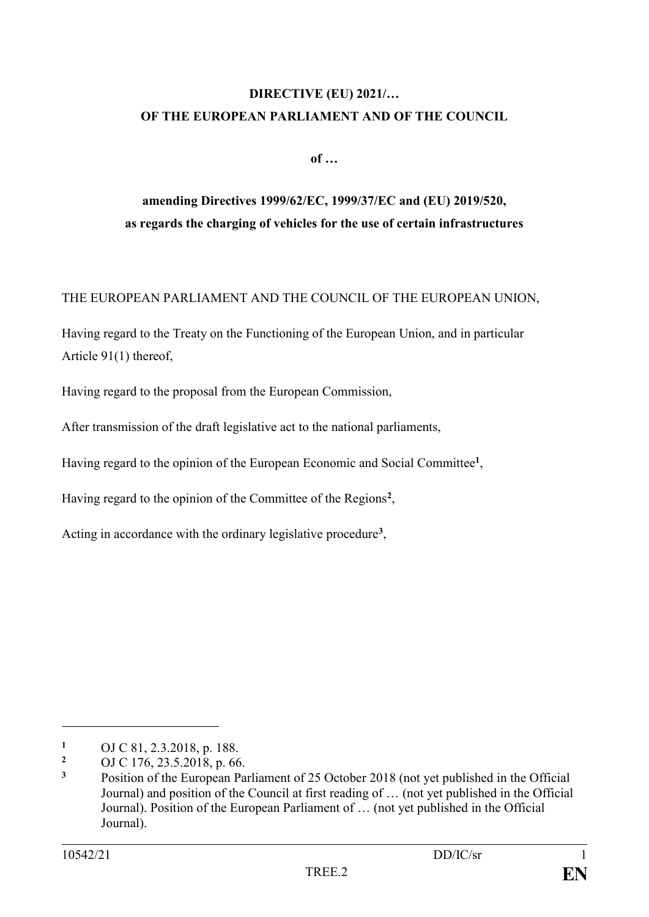**DIRECTIVE (EU) 2021/…**
**OF THE EUROPEAN PARLIAMENT AND OF THE COUNCIL**

**of …**

**amending Directives 1999/62/EC, 1999/37/EC and (EU) 2019/520,**
**as regards the charging of vehicles for the use of certain infrastructures**

THE EUROPEAN PARLIAMENT AND THE COUNCIL OF THE EUROPEAN UNION,

Having regard to the Treaty on the Functioning of the European Union, and in particular Article 91(1) thereof,

Having regard to the proposal from the European Commission,

After transmission of the draft legislative act to the national parliaments,

Having regard to the opinion of the European Economic and Social Committee[1],

Having regard to the opinion of the Committee of the Regions[2],

Acting in accordance with the ordinary legislative procedure[3],

---

[1] OJ C 81, 2.3.2018, p. 188.

[2] OJ C 176, 23.5.2018, p. 66.

[3] Position of the European Parliament of 25 October 2018 (not yet published in the Official Journal) and position of the Council at first reading of … (not yet published in the Official Journal). Position of the European Parliament of … (not yet published in the Official Journal).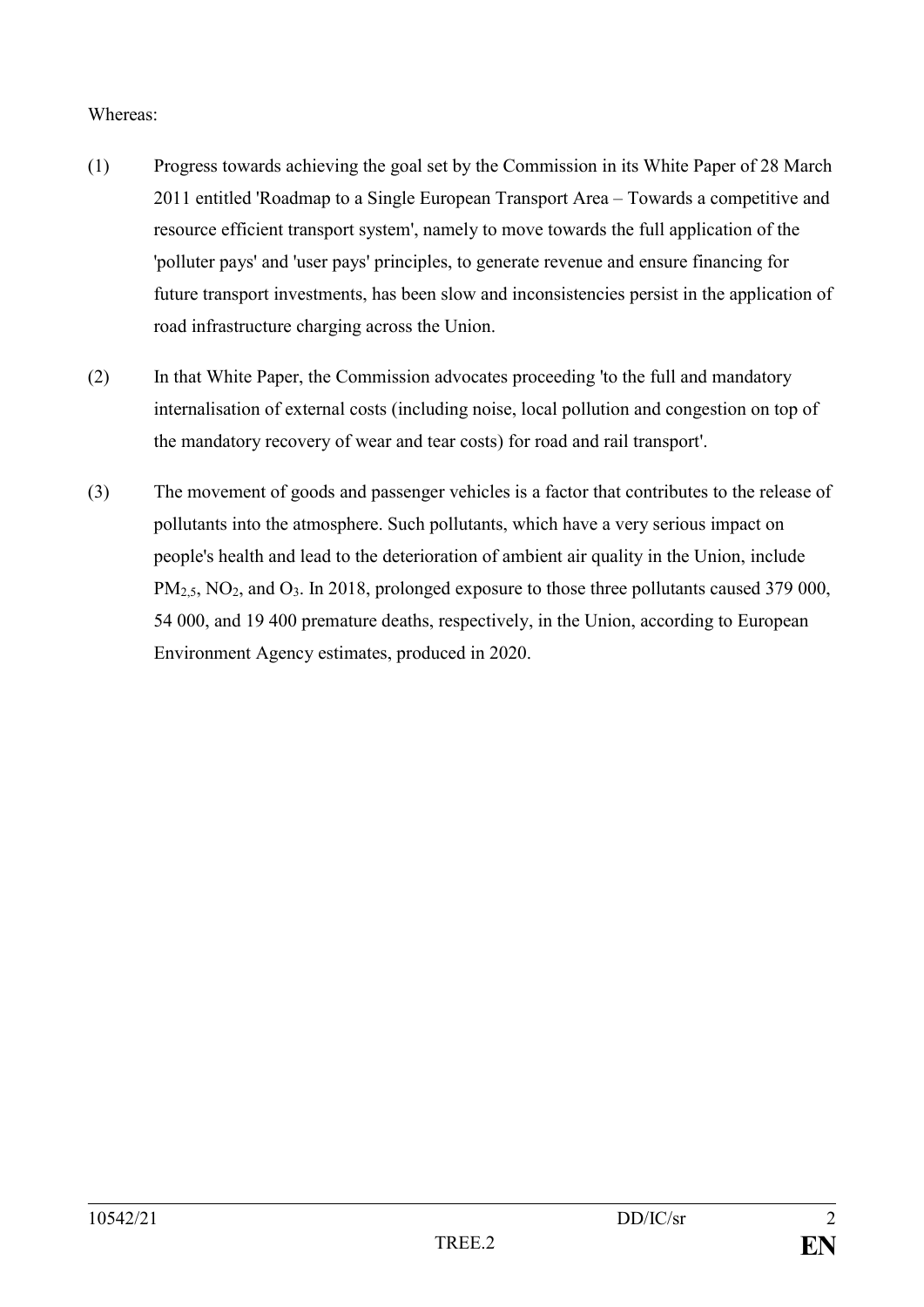Whereas:

(1) Progress towards achieving the goal set by the Commission in its White Paper of 28 March 2011 entitled 'Roadmap to a Single European Transport Area – Towards a competitive and resource efficient transport system', namely to move towards the full application of the 'polluter pays' and 'user pays' principles, to generate revenue and ensure financing for future transport investments, has been slow and inconsistencies persist in the application of road infrastructure charging across the Union.

(2) In that White Paper, the Commission advocates proceeding 'to the full and mandatory internalisation of external costs (including noise, local pollution and congestion on top of the mandatory recovery of wear and tear costs) for road and rail transport'.

(3) The movement of goods and passenger vehicles is a factor that contributes to the release of pollutants into the atmosphere. Such pollutants, which have a very serious impact on people's health and lead to the deterioration of ambient air quality in the Union, include $PM_{2,5}$, $NO_2$, and $O_3$. In 2018, prolonged exposure to those three pollutants caused 379 000, 54 000, and 19 400 premature deaths, respectively, in the Union, according to European Environment Agency estimates, produced in 2020.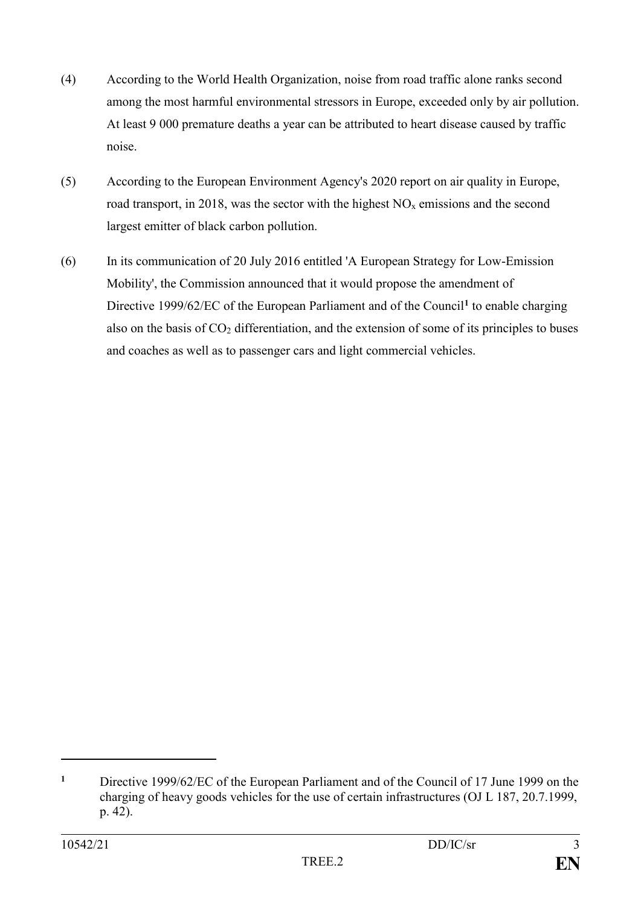(4) According to the World Health Organization, noise from road traffic alone ranks second among the most harmful environmental stressors in Europe, exceeded only by air pollution. At least 9 000 premature deaths a year can be attributed to heart disease caused by traffic noise.

(5) According to the European Environment Agency's 2020 report on air quality in Europe, road transport, in 2018, was the sector with the highest $NO_x$ emissions and the second largest emitter of black carbon pollution.

(6) In its communication of 20 July 2016 entitled 'A European Strategy for Low-Emission Mobility', the Commission announced that it would propose the amendment of Directive 1999/62/EC of the European Parliament and of the Council[1] to enable charging also on the basis of $CO_2$ differentiation, and the extension of some of its principles to buses and coaches as well as to passenger cars and light commercial vehicles.

---

[1] Directive 1999/62/EC of the European Parliament and of the Council of 17 June 1999 on the charging of heavy goods vehicles for the use of certain infrastructures (OJ L 187, 20.7.1999, p. 42).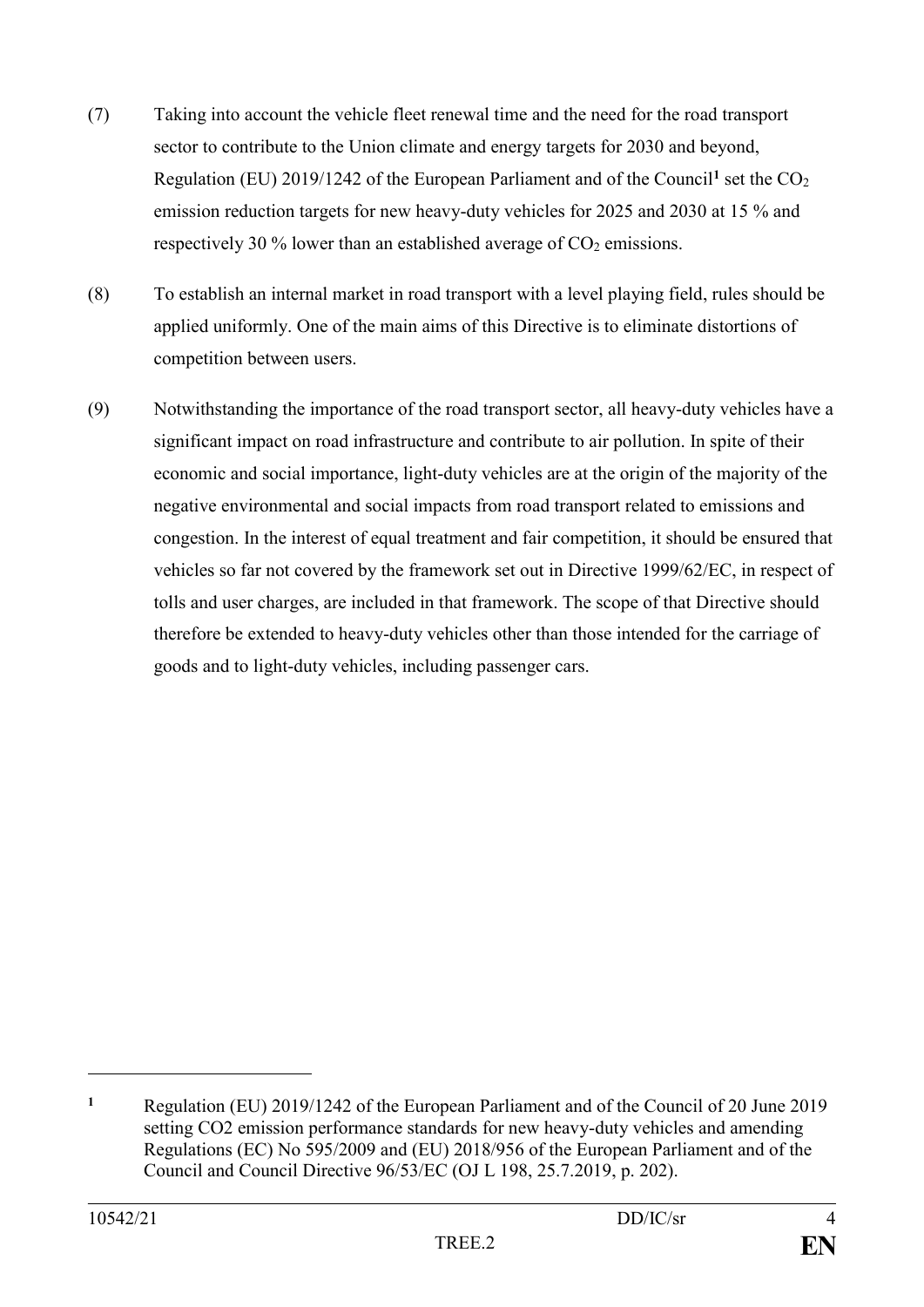(7) Taking into account the vehicle fleet renewal time and the need for the road transport sector to contribute to the Union climate and energy targets for 2030 and beyond, Regulation (EU) 2019/1242 of the European Parliament and of the Council[1] set the $CO_2$ emission reduction targets for new heavy-duty vehicles for 2025 and 2030 at 15 % and respectively 30 % lower than an established average of $CO_2$ emissions.

(8) To establish an internal market in road transport with a level playing field, rules should be applied uniformly. One of the main aims of this Directive is to eliminate distortions of competition between users.

(9) Notwithstanding the importance of the road transport sector, all heavy-duty vehicles have a significant impact on road infrastructure and contribute to air pollution. In spite of their economic and social importance, light-duty vehicles are at the origin of the majority of the negative environmental and social impacts from road transport related to emissions and congestion. In the interest of equal treatment and fair competition, it should be ensured that vehicles so far not covered by the framework set out in Directive 1999/62/EC, in respect of tolls and user charges, are included in that framework. The scope of that Directive should therefore be extended to heavy-duty vehicles other than those intended for the carriage of goods and to light-duty vehicles, including passenger cars.

---

[1] Regulation (EU) 2019/1242 of the European Parliament and of the Council of 20 June 2019 setting CO2 emission performance standards for new heavy-duty vehicles and amending Regulations (EC) No 595/2009 and (EU) 2018/956 of the European Parliament and of the Council and Council Directive 96/53/EC (OJ L 198, 25.7.2019, p. 202).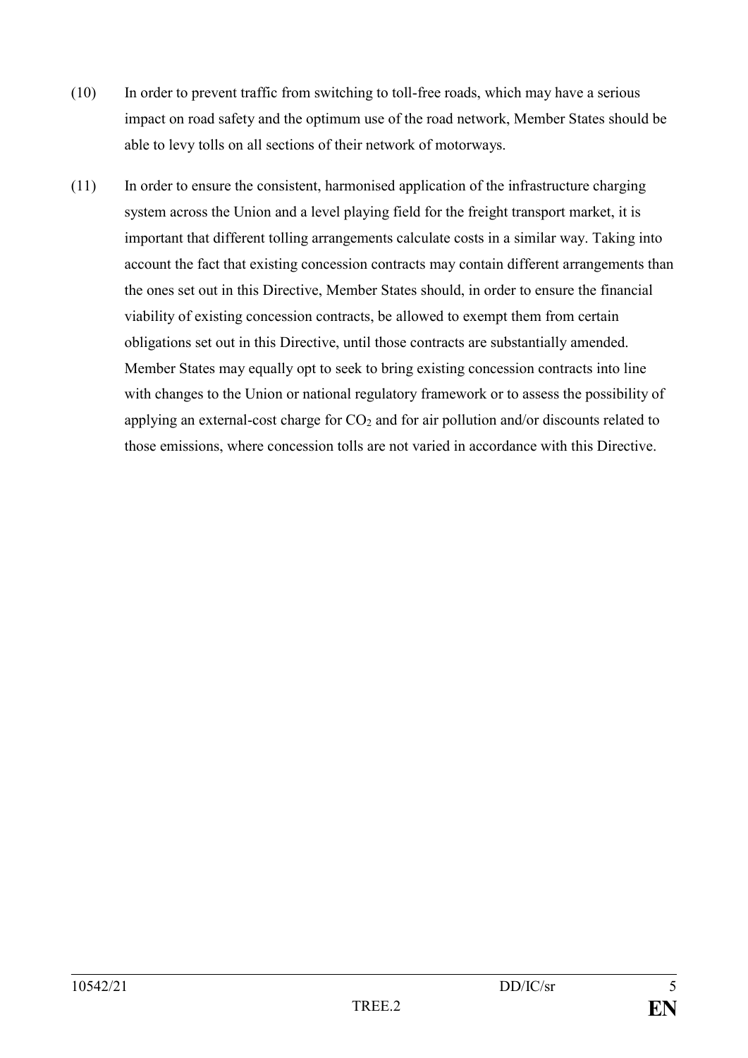(10) In order to prevent traffic from switching to toll-free roads, which may have a serious impact on road safety and the optimum use of the road network, Member States should be able to levy tolls on all sections of their network of motorways.

(11) In order to ensure the consistent, harmonised application of the infrastructure charging system across the Union and a level playing field for the freight transport market, it is important that different tolling arrangements calculate costs in a similar way. Taking into account the fact that existing concession contracts may contain different arrangements than the ones set out in this Directive, Member States should, in order to ensure the financial viability of existing concession contracts, be allowed to exempt them from certain obligations set out in this Directive, until those contracts are substantially amended. Member States may equally opt to seek to bring existing concession contracts into line with changes to the Union or national regulatory framework or to assess the possibility of applying an external-cost charge for $CO_2$ and for air pollution and/or discounts related to those emissions, where concession tolls are not varied in accordance with this Directive.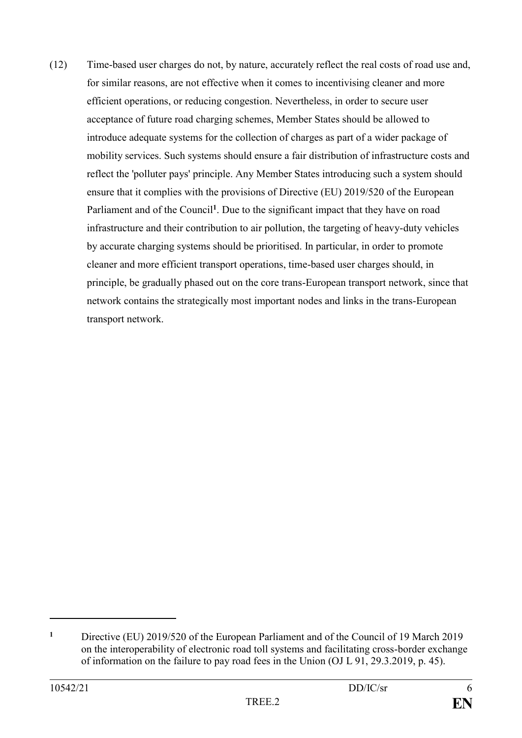(12) Time-based user charges do not, by nature, accurately reflect the real costs of road use and, for similar reasons, are not effective when it comes to incentivising cleaner and more efficient operations, or reducing congestion. Nevertheless, in order to secure user acceptance of future road charging schemes, Member States should be allowed to introduce adequate systems for the collection of charges as part of a wider package of mobility services. Such systems should ensure a fair distribution of infrastructure costs and reflect the 'polluter pays' principle. Any Member States introducing such a system should ensure that it complies with the provisions of Directive (EU) 2019/520 of the European Parliament and of the Council[1]. Due to the significant impact that they have on road infrastructure and their contribution to air pollution, the targeting of heavy-duty vehicles by accurate charging systems should be prioritised. In particular, in order to promote cleaner and more efficient transport operations, time-based user charges should, in principle, be gradually phased out on the core trans-European transport network, since that network contains the strategically most important nodes and links in the trans-European transport network.

---

[1] Directive (EU) 2019/520 of the European Parliament and of the Council of 19 March 2019 on the interoperability of electronic road toll systems and facilitating cross-border exchange of information on the failure to pay road fees in the Union (OJ L 91, 29.3.2019, p. 45).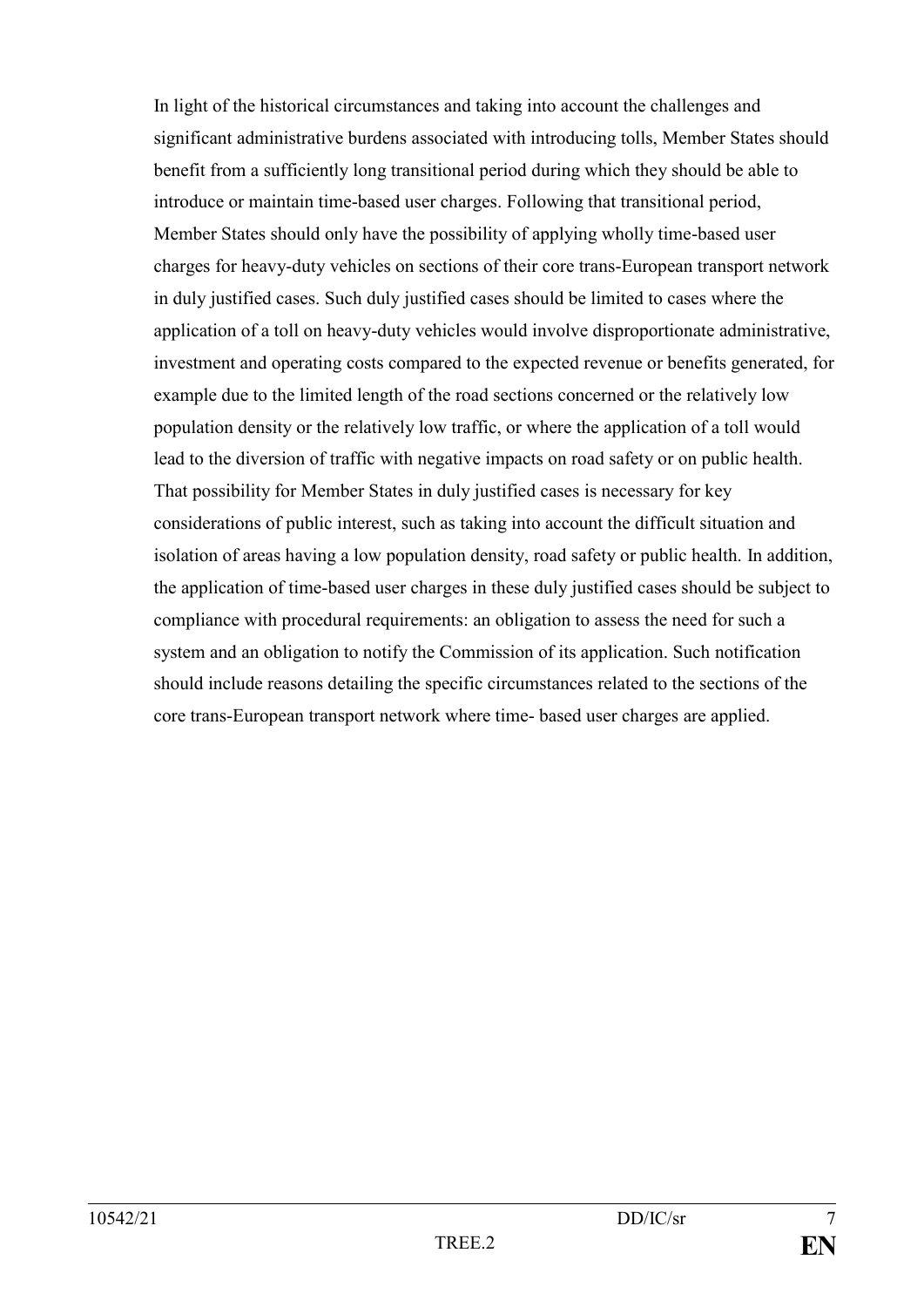In light of the historical circumstances and taking into account the challenges and significant administrative burdens associated with introducing tolls, Member States should benefit from a sufficiently long transitional period during which they should be able to introduce or maintain time-based user charges. Following that transitional period, Member States should only have the possibility of applying wholly time-based user charges for heavy-duty vehicles on sections of their core trans-European transport network in duly justified cases. Such duly justified cases should be limited to cases where the application of a toll on heavy-duty vehicles would involve disproportionate administrative, investment and operating costs compared to the expected revenue or benefits generated, for example due to the limited length of the road sections concerned or the relatively low population density or the relatively low traffic, or where the application of a toll would lead to the diversion of traffic with negative impacts on road safety or on public health. That possibility for Member States in duly justified cases is necessary for key considerations of public interest, such as taking into account the difficult situation and isolation of areas having a low population density, road safety or public health. In addition, the application of time-based user charges in these duly justified cases should be subject to compliance with procedural requirements: an obligation to assess the need for such a system and an obligation to notify the Commission of its application. Such notification should include reasons detailing the specific circumstances related to the sections of the core trans-European transport network where time- based user charges are applied.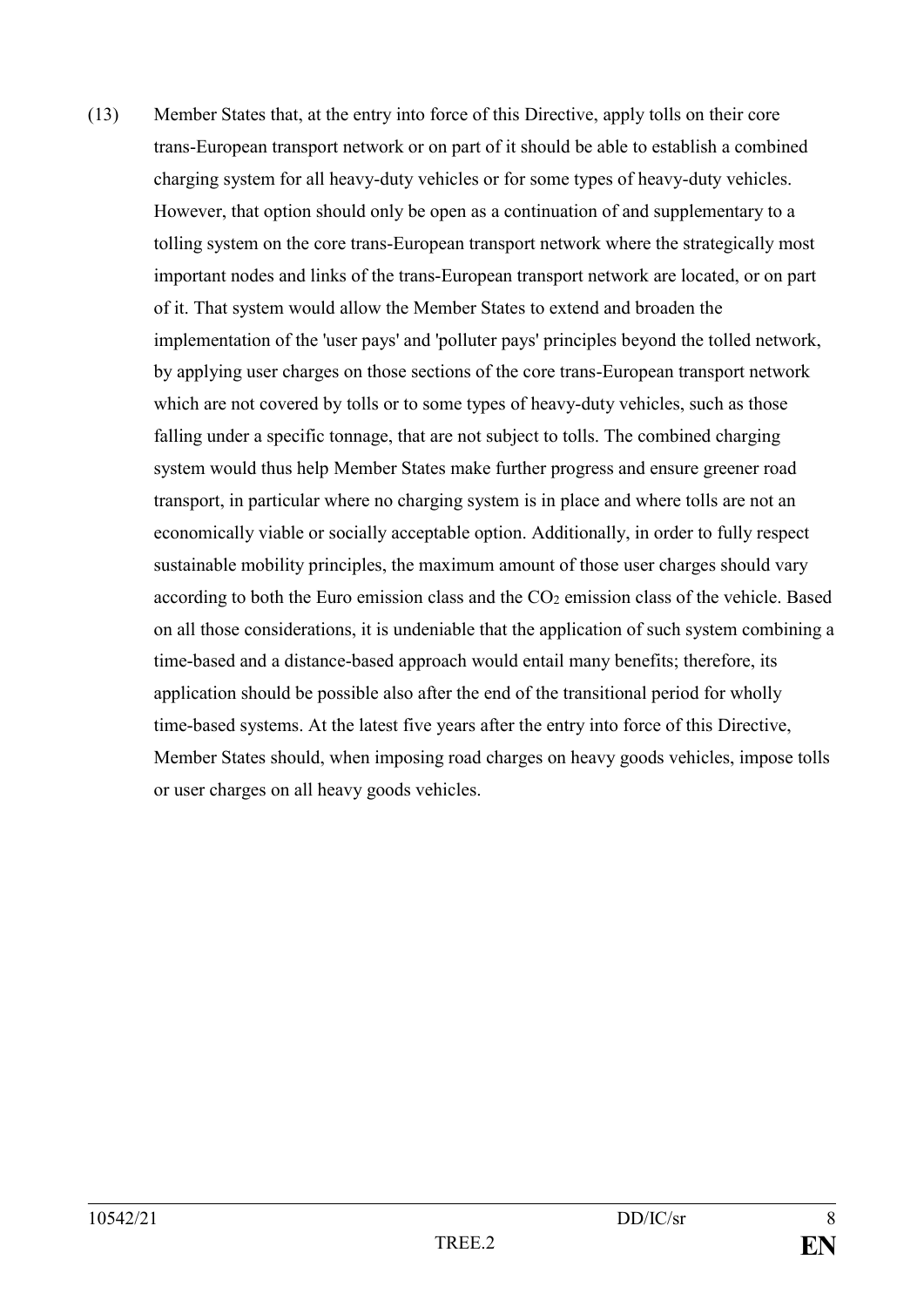(13) Member States that, at the entry into force of this Directive, apply tolls on their core trans-European transport network or on part of it should be able to establish a combined charging system for all heavy-duty vehicles or for some types of heavy-duty vehicles. However, that option should only be open as a continuation of and supplementary to a tolling system on the core trans-European transport network where the strategically most important nodes and links of the trans-European transport network are located, or on part of it. That system would allow the Member States to extend and broaden the implementation of the 'user pays' and 'polluter pays' principles beyond the tolled network, by applying user charges on those sections of the core trans-European transport network which are not covered by tolls or to some types of heavy-duty vehicles, such as those falling under a specific tonnage, that are not subject to tolls. The combined charging system would thus help Member States make further progress and ensure greener road transport, in particular where no charging system is in place and where tolls are not an economically viable or socially acceptable option. Additionally, in order to fully respect sustainable mobility principles, the maximum amount of those user charges should vary according to both the Euro emission class and the $CO_2$ emission class of the vehicle. Based on all those considerations, it is undeniable that the application of such system combining a time-based and a distance-based approach would entail many benefits; therefore, its application should be possible also after the end of the transitional period for wholly time-based systems. At the latest five years after the entry into force of this Directive, Member States should, when imposing road charges on heavy goods vehicles, impose tolls or user charges on all heavy goods vehicles.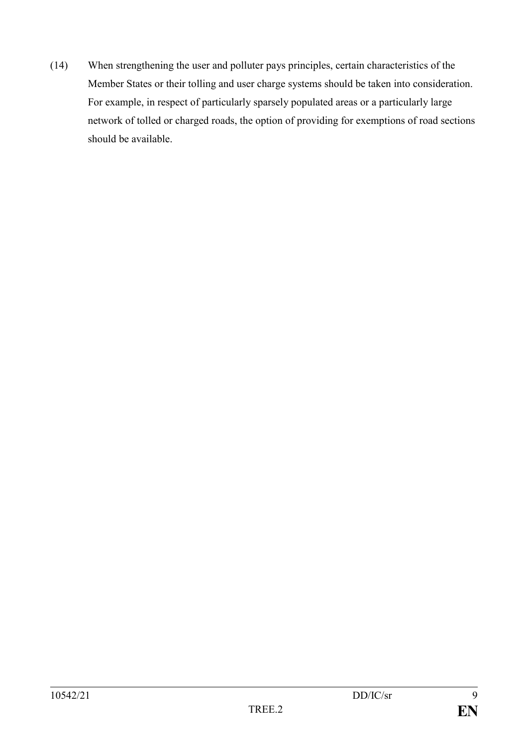(14) When strengthening the user and polluter pays principles, certain characteristics of the Member States or their tolling and user charge systems should be taken into consideration. For example, in respect of particularly sparsely populated areas or a particularly large network of tolled or charged roads, the option of providing for exemptions of road sections should be available.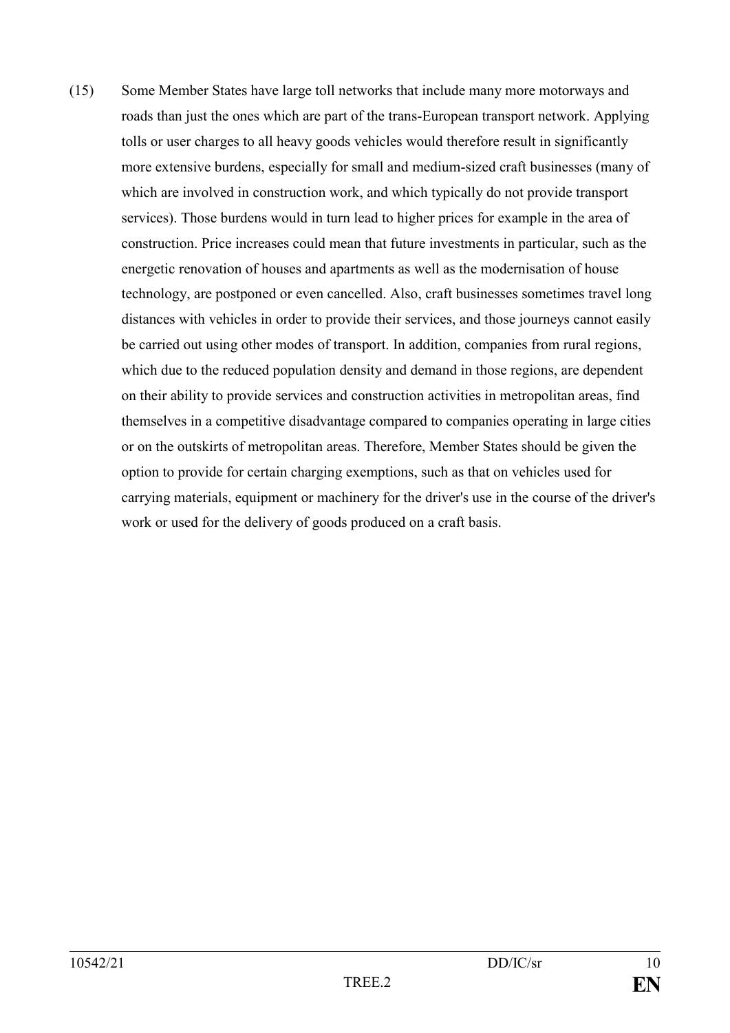(15) Some Member States have large toll networks that include many more motorways and roads than just the ones which are part of the trans-European transport network. Applying tolls or user charges to all heavy goods vehicles would therefore result in significantly more extensive burdens, especially for small and medium-sized craft businesses (many of which are involved in construction work, and which typically do not provide transport services). Those burdens would in turn lead to higher prices for example in the area of construction. Price increases could mean that future investments in particular, such as the energetic renovation of houses and apartments as well as the modernisation of house technology, are postponed or even cancelled. Also, craft businesses sometimes travel long distances with vehicles in order to provide their services, and those journeys cannot easily be carried out using other modes of transport. In addition, companies from rural regions, which due to the reduced population density and demand in those regions, are dependent on their ability to provide services and construction activities in metropolitan areas, find themselves in a competitive disadvantage compared to companies operating in large cities or on the outskirts of metropolitan areas. Therefore, Member States should be given the option to provide for certain charging exemptions, such as that on vehicles used for carrying materials, equipment or machinery for the driver's use in the course of the driver's work or used for the delivery of goods produced on a craft basis.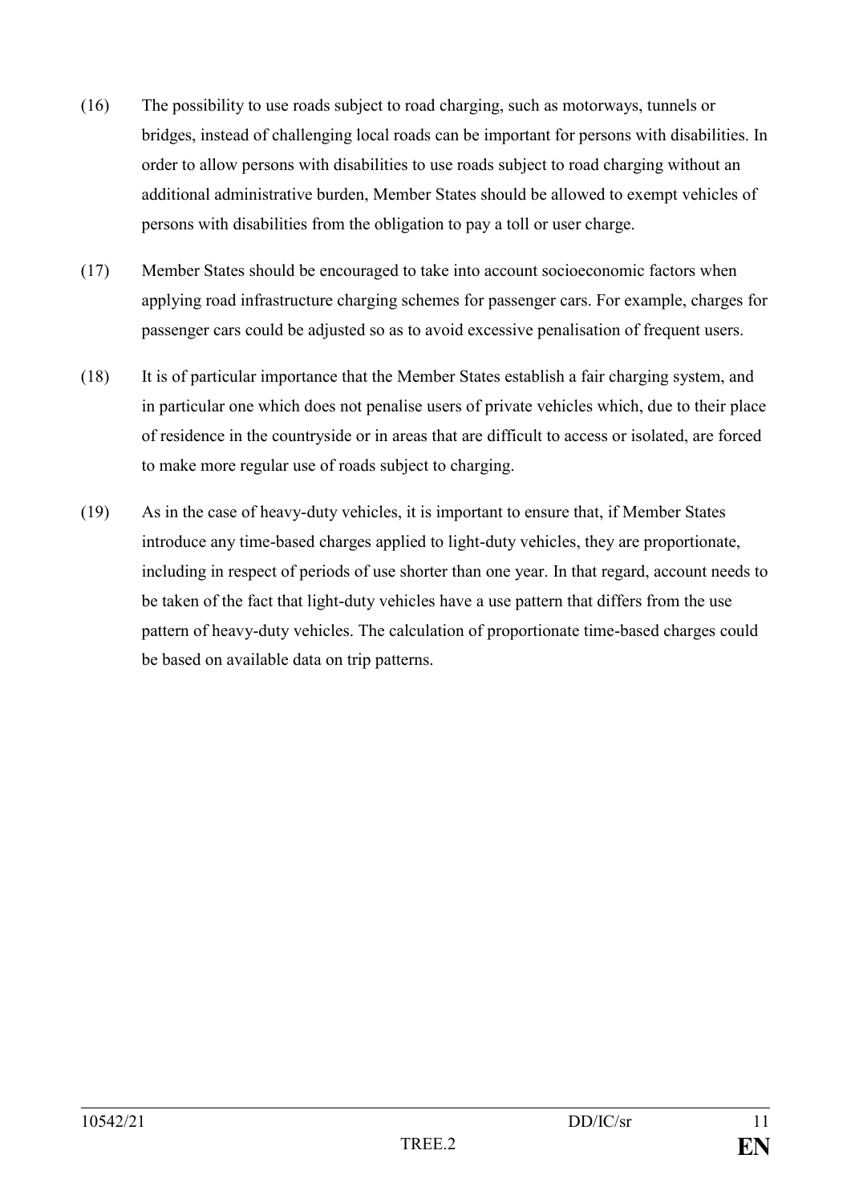(16) The possibility to use roads subject to road charging, such as motorways, tunnels or bridges, instead of challenging local roads can be important for persons with disabilities. In order to allow persons with disabilities to use roads subject to road charging without an additional administrative burden, Member States should be allowed to exempt vehicles of persons with disabilities from the obligation to pay a toll or user charge.

(17) Member States should be encouraged to take into account socioeconomic factors when applying road infrastructure charging schemes for passenger cars. For example, charges for passenger cars could be adjusted so as to avoid excessive penalisation of frequent users.

(18) It is of particular importance that the Member States establish a fair charging system, and in particular one which does not penalise users of private vehicles which, due to their place of residence in the countryside or in areas that are difficult to access or isolated, are forced to make more regular use of roads subject to charging.

(19) As in the case of heavy-duty vehicles, it is important to ensure that, if Member States introduce any time-based charges applied to light-duty vehicles, they are proportionate, including in respect of periods of use shorter than one year. In that regard, account needs to be taken of the fact that light-duty vehicles have a use pattern that differs from the use pattern of heavy-duty vehicles. The calculation of proportionate time-based charges could be based on available data on trip patterns.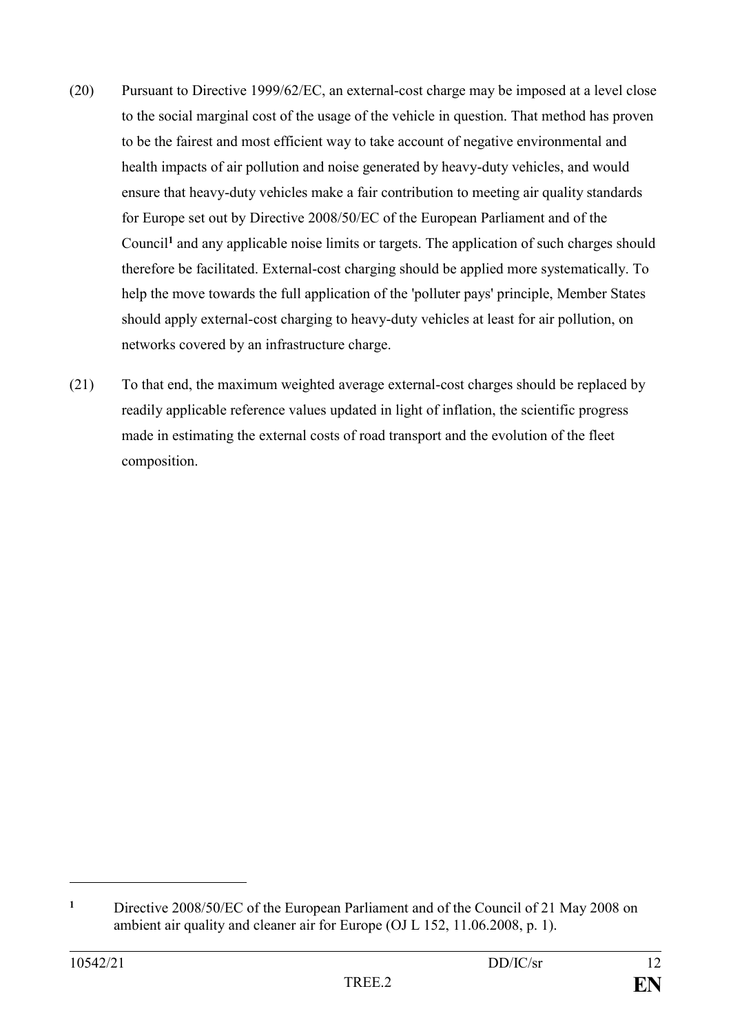(20) Pursuant to Directive 1999/62/EC, an external-cost charge may be imposed at a level close to the social marginal cost of the usage of the vehicle in question. That method has proven to be the fairest and most efficient way to take account of negative environmental and health impacts of air pollution and noise generated by heavy-duty vehicles, and would ensure that heavy-duty vehicles make a fair contribution to meeting air quality standards for Europe set out by Directive 2008/50/EC of the European Parliament and of the Council[1] and any applicable noise limits or targets. The application of such charges should therefore be facilitated. External-cost charging should be applied more systematically. To help the move towards the full application of the 'polluter pays' principle, Member States should apply external-cost charging to heavy-duty vehicles at least for air pollution, on networks covered by an infrastructure charge.

(21) To that end, the maximum weighted average external-cost charges should be replaced by readily applicable reference values updated in light of inflation, the scientific progress made in estimating the external costs of road transport and the evolution of the fleet composition.

---

[1] Directive 2008/50/EC of the European Parliament and of the Council of 21 May 2008 on ambient air quality and cleaner air for Europe (OJ L 152, 11.06.2008, p. 1).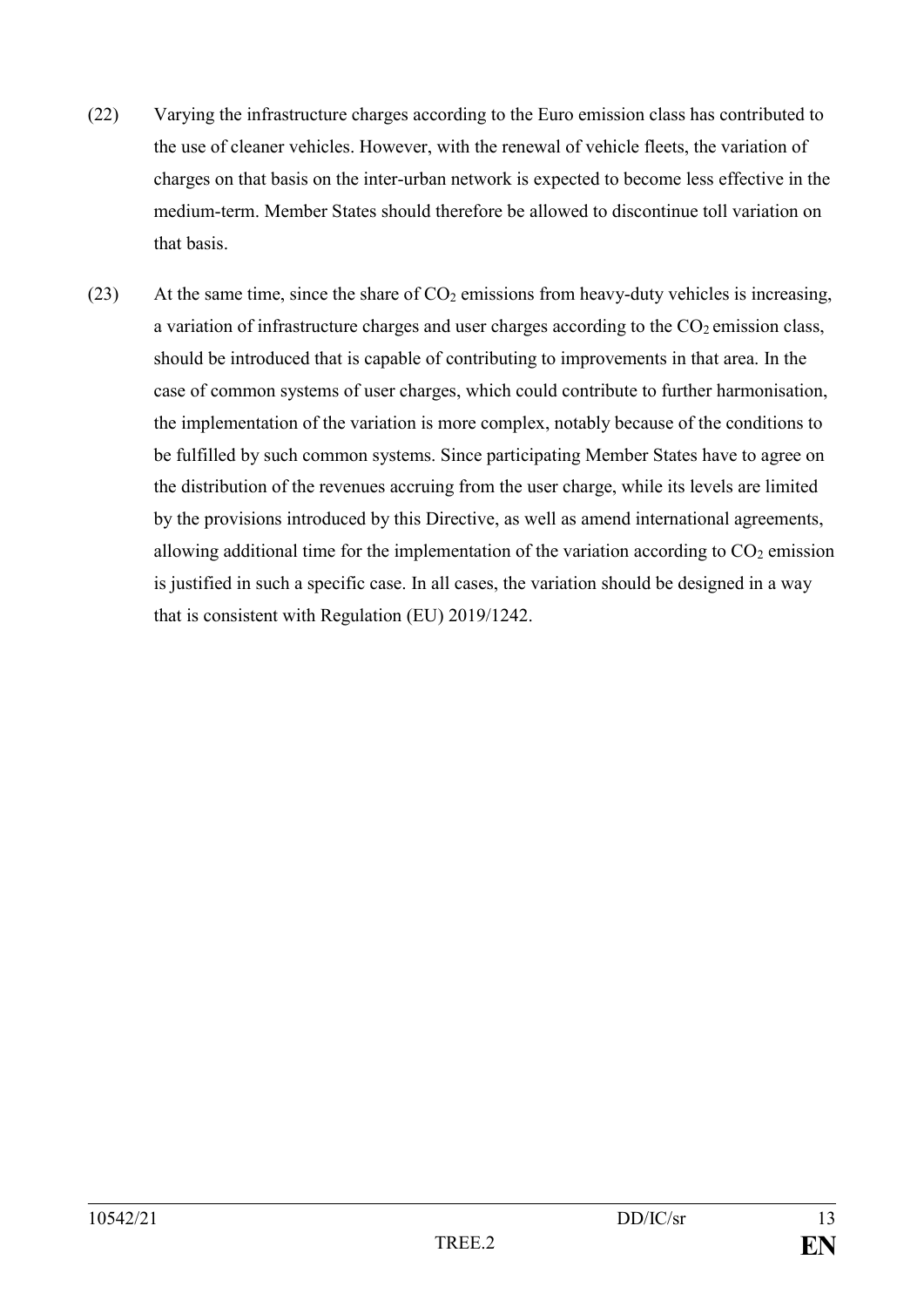(22) Varying the infrastructure charges according to the Euro emission class has contributed to the use of cleaner vehicles. However, with the renewal of vehicle fleets, the variation of charges on that basis on the inter-urban network is expected to become less effective in the medium-term. Member States should therefore be allowed to discontinue toll variation on that basis.

(23) At the same time, since the share of $CO_2$ emissions from heavy-duty vehicles is increasing, a variation of infrastructure charges and user charges according to the $CO_2$ emission class, should be introduced that is capable of contributing to improvements in that area. In the case of common systems of user charges, which could contribute to further harmonisation, the implementation of the variation is more complex, notably because of the conditions to be fulfilled by such common systems. Since participating Member States have to agree on the distribution of the revenues accruing from the user charge, while its levels are limited by the provisions introduced by this Directive, as well as amend international agreements, allowing additional time for the implementation of the variation according to $CO_2$ emission is justified in such a specific case. In all cases, the variation should be designed in a way that is consistent with Regulation (EU) 2019/1242.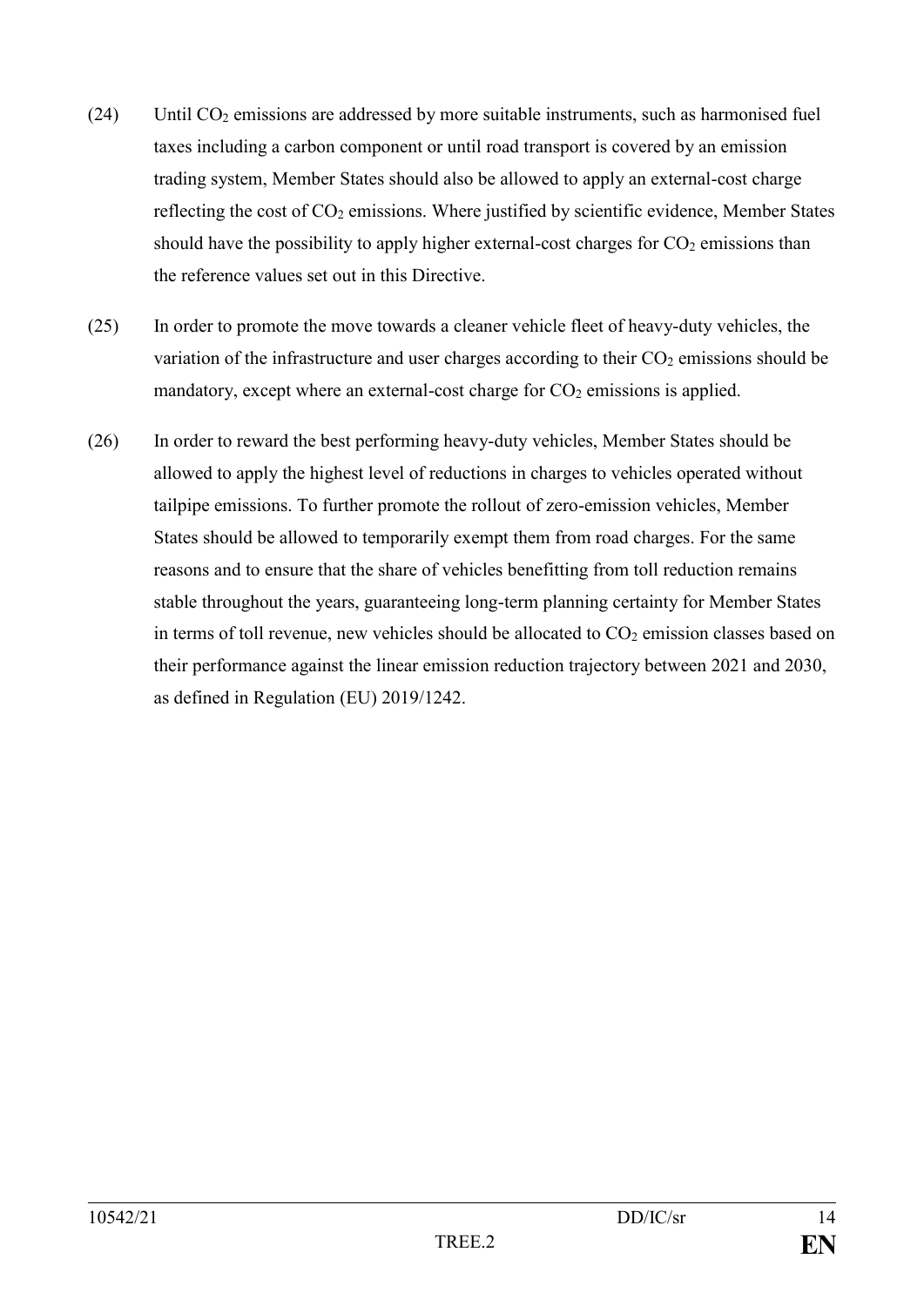(24) Until $CO_2$ emissions are addressed by more suitable instruments, such as harmonised fuel taxes including a carbon component or until road transport is covered by an emission trading system, Member States should also be allowed to apply an external-cost charge reflecting the cost of $CO_2$ emissions. Where justified by scientific evidence, Member States should have the possibility to apply higher external-cost charges for $CO_2$ emissions than the reference values set out in this Directive.

(25) In order to promote the move towards a cleaner vehicle fleet of heavy-duty vehicles, the variation of the infrastructure and user charges according to their $CO_2$ emissions should be mandatory, except where an external-cost charge for $CO_2$ emissions is applied.

(26) In order to reward the best performing heavy-duty vehicles, Member States should be allowed to apply the highest level of reductions in charges to vehicles operated without tailpipe emissions. To further promote the rollout of zero-emission vehicles, Member States should be allowed to temporarily exempt them from road charges. For the same reasons and to ensure that the share of vehicles benefitting from toll reduction remains stable throughout the years, guaranteeing long-term planning certainty for Member States in terms of toll revenue, new vehicles should be allocated to $CO_2$ emission classes based on their performance against the linear emission reduction trajectory between 2021 and 2030, as defined in Regulation (EU) 2019/1242.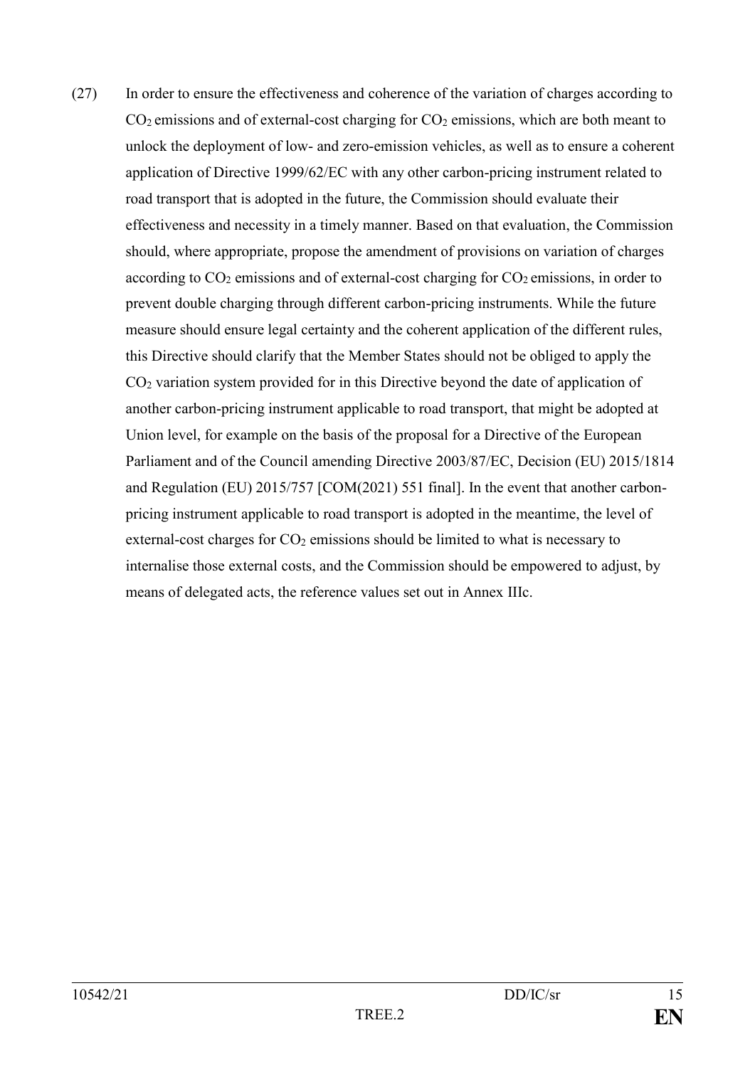(27) In order to ensure the effectiveness and coherence of the variation of charges according to $CO_2$ emissions and of external-cost charging for $CO_2$ emissions, which are both meant to unlock the deployment of low- and zero-emission vehicles, as well as to ensure a coherent application of Directive 1999/62/EC with any other carbon-pricing instrument related to road transport that is adopted in the future, the Commission should evaluate their effectiveness and necessity in a timely manner. Based on that evaluation, the Commission should, where appropriate, propose the amendment of provisions on variation of charges according to $CO_2$ emissions and of external-cost charging for $CO_2$ emissions, in order to prevent double charging through different carbon-pricing instruments. While the future measure should ensure legal certainty and the coherent application of the different rules, this Directive should clarify that the Member States should not be obliged to apply the $CO_2$ variation system provided for in this Directive beyond the date of application of another carbon-pricing instrument applicable to road transport, that might be adopted at Union level, for example on the basis of the proposal for a Directive of the European Parliament and of the Council amending Directive 2003/87/EC, Decision (EU) 2015/1814 and Regulation (EU) 2015/757 [COM(2021) 551 final]. In the event that another carbon-pricing instrument applicable to road transport is adopted in the meantime, the level of external-cost charges for $CO_2$ emissions should be limited to what is necessary to internalise those external costs, and the Commission should be empowered to adjust, by means of delegated acts, the reference values set out in Annex IIIc.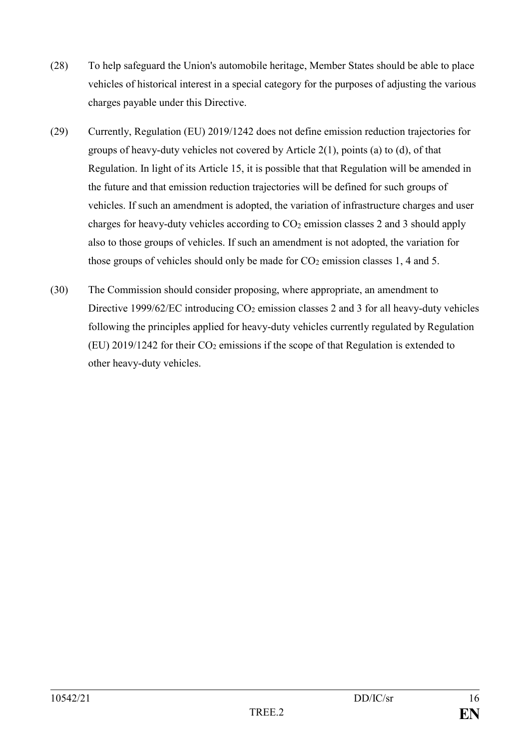(28) To help safeguard the Union's automobile heritage, Member States should be able to place vehicles of historical interest in a special category for the purposes of adjusting the various charges payable under this Directive.

(29) Currently, Regulation (EU) 2019/1242 does not define emission reduction trajectories for groups of heavy-duty vehicles not covered by Article 2(1), points (a) to (d), of that Regulation. In light of its Article 15, it is possible that that Regulation will be amended in the future and that emission reduction trajectories will be defined for such groups of vehicles. If such an amendment is adopted, the variation of infrastructure charges and user charges for heavy-duty vehicles according to $CO_2$ emission classes 2 and 3 should apply also to those groups of vehicles. If such an amendment is not adopted, the variation for those groups of vehicles should only be made for $CO_2$ emission classes 1, 4 and 5.

(30) The Commission should consider proposing, where appropriate, an amendment to Directive 1999/62/EC introducing $CO_2$ emission classes 2 and 3 for all heavy-duty vehicles following the principles applied for heavy-duty vehicles currently regulated by Regulation (EU) 2019/1242 for their $CO_2$ emissions if the scope of that Regulation is extended to other heavy-duty vehicles.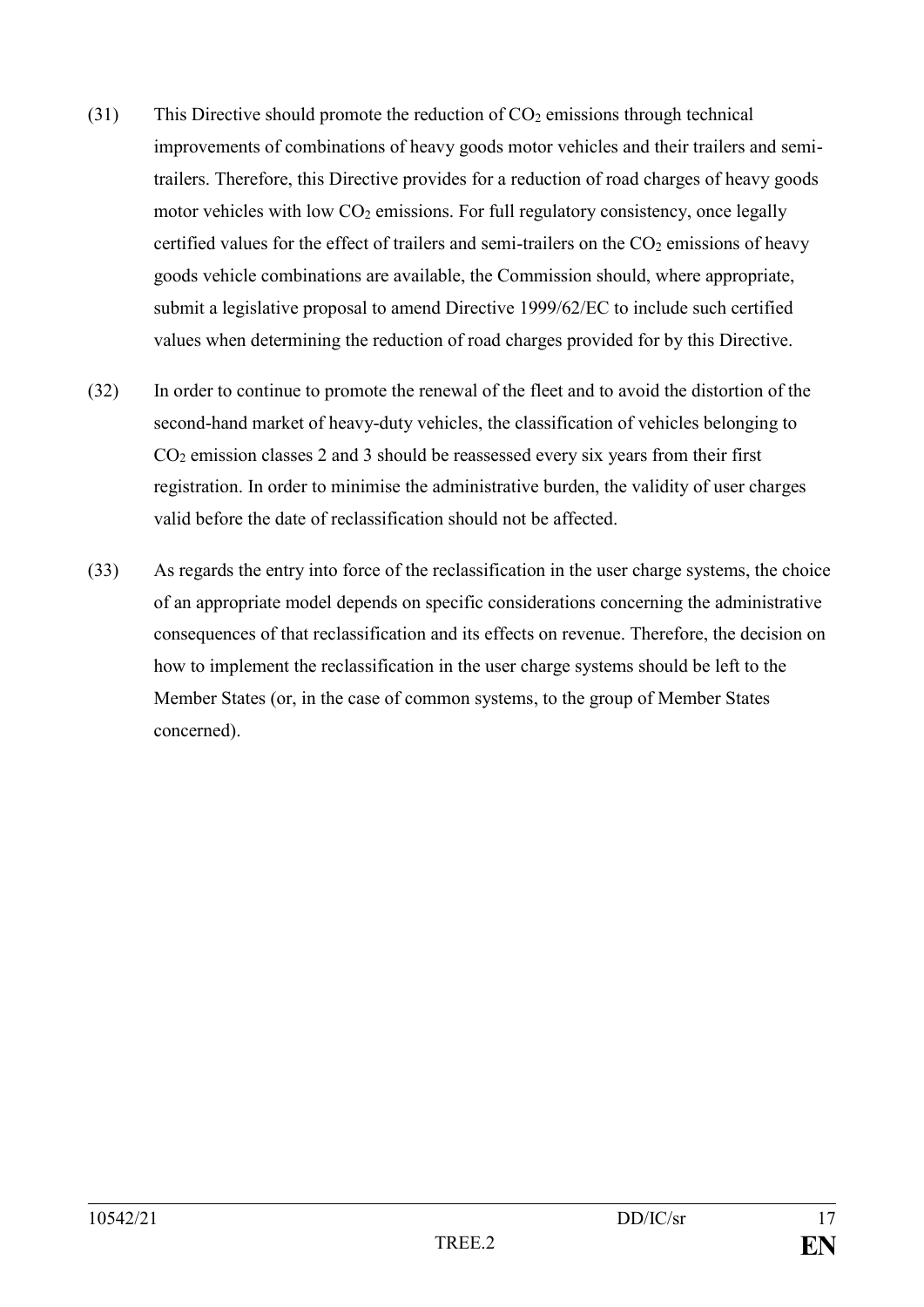(31) This Directive should promote the reduction of $CO_2$ emissions through technical improvements of combinations of heavy goods motor vehicles and their trailers and semi-trailers. Therefore, this Directive provides for a reduction of road charges of heavy goods motor vehicles with low $CO_2$ emissions. For full regulatory consistency, once legally certified values for the effect of trailers and semi-trailers on the $CO_2$ emissions of heavy goods vehicle combinations are available, the Commission should, where appropriate, submit a legislative proposal to amend Directive 1999/62/EC to include such certified values when determining the reduction of road charges provided for by this Directive.

(32) In order to continue to promote the renewal of the fleet and to avoid the distortion of the second-hand market of heavy-duty vehicles, the classification of vehicles belonging to $CO_2$ emission classes 2 and 3 should be reassessed every six years from their first registration. In order to minimise the administrative burden, the validity of user charges valid before the date of reclassification should not be affected.

(33) As regards the entry into force of the reclassification in the user charge systems, the choice of an appropriate model depends on specific considerations concerning the administrative consequences of that reclassification and its effects on revenue. Therefore, the decision on how to implement the reclassification in the user charge systems should be left to the Member States (or, in the case of common systems, to the group of Member States concerned).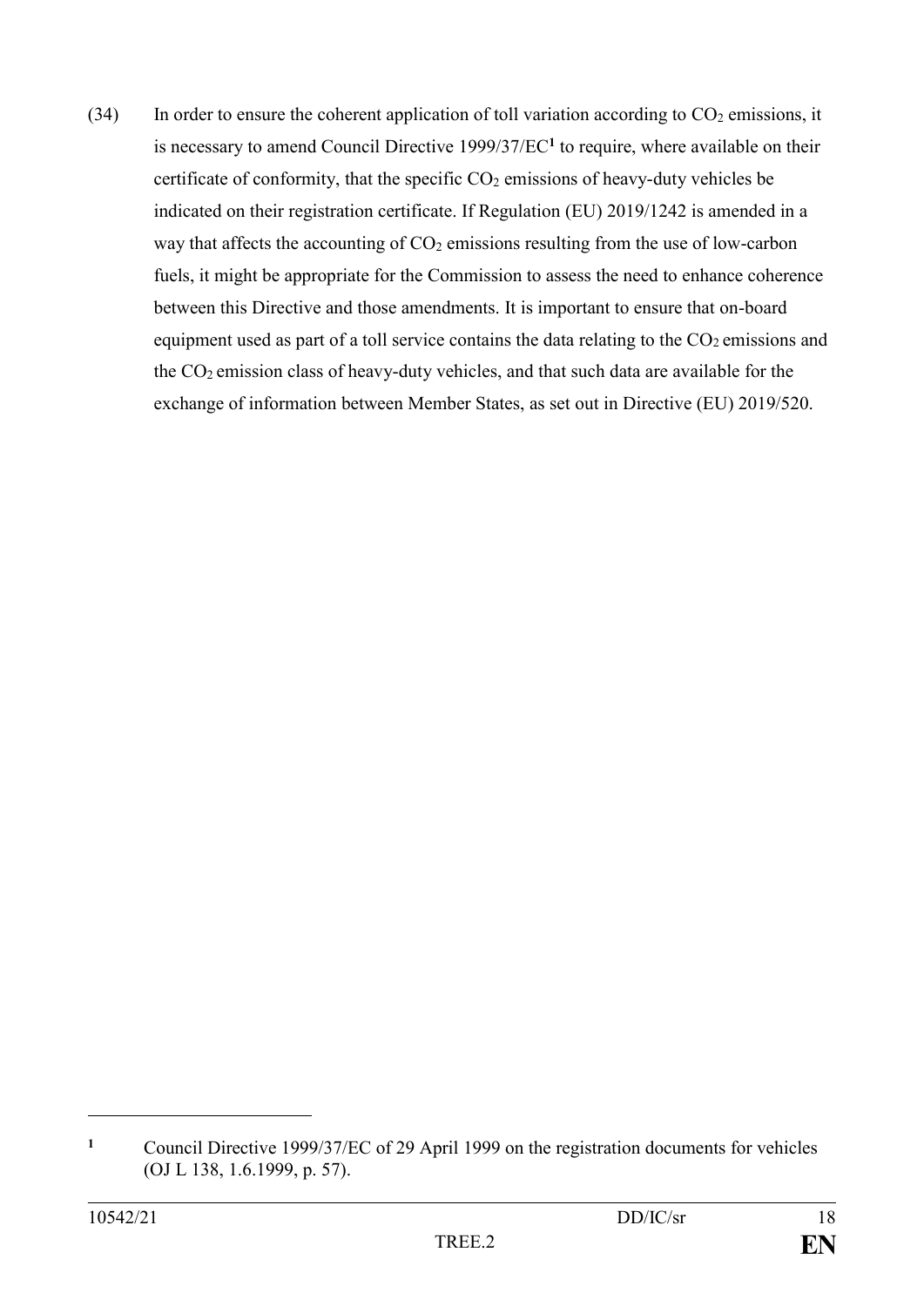(34) In order to ensure the coherent application of toll variation according to $CO_2$ emissions, it is necessary to amend Council Directive 1999/37/EC[1] to require, where available on their certificate of conformity, that the specific $CO_2$ emissions of heavy-duty vehicles be indicated on their registration certificate. If Regulation (EU) 2019/1242 is amended in a way that affects the accounting of $CO_2$ emissions resulting from the use of low-carbon fuels, it might be appropriate for the Commission to assess the need to enhance coherence between this Directive and those amendments. It is important to ensure that on-board equipment used as part of a toll service contains the data relating to the $CO_2$ emissions and the $CO_2$ emission class of heavy-duty vehicles, and that such data are available for the exchange of information between Member States, as set out in Directive (EU) 2019/520.

---

[1] Council Directive 1999/37/EC of 29 April 1999 on the registration documents for vehicles (OJ L 138, 1.6.1999, p. 57).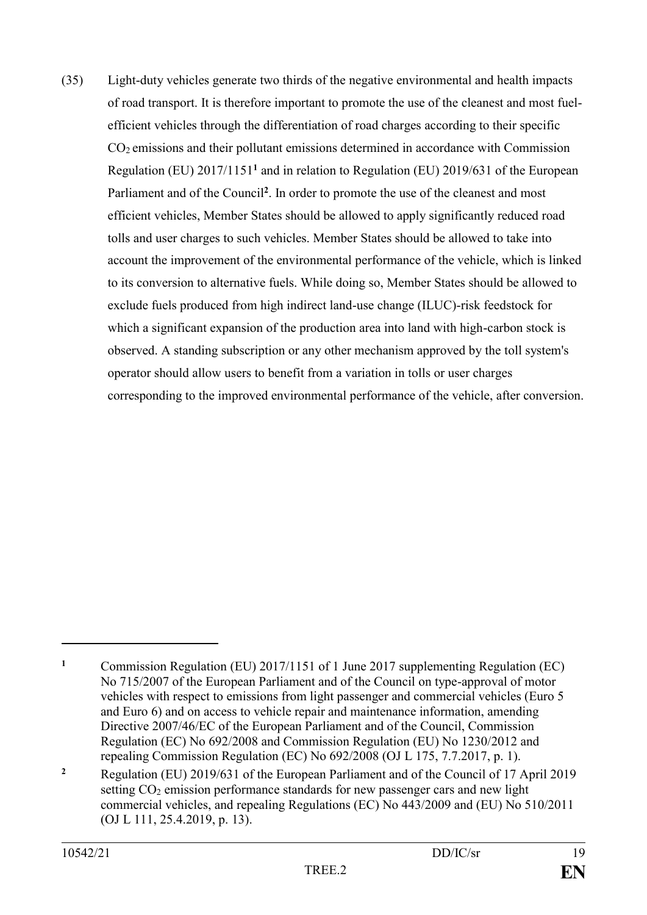(35) Light-duty vehicles generate two thirds of the negative environmental and health impacts of road transport. It is therefore important to promote the use of the cleanest and most fuel-efficient vehicles through the differentiation of road charges according to their specific $CO_2$ emissions and their pollutant emissions determined in accordance with Commission Regulation (EU) 2017/1151[1] and in relation to Regulation (EU) 2019/631 of the European Parliament and of the Council[2]. In order to promote the use of the cleanest and most efficient vehicles, Member States should be allowed to apply significantly reduced road tolls and user charges to such vehicles. Member States should be allowed to take into account the improvement of the environmental performance of the vehicle, which is linked to its conversion to alternative fuels. While doing so, Member States should be allowed to exclude fuels produced from high indirect land-use change (ILUC)-risk feedstock for which a significant expansion of the production area into land with high-carbon stock is observed. A standing subscription or any other mechanism approved by the toll system's operator should allow users to benefit from a variation in tolls or user charges corresponding to the improved environmental performance of the vehicle, after conversion.

---

[1] Commission Regulation (EU) 2017/1151 of 1 June 2017 supplementing Regulation (EC) No 715/2007 of the European Parliament and of the Council on type-approval of motor vehicles with respect to emissions from light passenger and commercial vehicles (Euro 5 and Euro 6) and on access to vehicle repair and maintenance information, amending Directive 2007/46/EC of the European Parliament and of the Council, Commission Regulation (EC) No 692/2008 and Commission Regulation (EU) No 1230/2012 and repealing Commission Regulation (EC) No 692/2008 (OJ L 175, 7.7.2017, p. 1).

[2] Regulation (EU) 2019/631 of the European Parliament and of the Council of 17 April 2019 setting $CO_2$ emission performance standards for new passenger cars and new light commercial vehicles, and repealing Regulations (EC) No 443/2009 and (EU) No 510/2011 (OJ L 111, 25.4.2019, p. 13).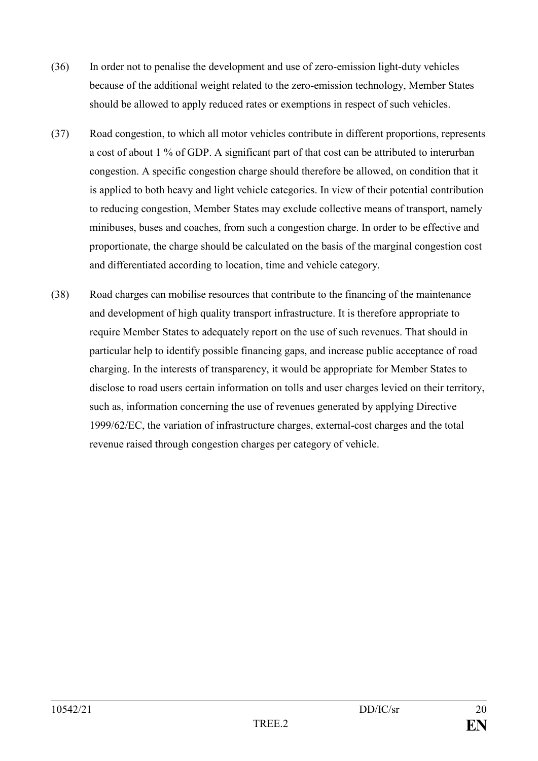(36) In order not to penalise the development and use of zero-emission light-duty vehicles because of the additional weight related to the zero-emission technology, Member States should be allowed to apply reduced rates or exemptions in respect of such vehicles.

(37) Road congestion, to which all motor vehicles contribute in different proportions, represents a cost of about 1 % of GDP. A significant part of that cost can be attributed to interurban congestion. A specific congestion charge should therefore be allowed, on condition that it is applied to both heavy and light vehicle categories. In view of their potential contribution to reducing congestion, Member States may exclude collective means of transport, namely minibuses, buses and coaches, from such a congestion charge. In order to be effective and proportionate, the charge should be calculated on the basis of the marginal congestion cost and differentiated according to location, time and vehicle category.

(38) Road charges can mobilise resources that contribute to the financing of the maintenance and development of high quality transport infrastructure. It is therefore appropriate to require Member States to adequately report on the use of such revenues. That should in particular help to identify possible financing gaps, and increase public acceptance of road charging. In the interests of transparency, it would be appropriate for Member States to disclose to road users certain information on tolls and user charges levied on their territory, such as, information concerning the use of revenues generated by applying Directive 1999/62/EC, the variation of infrastructure charges, external-cost charges and the total revenue raised through congestion charges per category of vehicle.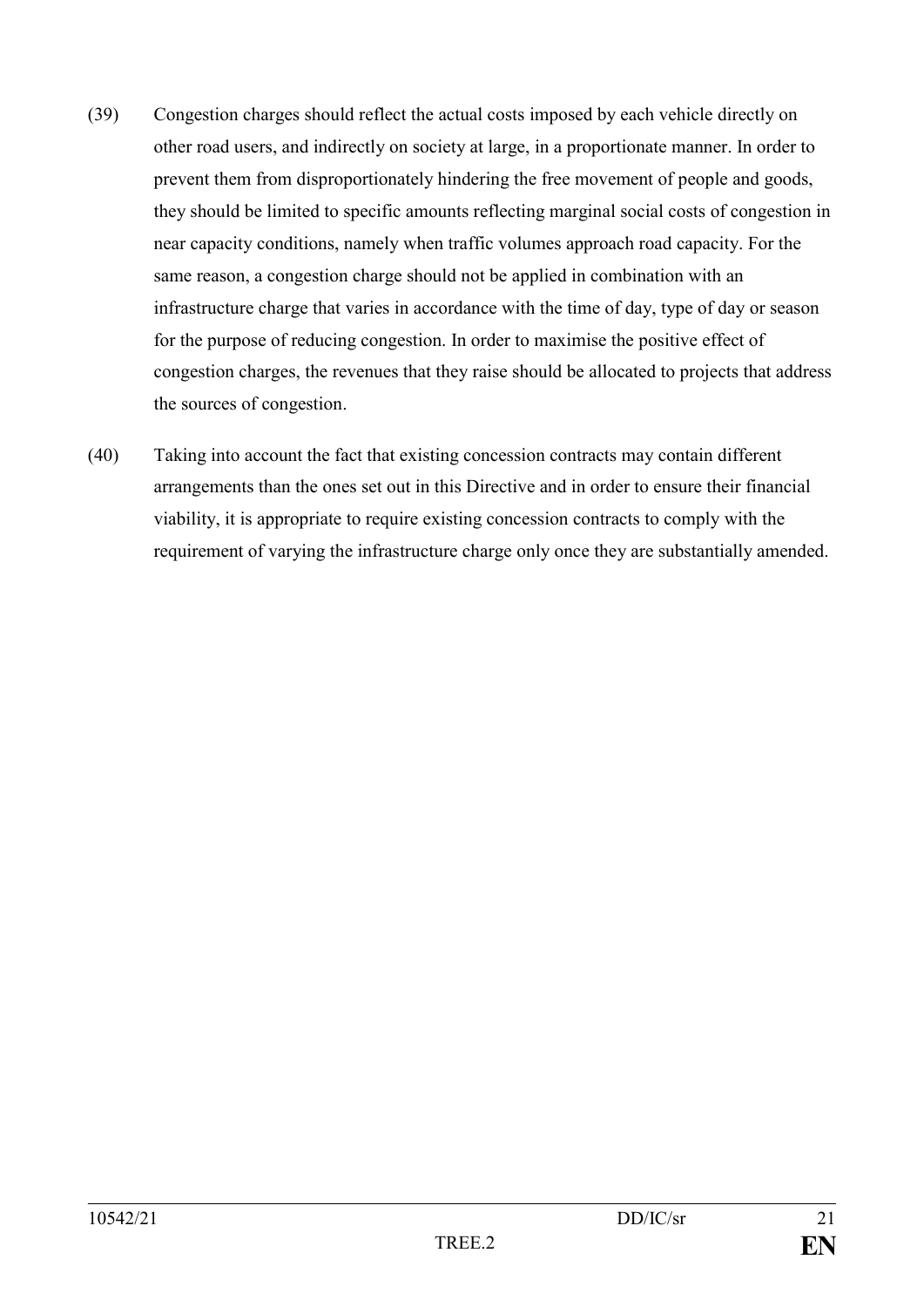(39) Congestion charges should reflect the actual costs imposed by each vehicle directly on other road users, and indirectly on society at large, in a proportionate manner. In order to prevent them from disproportionately hindering the free movement of people and goods, they should be limited to specific amounts reflecting marginal social costs of congestion in near capacity conditions, namely when traffic volumes approach road capacity. For the same reason, a congestion charge should not be applied in combination with an infrastructure charge that varies in accordance with the time of day, type of day or season for the purpose of reducing congestion. In order to maximise the positive effect of congestion charges, the revenues that they raise should be allocated to projects that address the sources of congestion.

(40) Taking into account the fact that existing concession contracts may contain different arrangements than the ones set out in this Directive and in order to ensure their financial viability, it is appropriate to require existing concession contracts to comply with the requirement of varying the infrastructure charge only once they are substantially amended.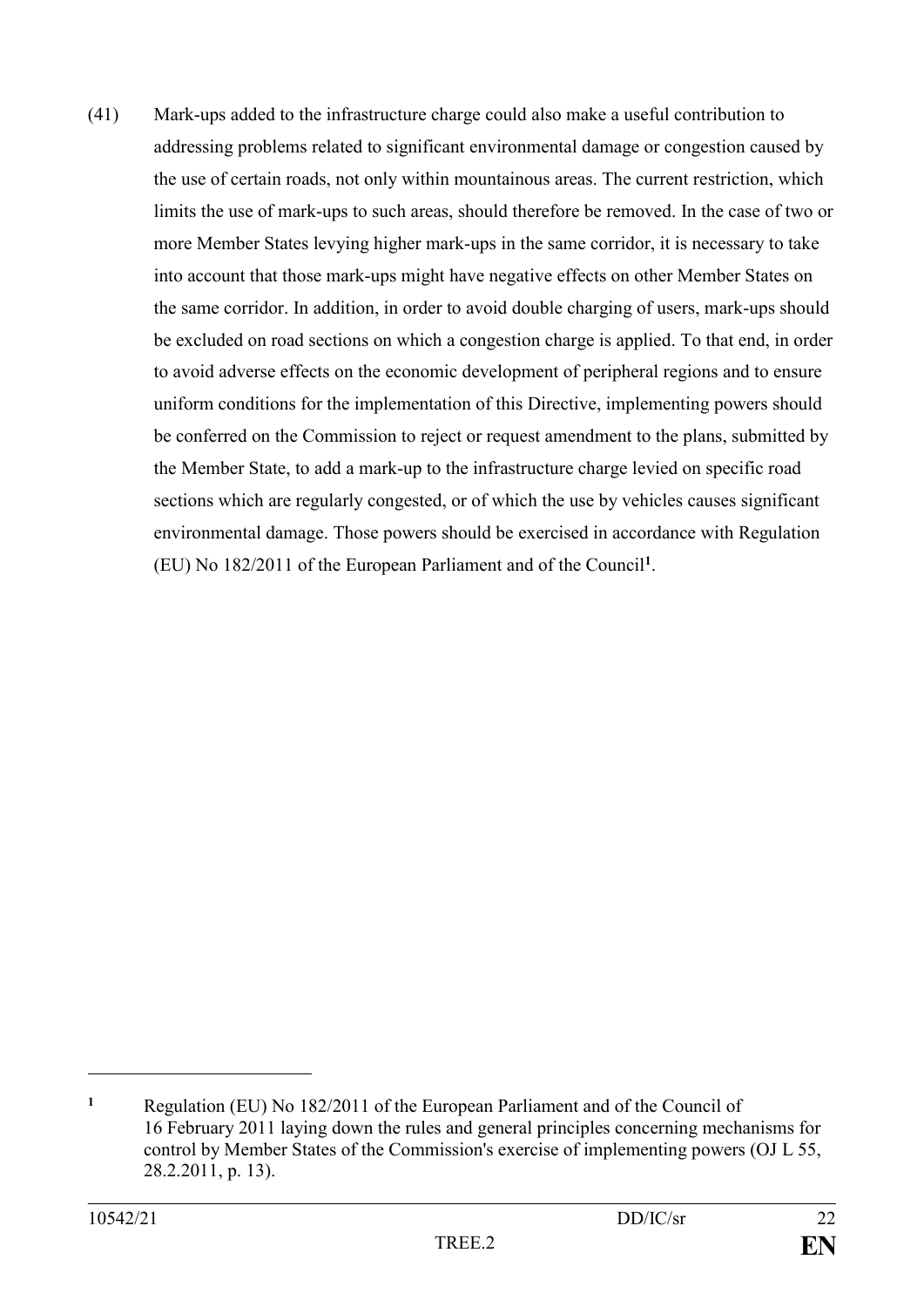(41) Mark-ups added to the infrastructure charge could also make a useful contribution to addressing problems related to significant environmental damage or congestion caused by the use of certain roads, not only within mountainous areas. The current restriction, which limits the use of mark-ups to such areas, should therefore be removed. In the case of two or more Member States levying higher mark-ups in the same corridor, it is necessary to take into account that those mark-ups might have negative effects on other Member States on the same corridor. In addition, in order to avoid double charging of users, mark-ups should be excluded on road sections on which a congestion charge is applied. To that end, in order to avoid adverse effects on the economic development of peripheral regions and to ensure uniform conditions for the implementation of this Directive, implementing powers should be conferred on the Commission to reject or request amendment to the plans, submitted by the Member State, to add a mark-up to the infrastructure charge levied on specific road sections which are regularly congested, or of which the use by vehicles causes significant environmental damage. Those powers should be exercised in accordance with Regulation (EU) No 182/2011 of the European Parliament and of the Council[1].

---

[1] Regulation (EU) No 182/2011 of the European Parliament and of the Council of 16 February 2011 laying down the rules and general principles concerning mechanisms for control by Member States of the Commission's exercise of implementing powers (OJ L 55, 28.2.2011, p. 13).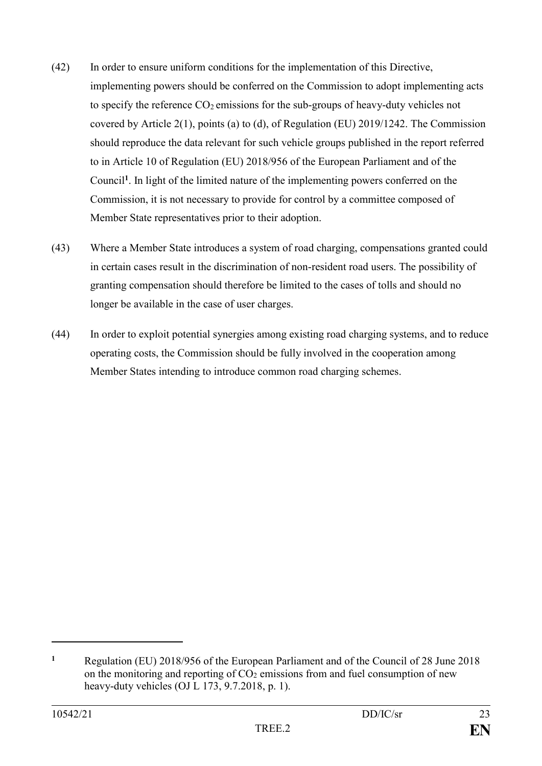(42) In order to ensure uniform conditions for the implementation of this Directive, implementing powers should be conferred on the Commission to adopt implementing acts to specify the reference $CO_2$ emissions for the sub-groups of heavy-duty vehicles not covered by Article 2(1), points (a) to (d), of Regulation (EU) 2019/1242. The Commission should reproduce the data relevant for such vehicle groups published in the report referred to in Article 10 of Regulation (EU) 2018/956 of the European Parliament and of the Council[1]. In light of the limited nature of the implementing powers conferred on the Commission, it is not necessary to provide for control by a committee composed of Member State representatives prior to their adoption.

(43) Where a Member State introduces a system of road charging, compensations granted could in certain cases result in the discrimination of non-resident road users. The possibility of granting compensation should therefore be limited to the cases of tolls and should no longer be available in the case of user charges.

(44) In order to exploit potential synergies among existing road charging systems, and to reduce operating costs, the Commission should be fully involved in the cooperation among Member States intending to introduce common road charging schemes.

---

[1] Regulation (EU) 2018/956 of the European Parliament and of the Council of 28 June 2018 on the monitoring and reporting of $CO_2$ emissions from and fuel consumption of new heavy-duty vehicles (OJ L 173, 9.7.2018, p. 1).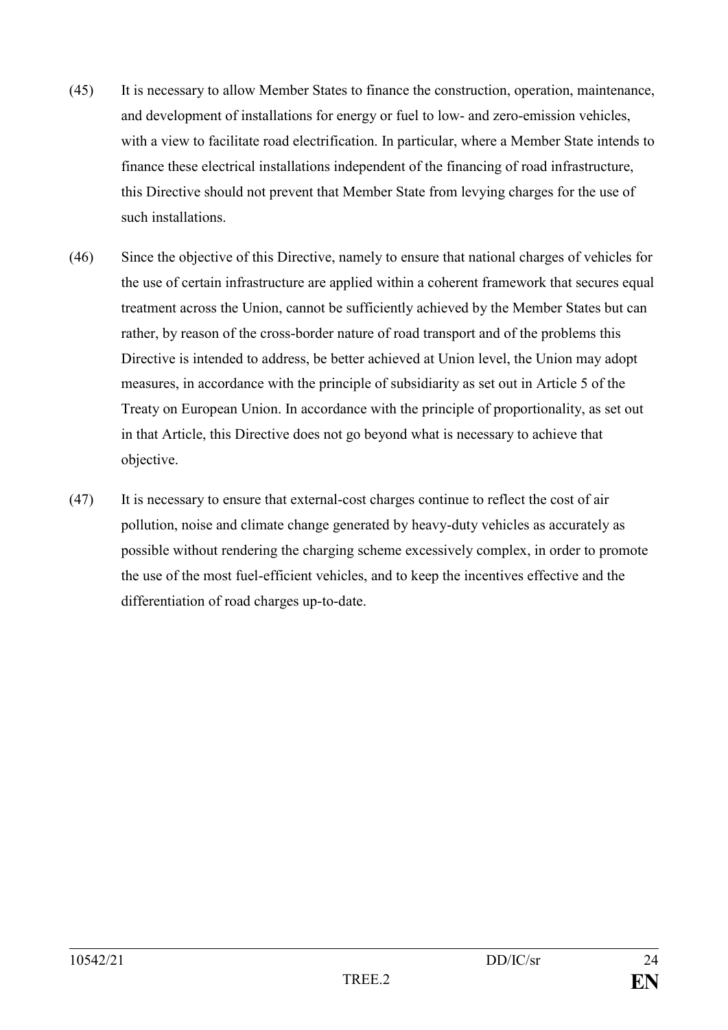(45) It is necessary to allow Member States to finance the construction, operation, maintenance, and development of installations for energy or fuel to low- and zero-emission vehicles, with a view to facilitate road electrification. In particular, where a Member State intends to finance these electrical installations independent of the financing of road infrastructure, this Directive should not prevent that Member State from levying charges for the use of such installations.

(46) Since the objective of this Directive, namely to ensure that national charges of vehicles for the use of certain infrastructure are applied within a coherent framework that secures equal treatment across the Union, cannot be sufficiently achieved by the Member States but can rather, by reason of the cross-border nature of road transport and of the problems this Directive is intended to address, be better achieved at Union level, the Union may adopt measures, in accordance with the principle of subsidiarity as set out in Article 5 of the Treaty on European Union. In accordance with the principle of proportionality, as set out in that Article, this Directive does not go beyond what is necessary to achieve that objective.

(47) It is necessary to ensure that external-cost charges continue to reflect the cost of air pollution, noise and climate change generated by heavy-duty vehicles as accurately as possible without rendering the charging scheme excessively complex, in order to promote the use of the most fuel-efficient vehicles, and to keep the incentives effective and the differentiation of road charges up-to-date.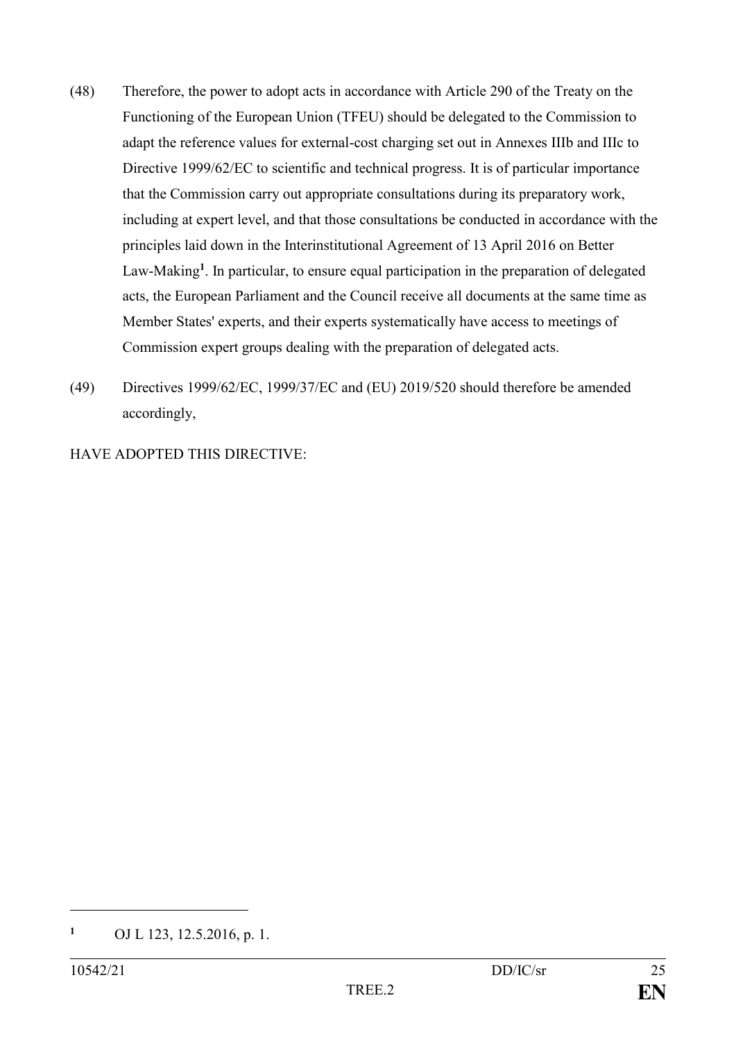(48) Therefore, the power to adopt acts in accordance with Article 290 of the Treaty on the Functioning of the European Union (TFEU) should be delegated to the Commission to adapt the reference values for external-cost charging set out in Annexes IIIb and IIIc to Directive 1999/62/EC to scientific and technical progress. It is of particular importance that the Commission carry out appropriate consultations during its preparatory work, including at expert level, and that those consultations be conducted in accordance with the principles laid down in the Interinstitutional Agreement of 13 April 2016 on Better Law-Making[1]. In particular, to ensure equal participation in the preparation of delegated acts, the European Parliament and the Council receive all documents at the same time as Member States' experts, and their experts systematically have access to meetings of Commission expert groups dealing with the preparation of delegated acts.

(49) Directives 1999/62/EC, 1999/37/EC and (EU) 2019/520 should therefore be amended accordingly,

HAVE ADOPTED THIS DIRECTIVE:

---

[1] OJ L 123, 12.5.2016, p. 1.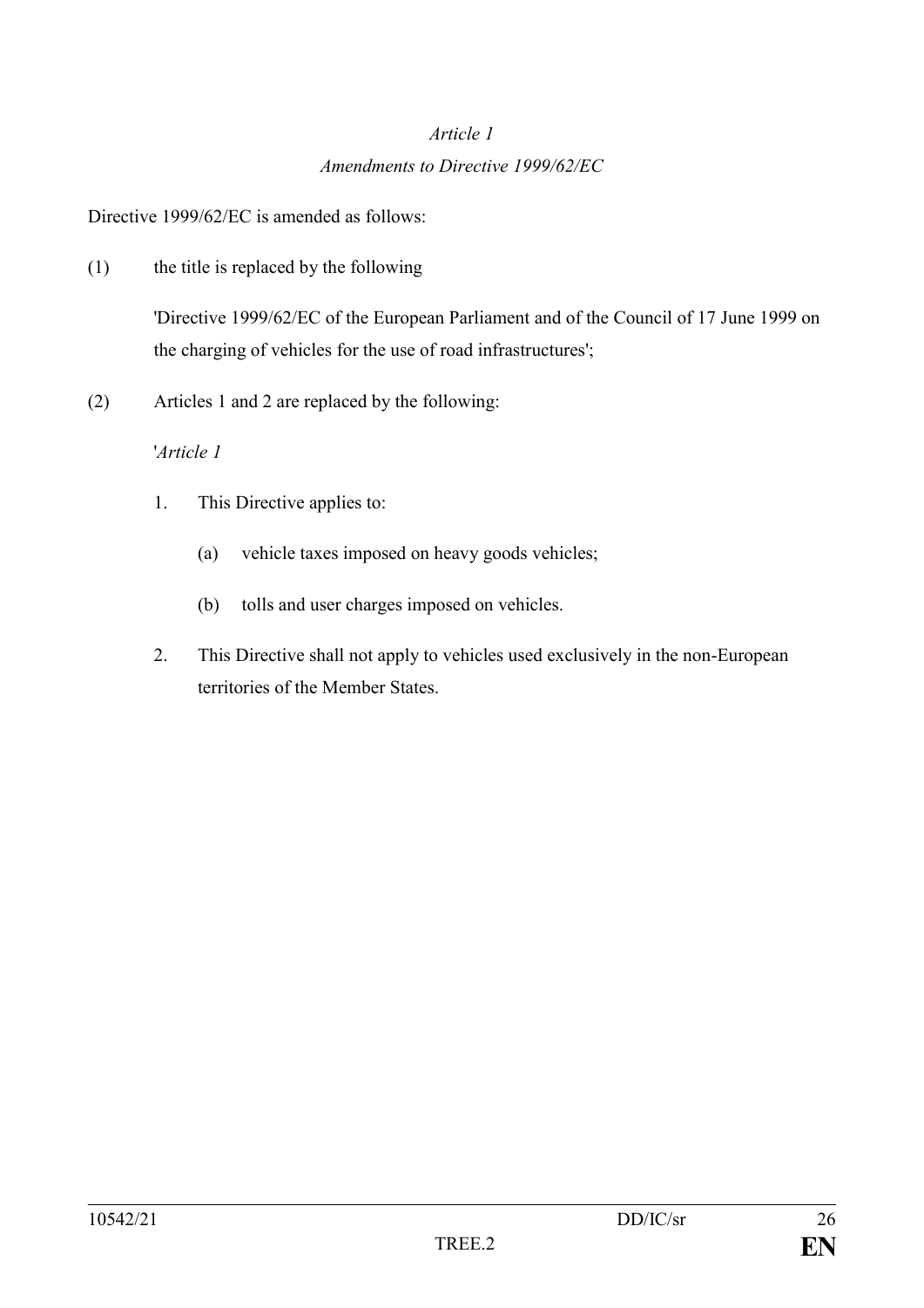*Article 1*

*Amendments to Directive 1999/62/EC*

Directive 1999/62/EC is amended as follows:

(1) the title is replaced by the following

'Directive 1999/62/EC of the European Parliament and of the Council of 17 June 1999 on the charging of vehicles for the use of road infrastructures';

(2) Articles 1 and 2 are replaced by the following:

'*Article 1*

1. This Directive applies to:

   (a) vehicle taxes imposed on heavy goods vehicles;

   (b) tolls and user charges imposed on vehicles.

2. This Directive shall not apply to vehicles used exclusively in the non-European territories of the Member States.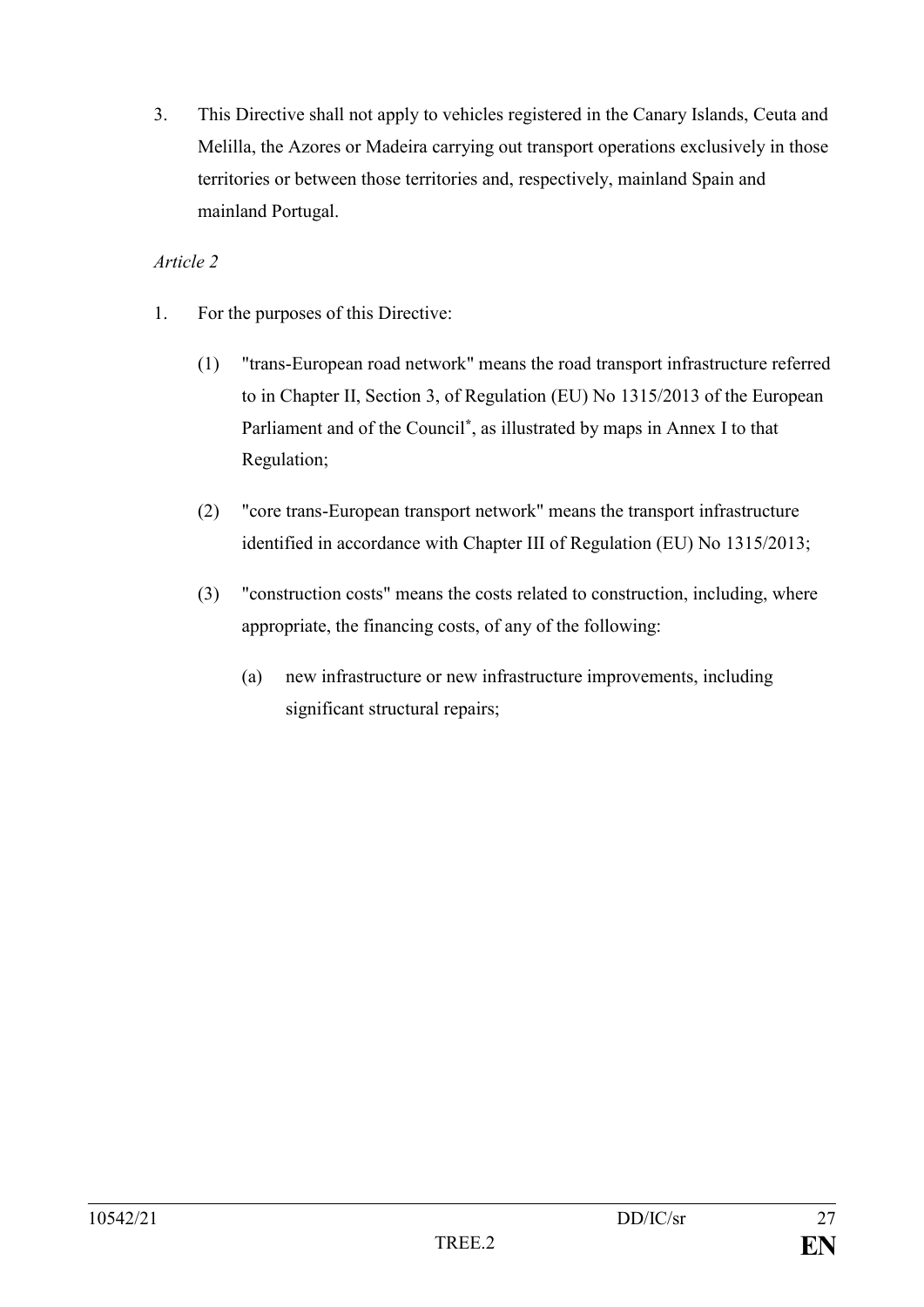3. This Directive shall not apply to vehicles registered in the Canary Islands, Ceuta and Melilla, the Azores or Madeira carrying out transport operations exclusively in those territories or between those territories and, respectively, mainland Spain and mainland Portugal.

*Article 2*

1. For the purposes of this Directive:

   (1) "trans-European road network" means the road transport infrastructure referred to in Chapter II, Section 3, of Regulation (EU) No 1315/2013 of the European Parliament and of the Council[*], as illustrated by maps in Annex I to that Regulation;

   (2) "core trans-European transport network" means the transport infrastructure identified in accordance with Chapter III of Regulation (EU) No 1315/2013;

   (3) "construction costs" means the costs related to construction, including, where appropriate, the financing costs, of any of the following:

      (a) new infrastructure or new infrastructure improvements, including significant structural repairs;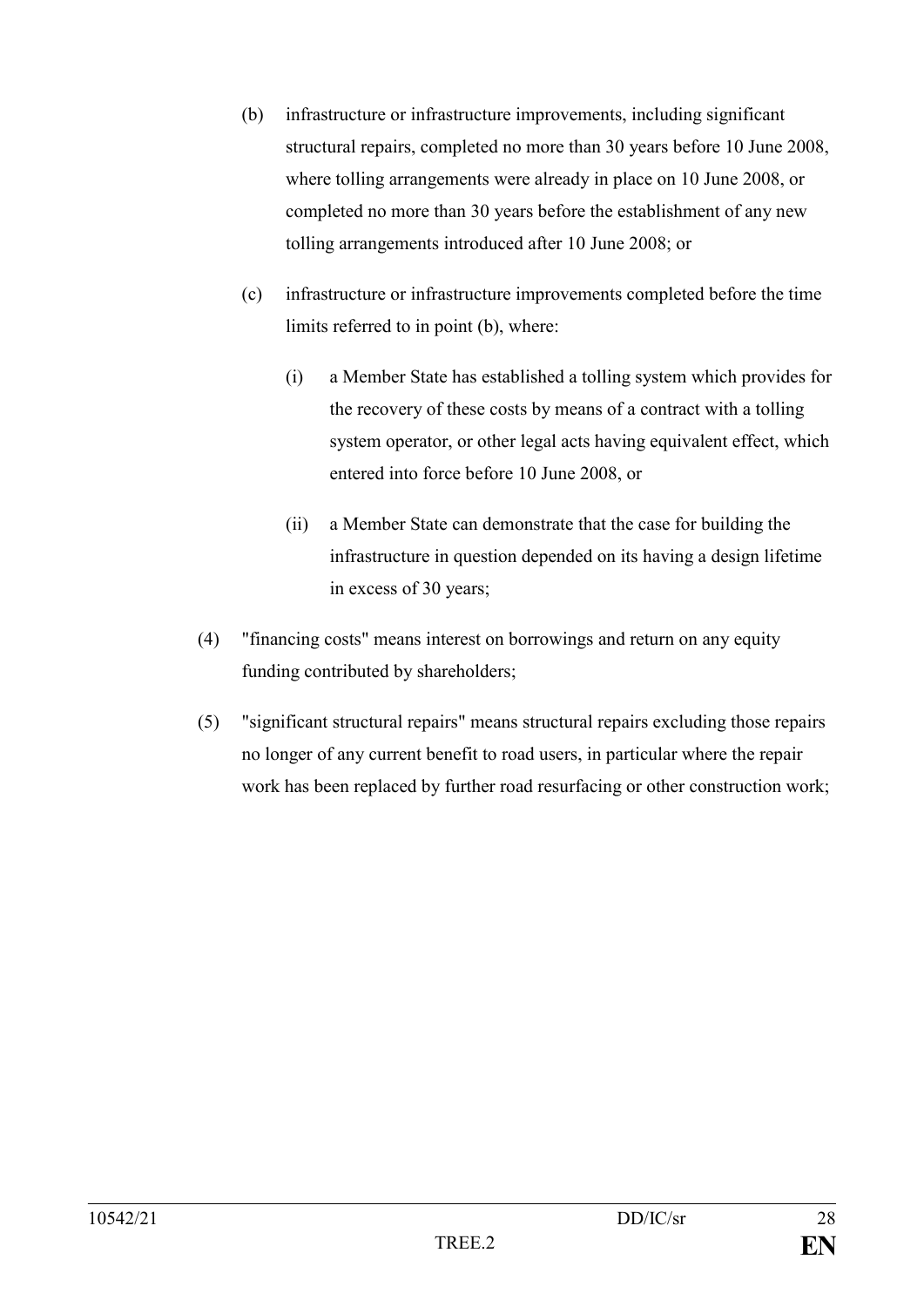(b) infrastructure or infrastructure improvements, including significant structural repairs, completed no more than 30 years before 10 June 2008, where tolling arrangements were already in place on 10 June 2008, or completed no more than 30 years before the establishment of any new tolling arrangements introduced after 10 June 2008; or

(c) infrastructure or infrastructure improvements completed before the time limits referred to in point (b), where:

   (i) a Member State has established a tolling system which provides for the recovery of these costs by means of a contract with a tolling system operator, or other legal acts having equivalent effect, which entered into force before 10 June 2008, or

   (ii) a Member State can demonstrate that the case for building the infrastructure in question depended on its having a design lifetime in excess of 30 years;

(4) "financing costs" means interest on borrowings and return on any equity funding contributed by shareholders;

(5) "significant structural repairs" means structural repairs excluding those repairs no longer of any current benefit to road users, in particular where the repair work has been replaced by further road resurfacing or other construction work;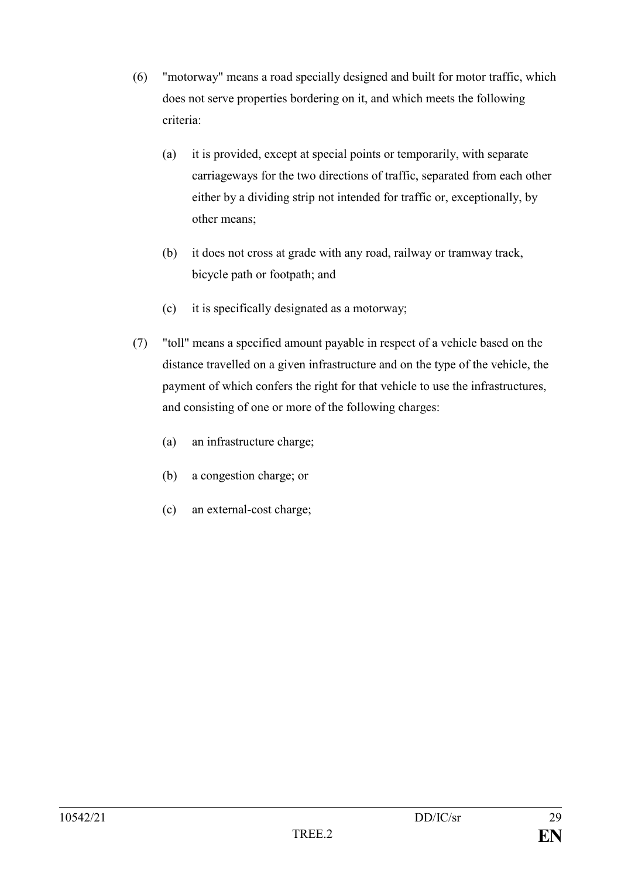(6) "motorway" means a road specially designed and built for motor traffic, which does not serve properties bordering on it, and which meets the following criteria:

  (a) it is provided, except at special points or temporarily, with separate carriageways for the two directions of traffic, separated from each other either by a dividing strip not intended for traffic or, exceptionally, by other means;

  (b) it does not cross at grade with any road, railway or tramway track, bicycle path or footpath; and

  (c) it is specifically designated as a motorway;

(7) "toll" means a specified amount payable in respect of a vehicle based on the distance travelled on a given infrastructure and on the type of the vehicle, the payment of which confers the right for that vehicle to use the infrastructures, and consisting of one or more of the following charges:

  (a) an infrastructure charge;

  (b) a congestion charge; or

  (c) an external-cost charge;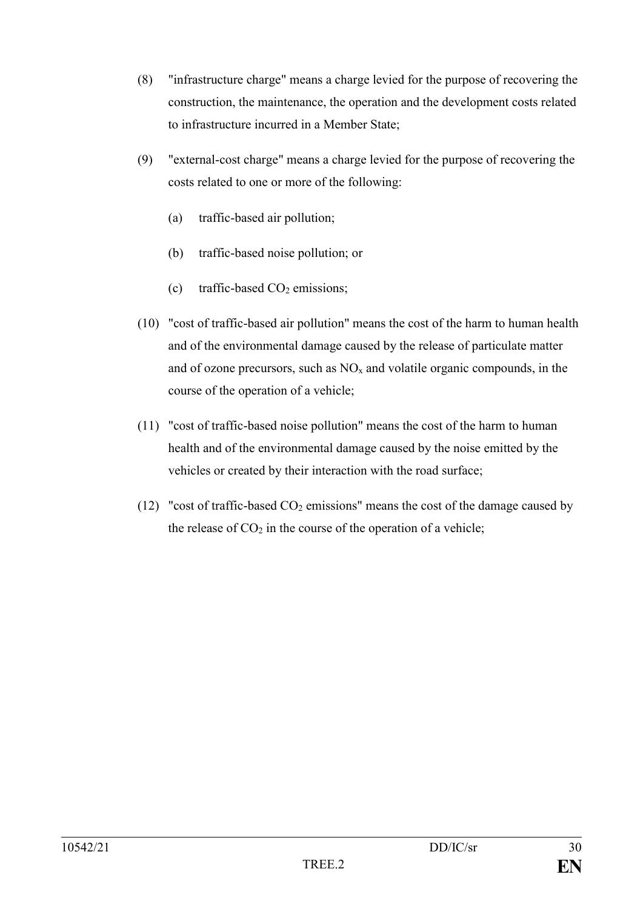(8) "infrastructure charge" means a charge levied for the purpose of recovering the construction, the maintenance, the operation and the development costs related to infrastructure incurred in a Member State;

(9) "external-cost charge" means a charge levied for the purpose of recovering the costs related to one or more of the following:

   (a) traffic-based air pollution;

   (b) traffic-based noise pollution; or

   (c) traffic-based $CO_2$ emissions;

(10) "cost of traffic-based air pollution" means the cost of the harm to human health and of the environmental damage caused by the release of particulate matter and of ozone precursors, such as $NO_x$ and volatile organic compounds, in the course of the operation of a vehicle;

(11) "cost of traffic-based noise pollution" means the cost of the harm to human health and of the environmental damage caused by the noise emitted by the vehicles or created by their interaction with the road surface;

(12) "cost of traffic-based $CO_2$ emissions" means the cost of the damage caused by the release of $CO_2$ in the course of the operation of a vehicle;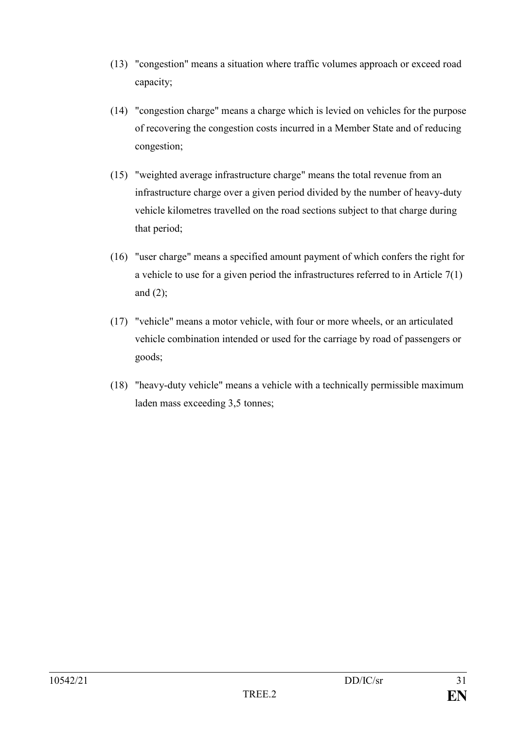(13) "congestion" means a situation where traffic volumes approach or exceed road capacity;

(14) "congestion charge" means a charge which is levied on vehicles for the purpose of recovering the congestion costs incurred in a Member State and of reducing congestion;

(15) "weighted average infrastructure charge" means the total revenue from an infrastructure charge over a given period divided by the number of heavy-duty vehicle kilometres travelled on the road sections subject to that charge during that period;

(16) "user charge" means a specified amount payment of which confers the right for a vehicle to use for a given period the infrastructures referred to in Article 7(1) and (2);

(17) "vehicle" means a motor vehicle, with four or more wheels, or an articulated vehicle combination intended or used for the carriage by road of passengers or goods;

(18) "heavy-duty vehicle" means a vehicle with a technically permissible maximum laden mass exceeding 3,5 tonnes;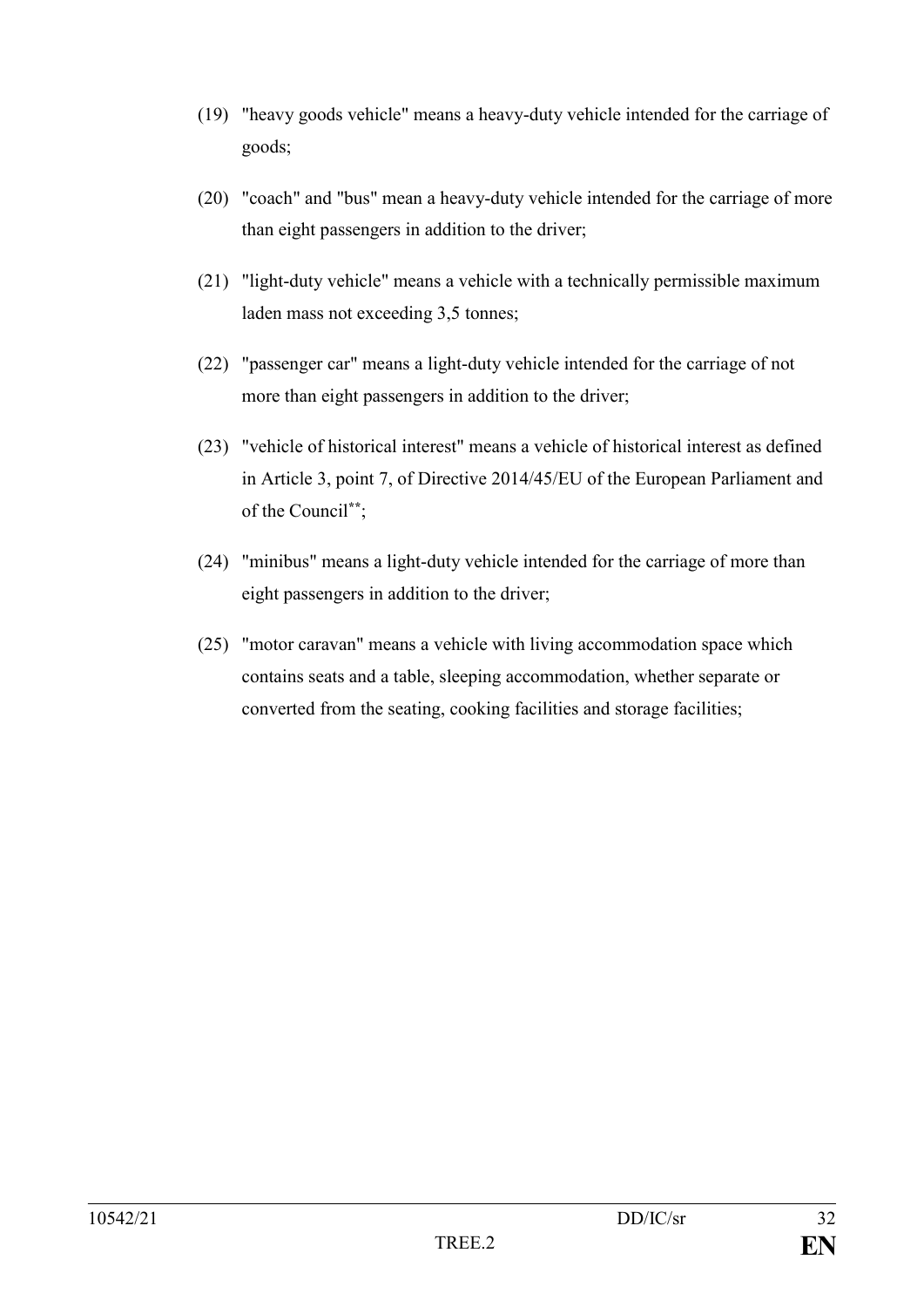(19) "heavy goods vehicle" means a heavy-duty vehicle intended for the carriage of goods;

(20) "coach" and "bus" mean a heavy-duty vehicle intended for the carriage of more than eight passengers in addition to the driver;

(21) "light-duty vehicle" means a vehicle with a technically permissible maximum laden mass not exceeding 3,5 tonnes;

(22) "passenger car" means a light-duty vehicle intended for the carriage of not more than eight passengers in addition to the driver;

(23) "vehicle of historical interest" means a vehicle of historical interest as defined in Article 3, point 7, of Directive 2014/45/EU of the European Parliament and of the Council[**];

(24) "minibus" means a light-duty vehicle intended for the carriage of more than eight passengers in addition to the driver;

(25) "motor caravan" means a vehicle with living accommodation space which contains seats and a table, sleeping accommodation, whether separate or converted from the seating, cooking facilities and storage facilities;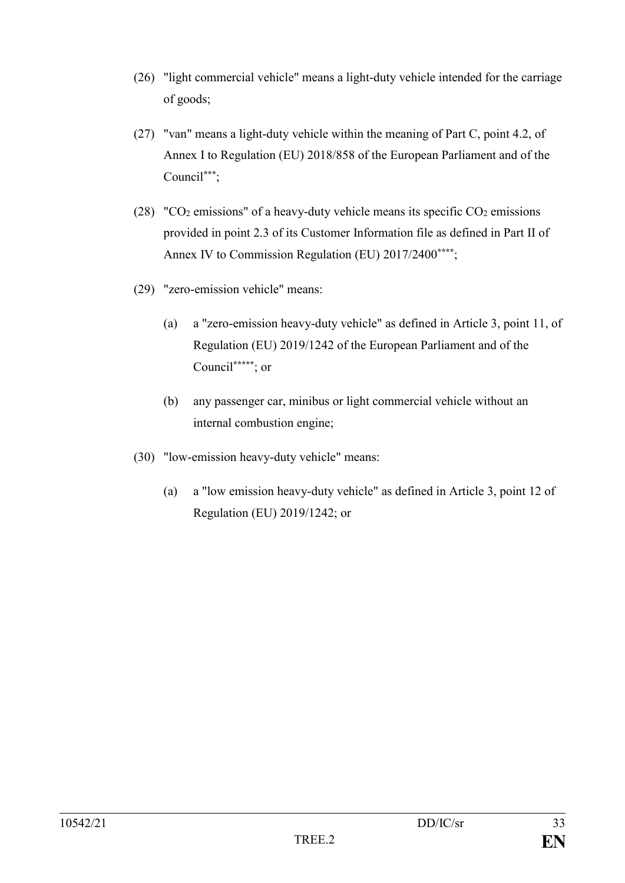(26) "light commercial vehicle" means a light-duty vehicle intended for the carriage of goods;

(27) "van" means a light-duty vehicle within the meaning of Part C, point 4.2, of Annex I to Regulation (EU) 2018/858 of the European Parliament and of the Council[***];

(28) "$CO_2$ emissions" of a heavy-duty vehicle means its specific $CO_2$ emissions provided in point 2.3 of its Customer Information file as defined in Part II of Annex IV to Commission Regulation (EU) 2017/2400[****];

(29) "zero-emission vehicle" means:

   (a) a "zero-emission heavy-duty vehicle" as defined in Article 3, point 11, of Regulation (EU) 2019/1242 of the European Parliament and of the Council[*****]; or

   (b) any passenger car, minibus or light commercial vehicle without an internal combustion engine;

(30) "low-emission heavy-duty vehicle" means:

   (a) a "low emission heavy-duty vehicle" as defined in Article 3, point 12 of Regulation (EU) 2019/1242; or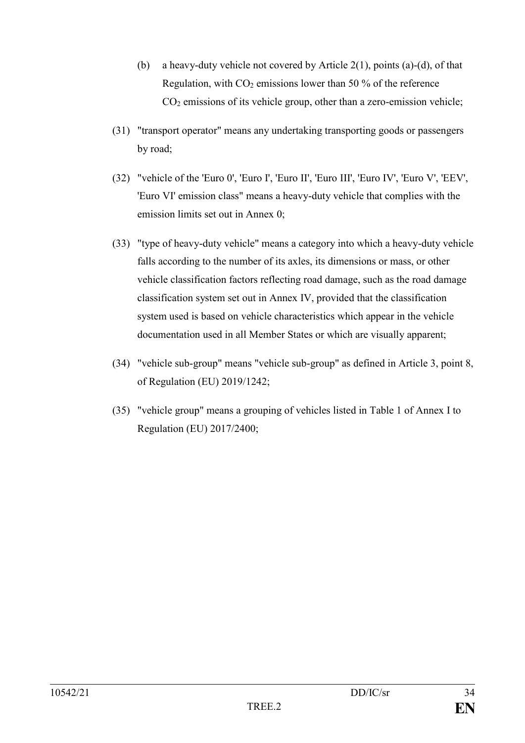(b) a heavy-duty vehicle not covered by Article 2(1), points (a)-(d), of that Regulation, with $CO_2$ emissions lower than 50 % of the reference $CO_2$ emissions of its vehicle group, other than a zero-emission vehicle;

(31) "transport operator" means any undertaking transporting goods or passengers by road;

(32) "vehicle of the 'Euro 0', 'Euro I', 'Euro II', 'Euro III', 'Euro IV', 'Euro V', 'EEV', 'Euro VI' emission class" means a heavy-duty vehicle that complies with the emission limits set out in Annex 0;

(33) "type of heavy-duty vehicle" means a category into which a heavy-duty vehicle falls according to the number of its axles, its dimensions or mass, or other vehicle classification factors reflecting road damage, such as the road damage classification system set out in Annex IV, provided that the classification system used is based on vehicle characteristics which appear in the vehicle documentation used in all Member States or which are visually apparent;

(34) "vehicle sub-group" means "vehicle sub-group" as defined in Article 3, point 8, of Regulation (EU) 2019/1242;

(35) "vehicle group" means a grouping of vehicles listed in Table 1 of Annex I to Regulation (EU) 2017/2400;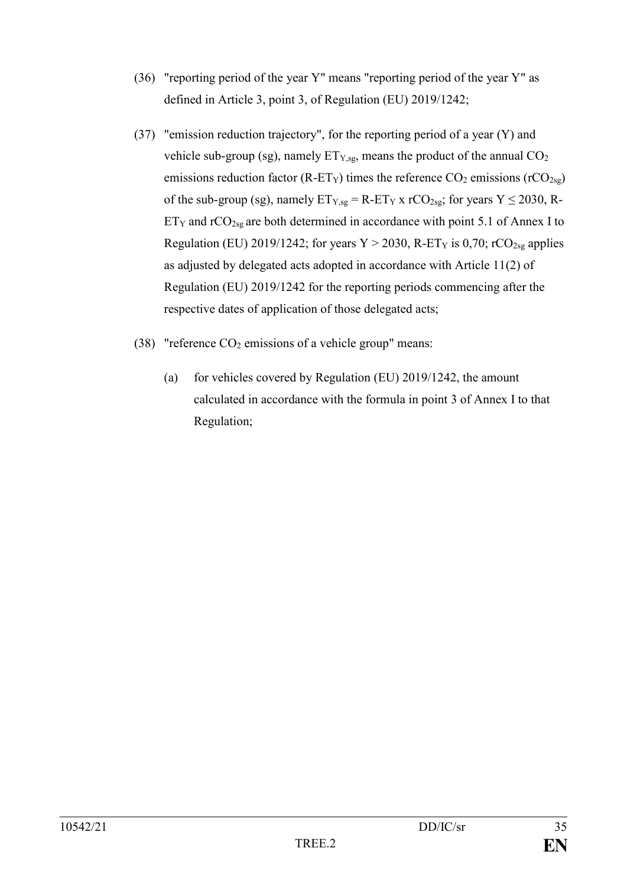(36) "reporting period of the year Y" means "reporting period of the year Y" as defined in Article 3, point 3, of Regulation (EU) 2019/1242;

(37) "emission reduction trajectory", for the reporting period of a year (Y) and vehicle sub-group (sg), namely $ET_{Y,sg}$, means the product of the annual $CO_2$ emissions reduction factor ($R\text{-}ET_Y$) times the reference $CO_2$ emissions ($rCO_{2sg}$) of the sub-group (sg), namely $ET_{Y,sg} = R\text{-}ET_Y \times rCO_{2sg}$; for years $Y \leq 2030$, $R\text{-}ET_Y$ and $rCO_{2sg}$ are both determined in accordance with point 5.1 of Annex I to Regulation (EU) 2019/1242; for years $Y > 2030$, $R\text{-}ET_Y$ is 0,70; $rCO_{2sg}$ applies as adjusted by delegated acts adopted in accordance with Article 11(2) of Regulation (EU) 2019/1242 for the reporting periods commencing after the respective dates of application of those delegated acts;

(38) "reference $CO_2$ emissions of a vehicle group" means:

(a) for vehicles covered by Regulation (EU) 2019/1242, the amount calculated in accordance with the formula in point 3 of Annex I to that Regulation;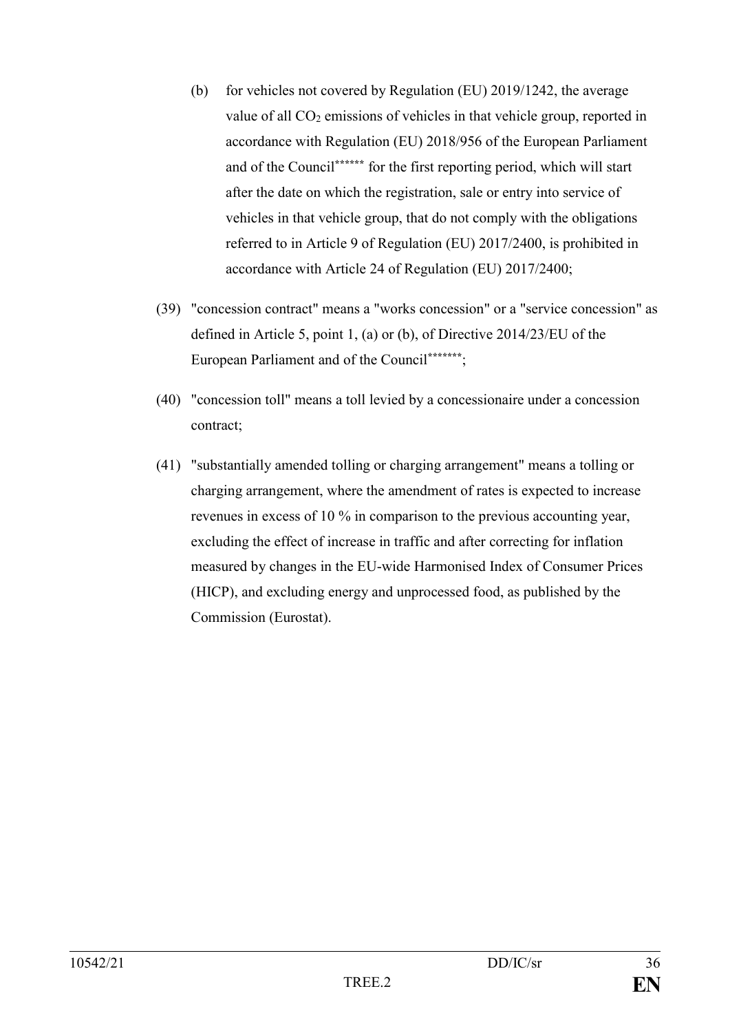(b) for vehicles not covered by Regulation (EU) 2019/1242, the average value of all $CO_2$ emissions of vehicles in that vehicle group, reported in accordance with Regulation (EU) 2018/956 of the European Parliament and of the Council[******] for the first reporting period, which will start after the date on which the registration, sale or entry into service of vehicles in that vehicle group, that do not comply with the obligations referred to in Article 9 of Regulation (EU) 2017/2400, is prohibited in accordance with Article 24 of Regulation (EU) 2017/2400;

(39) "concession contract" means a "works concession" or a "service concession" as defined in Article 5, point 1, (a) or (b), of Directive 2014/23/EU of the European Parliament and of the Council[*******];

(40) "concession toll" means a toll levied by a concessionaire under a concession contract;

(41) "substantially amended tolling or charging arrangement" means a tolling or charging arrangement, where the amendment of rates is expected to increase revenues in excess of 10 % in comparison to the previous accounting year, excluding the effect of increase in traffic and after correcting for inflation measured by changes in the EU-wide Harmonised Index of Consumer Prices (HICP), and excluding energy and unprocessed food, as published by the Commission (Eurostat).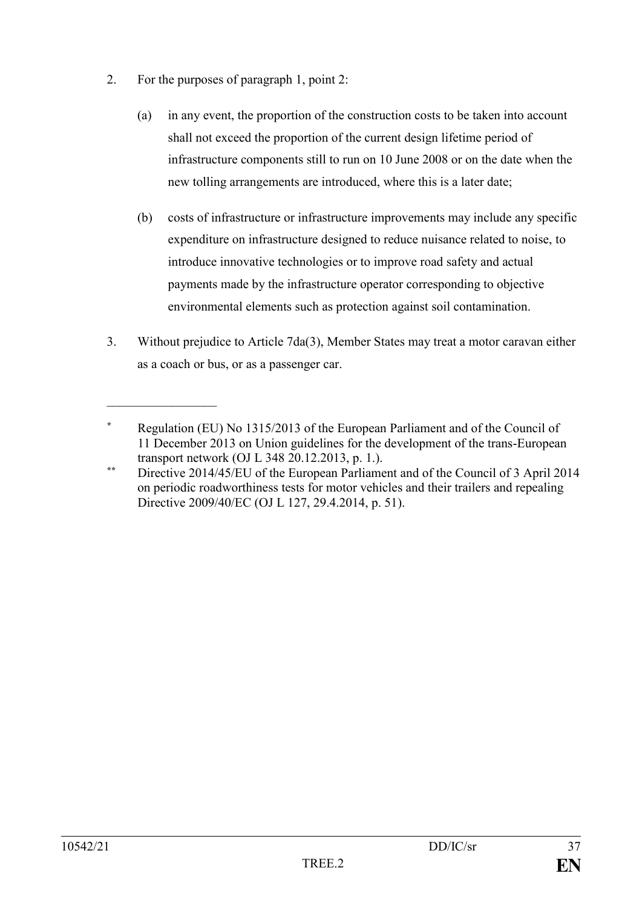2. For the purposes of paragraph 1, point 2:

   (a) in any event, the proportion of the construction costs to be taken into account shall not exceed the proportion of the current design lifetime period of infrastructure components still to run on 10 June 2008 or on the date when the new tolling arrangements are introduced, where this is a later date;

   (b) costs of infrastructure or infrastructure improvements may include any specific expenditure on infrastructure designed to reduce nuisance related to noise, to introduce innovative technologies or to improve road safety and actual payments made by the infrastructure operator corresponding to objective environmental elements such as protection against soil contamination.

3. Without prejudice to Article 7da(3), Member States may treat a motor caravan either as a coach or bus, or as a passenger car.

---

\* Regulation (EU) No 1315/2013 of the European Parliament and of the Council of 11 December 2013 on Union guidelines for the development of the trans-European transport network (OJ L 348 20.12.2013, p. 1.).

\*\* Directive 2014/45/EU of the European Parliament and of the Council of 3 April 2014 on periodic roadworthiness tests for motor vehicles and their trailers and repealing Directive 2009/40/EC (OJ L 127, 29.4.2014, p. 51).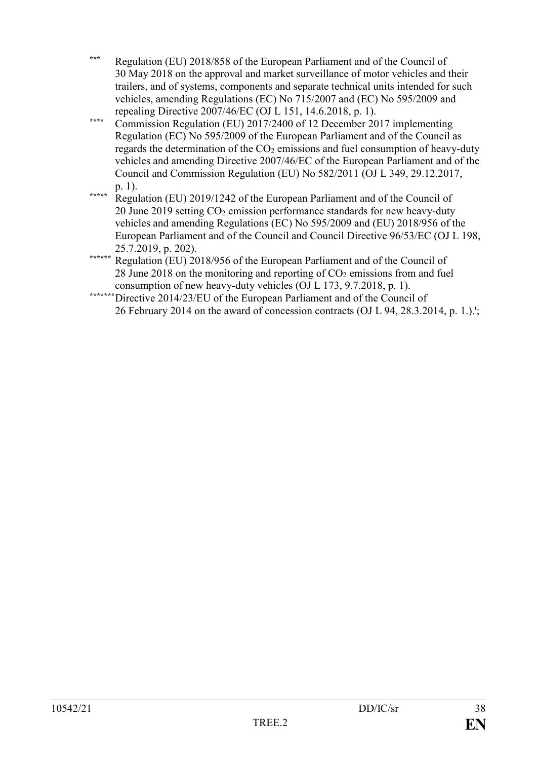*** Regulation (EU) 2018/858 of the European Parliament and of the Council of 30 May 2018 on the approval and market surveillance of motor vehicles and their trailers, and of systems, components and separate technical units intended for such vehicles, amending Regulations (EC) No 715/2007 and (EC) No 595/2009 and repealing Directive 2007/46/EC (OJ L 151, 14.6.2018, p. 1).

**** Commission Regulation (EU) 2017/2400 of 12 December 2017 implementing Regulation (EC) No 595/2009 of the European Parliament and of the Council as regards the determination of the $CO_2$ emissions and fuel consumption of heavy-duty vehicles and amending Directive 2007/46/EC of the European Parliament and of the Council and Commission Regulation (EU) No 582/2011 (OJ L 349, 29.12.2017, p. 1).

***** Regulation (EU) 2019/1242 of the European Parliament and of the Council of 20 June 2019 setting $CO_2$ emission performance standards for new heavy-duty vehicles and amending Regulations (EC) No 595/2009 and (EU) 2018/956 of the European Parliament and of the Council and Council Directive 96/53/EC (OJ L 198, 25.7.2019, p. 202).

****** Regulation (EU) 2018/956 of the European Parliament and of the Council of 28 June 2018 on the monitoring and reporting of $CO_2$ emissions from and fuel consumption of new heavy-duty vehicles (OJ L 173, 9.7.2018, p. 1).

******* Directive 2014/23/EU of the European Parliament and of the Council of 26 February 2014 on the award of concession contracts (OJ L 94, 28.3.2014, p. 1.).';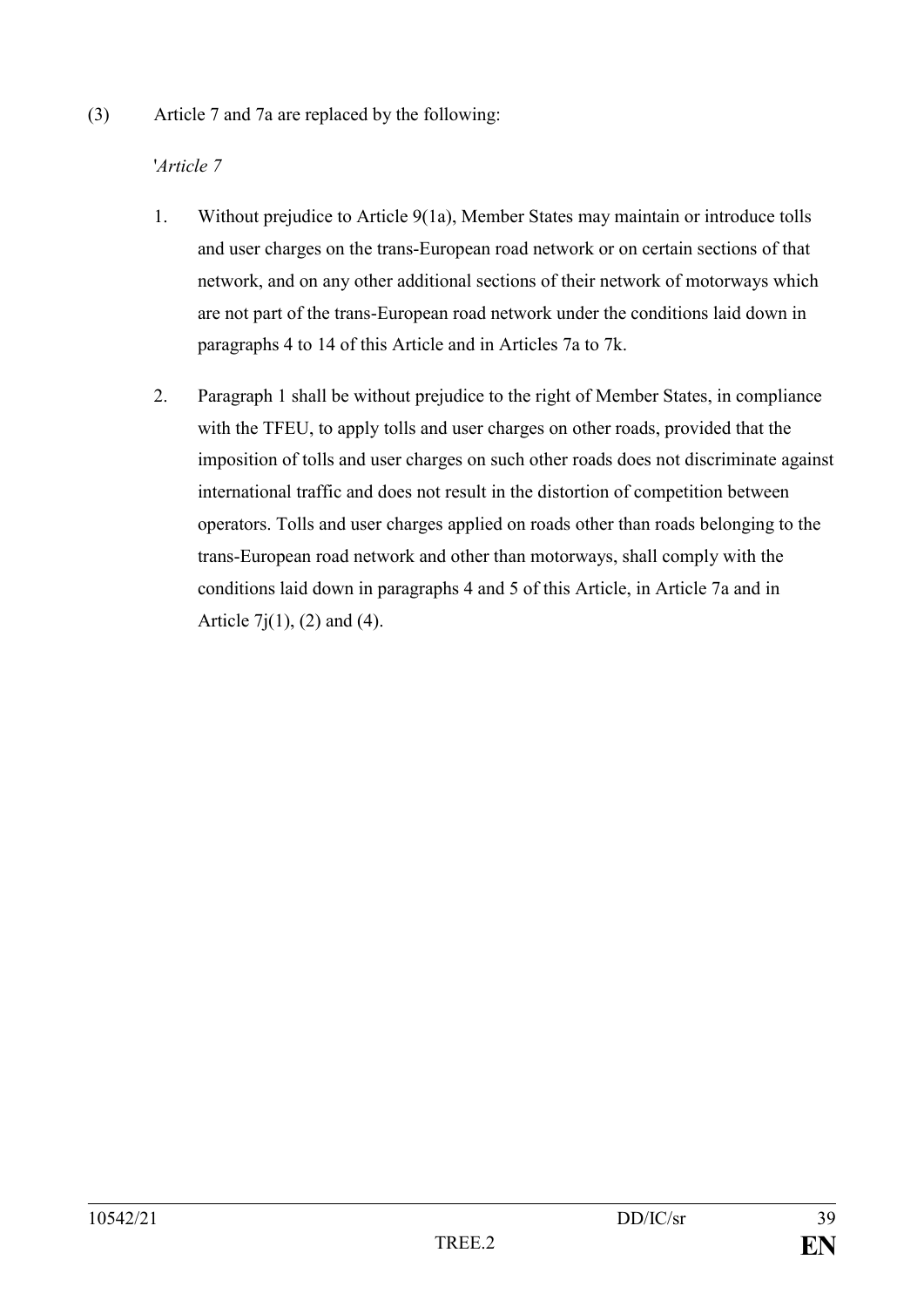(3) Article 7 and 7a are replaced by the following:

'*Article 7*

1. Without prejudice to Article 9(1a), Member States may maintain or introduce tolls and user charges on the trans-European road network or on certain sections of that network, and on any other additional sections of their network of motorways which are not part of the trans-European road network under the conditions laid down in paragraphs 4 to 14 of this Article and in Articles 7a to 7k.

2. Paragraph 1 shall be without prejudice to the right of Member States, in compliance with the TFEU, to apply tolls and user charges on other roads, provided that the imposition of tolls and user charges on such other roads does not discriminate against international traffic and does not result in the distortion of competition between operators. Tolls and user charges applied on roads other than roads belonging to the trans-European road network and other than motorways, shall comply with the conditions laid down in paragraphs 4 and 5 of this Article, in Article 7a and in Article 7j(1), (2) and (4).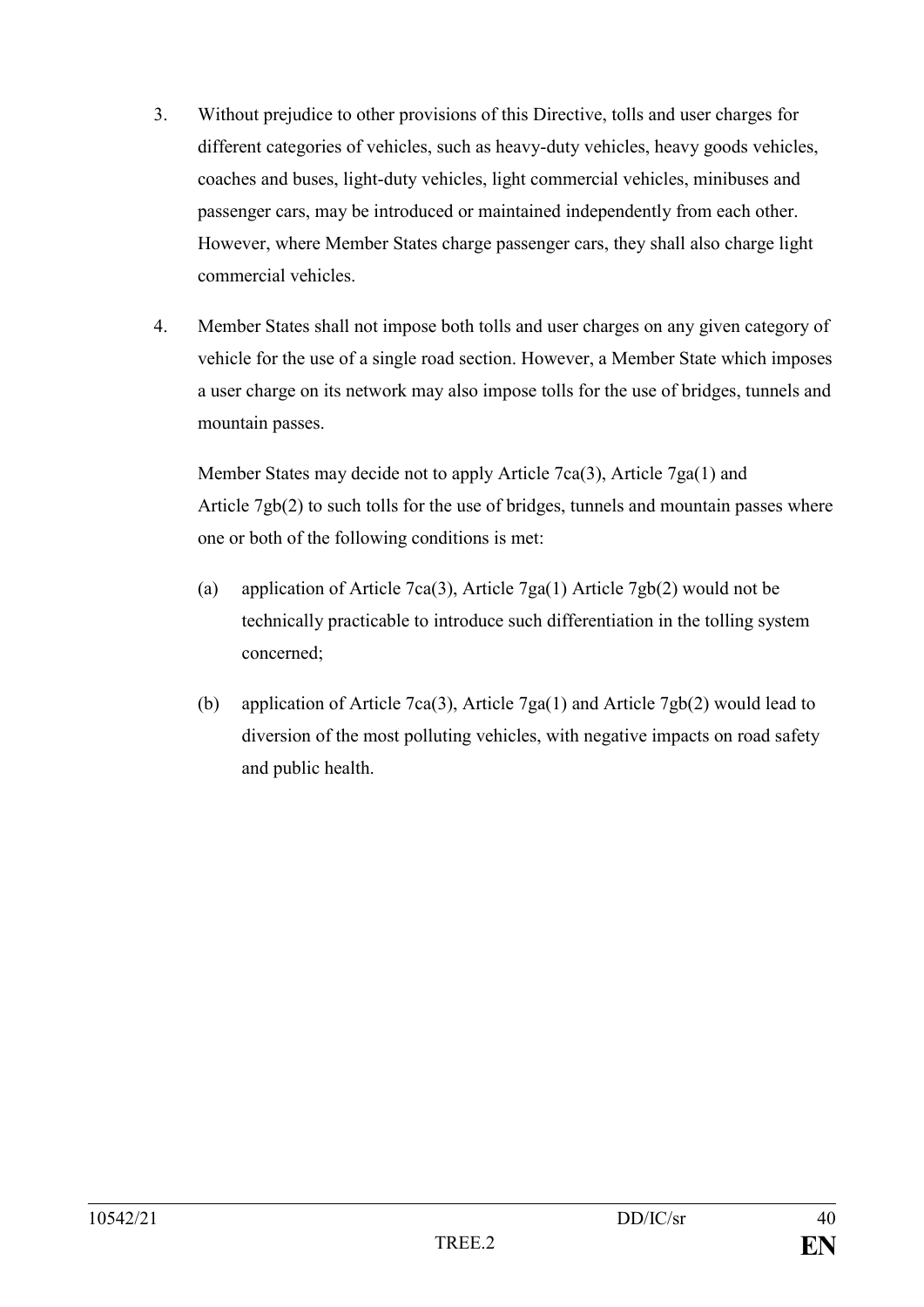3. Without prejudice to other provisions of this Directive, tolls and user charges for different categories of vehicles, such as heavy-duty vehicles, heavy goods vehicles, coaches and buses, light-duty vehicles, light commercial vehicles, minibuses and passenger cars, may be introduced or maintained independently from each other. However, where Member States charge passenger cars, they shall also charge light commercial vehicles.

4. Member States shall not impose both tolls and user charges on any given category of vehicle for the use of a single road section. However, a Member State which imposes a user charge on its network may also impose tolls for the use of bridges, tunnels and mountain passes.

   Member States may decide not to apply Article 7ca(3), Article 7ga(1) and Article 7gb(2) to such tolls for the use of bridges, tunnels and mountain passes where one or both of the following conditions is met:

   (a) application of Article 7ca(3), Article 7ga(1) Article 7gb(2) would not be technically practicable to introduce such differentiation in the tolling system concerned;

   (b) application of Article 7ca(3), Article 7ga(1) and Article 7gb(2) would lead to diversion of the most polluting vehicles, with negative impacts on road safety and public health.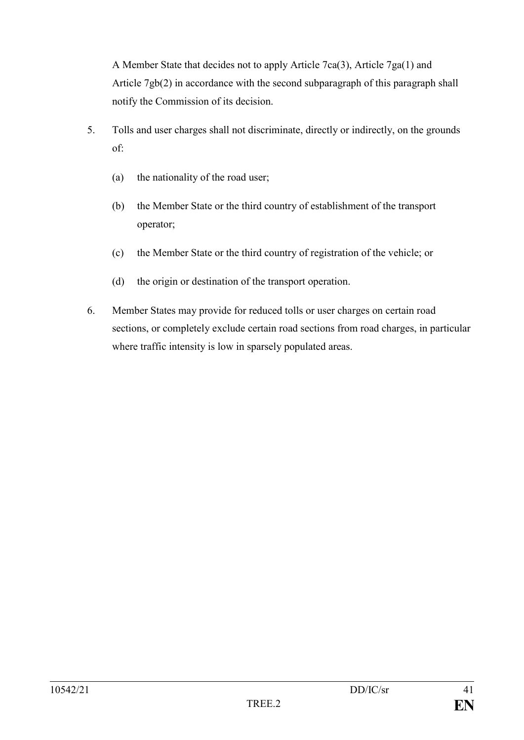A Member State that decides not to apply Article 7ca(3), Article 7ga(1) and Article 7gb(2) in accordance with the second subparagraph of this paragraph shall notify the Commission of its decision.

5. Tolls and user charges shall not discriminate, directly or indirectly, on the grounds of:

   (a) the nationality of the road user;

   (b) the Member State or the third country of establishment of the transport operator;

   (c) the Member State or the third country of registration of the vehicle; or

   (d) the origin or destination of the transport operation.

6. Member States may provide for reduced tolls or user charges on certain road sections, or completely exclude certain road sections from road charges, in particular where traffic intensity is low in sparsely populated areas.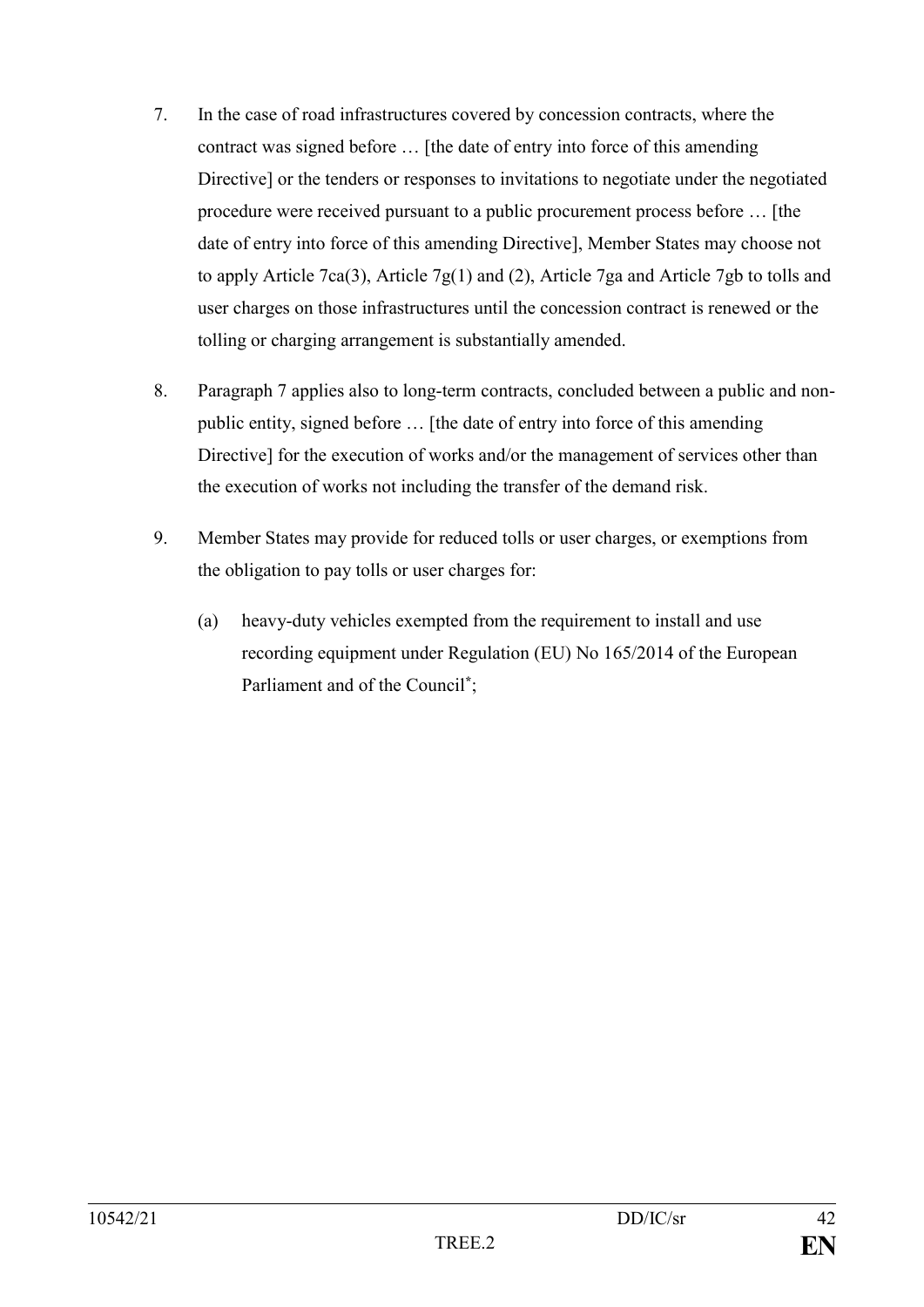7. In the case of road infrastructures covered by concession contracts, where the contract was signed before … [the date of entry into force of this amending Directive] or the tenders or responses to invitations to negotiate under the negotiated procedure were received pursuant to a public procurement process before … [the date of entry into force of this amending Directive], Member States may choose not to apply Article 7ca(3), Article 7g(1) and (2), Article 7ga and Article 7gb to tolls and user charges on those infrastructures until the concession contract is renewed or the tolling or charging arrangement is substantially amended.

8. Paragraph 7 applies also to long-term contracts, concluded between a public and non-public entity, signed before … [the date of entry into force of this amending Directive] for the execution of works and/or the management of services other than the execution of works not including the transfer of the demand risk.

9. Member States may provide for reduced tolls or user charges, or exemptions from the obligation to pay tolls or user charges for:

   (a) heavy-duty vehicles exempted from the requirement to install and use recording equipment under Regulation (EU) No 165/2014 of the European Parliament and of the Council[*];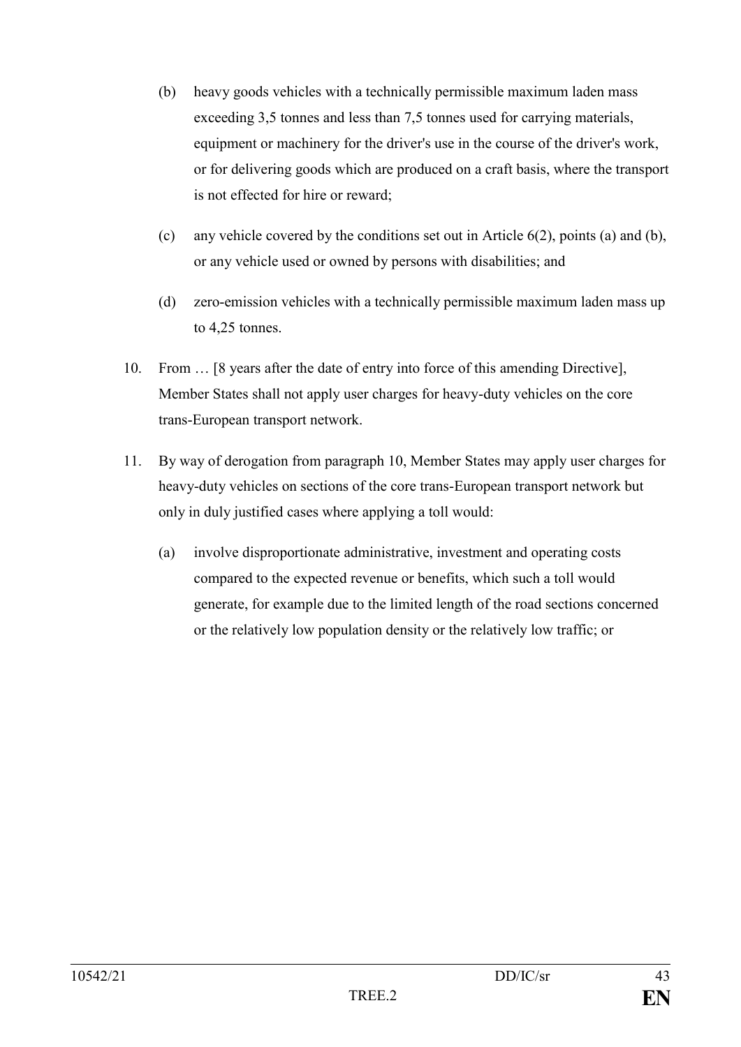(b) heavy goods vehicles with a technically permissible maximum laden mass exceeding 3,5 tonnes and less than 7,5 tonnes used for carrying materials, equipment or machinery for the driver's use in the course of the driver's work, or for delivering goods which are produced on a craft basis, where the transport is not effected for hire or reward;

(c) any vehicle covered by the conditions set out in Article 6(2), points (a) and (b), or any vehicle used or owned by persons with disabilities; and

(d) zero-emission vehicles with a technically permissible maximum laden mass up to 4,25 tonnes.

10. From … [8 years after the date of entry into force of this amending Directive], Member States shall not apply user charges for heavy-duty vehicles on the core trans-European transport network.

11. By way of derogation from paragraph 10, Member States may apply user charges for heavy-duty vehicles on sections of the core trans-European transport network but only in duly justified cases where applying a toll would:

    (a) involve disproportionate administrative, investment and operating costs compared to the expected revenue or benefits, which such a toll would generate, for example due to the limited length of the road sections concerned or the relatively low population density or the relatively low traffic; or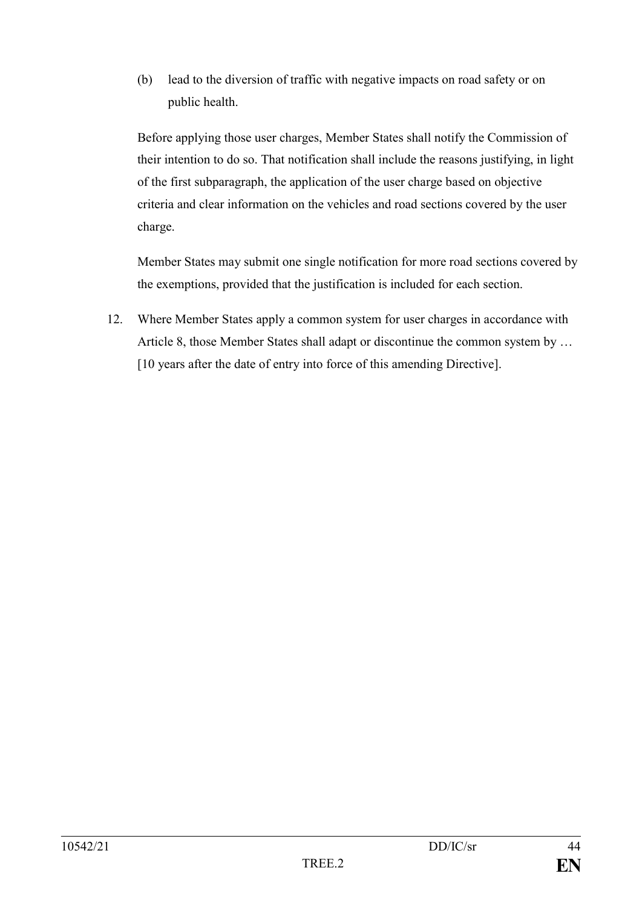(b) lead to the diversion of traffic with negative impacts on road safety or on public health.

Before applying those user charges, Member States shall notify the Commission of their intention to do so. That notification shall include the reasons justifying, in light of the first subparagraph, the application of the user charge based on objective criteria and clear information on the vehicles and road sections covered by the user charge.

Member States may submit one single notification for more road sections covered by the exemptions, provided that the justification is included for each section.

12. Where Member States apply a common system for user charges in accordance with Article 8, those Member States shall adapt or discontinue the common system by … [10 years after the date of entry into force of this amending Directive].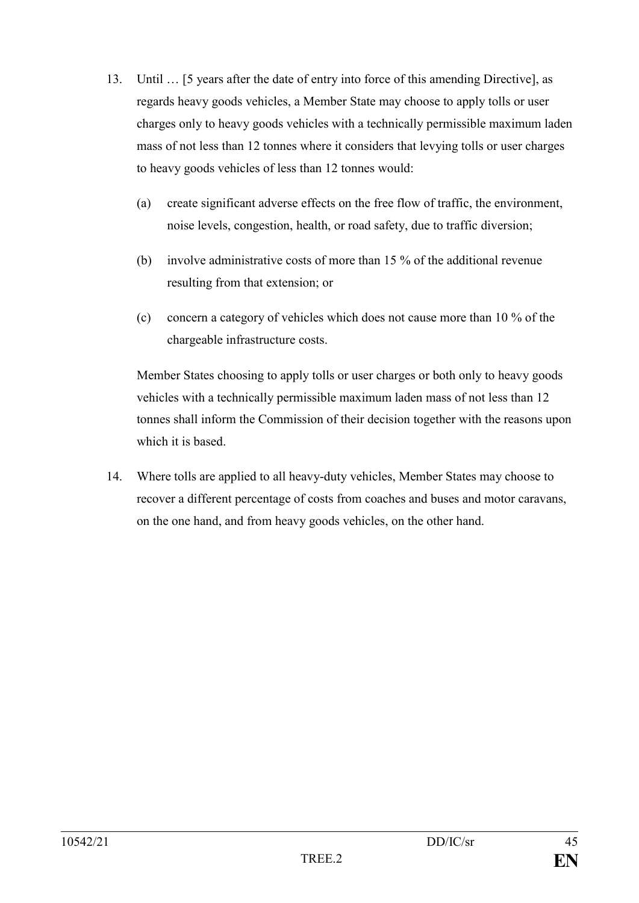13. Until … [5 years after the date of entry into force of this amending Directive], as regards heavy goods vehicles, a Member State may choose to apply tolls or user charges only to heavy goods vehicles with a technically permissible maximum laden mass of not less than 12 tonnes where it considers that levying tolls or user charges to heavy goods vehicles of less than 12 tonnes would:

    (a) create significant adverse effects on the free flow of traffic, the environment, noise levels, congestion, health, or road safety, due to traffic diversion;

    (b) involve administrative costs of more than 15 % of the additional revenue resulting from that extension; or

    (c) concern a category of vehicles which does not cause more than 10 % of the chargeable infrastructure costs.

    Member States choosing to apply tolls or user charges or both only to heavy goods vehicles with a technically permissible maximum laden mass of not less than 12 tonnes shall inform the Commission of their decision together with the reasons upon which it is based.

14. Where tolls are applied to all heavy-duty vehicles, Member States may choose to recover a different percentage of costs from coaches and buses and motor caravans, on the one hand, and from heavy goods vehicles, on the other hand.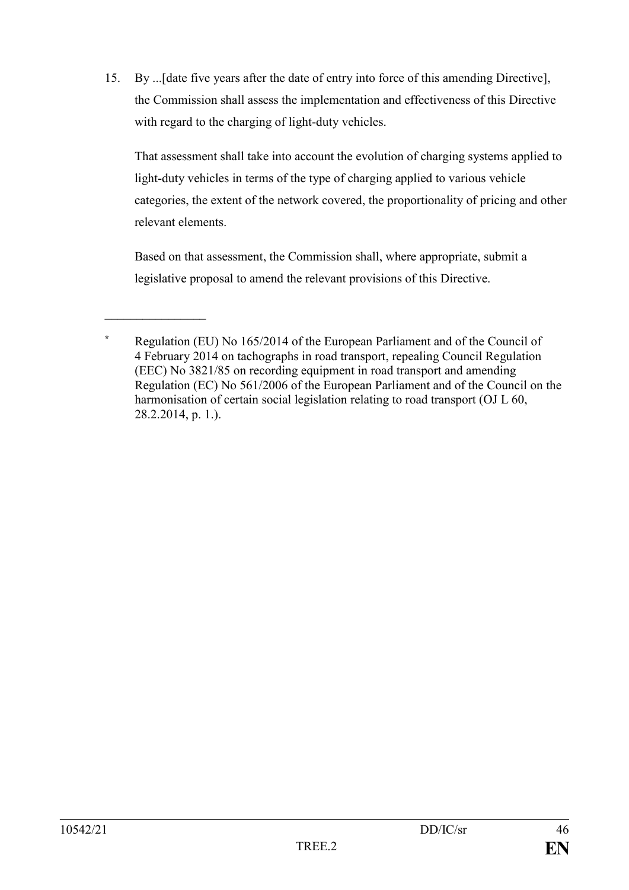15. By ...[date five years after the date of entry into force of this amending Directive], the Commission shall assess the implementation and effectiveness of this Directive with regard to the charging of light-duty vehicles.

 That assessment shall take into account the evolution of charging systems applied to light-duty vehicles in terms of the type of charging applied to various vehicle categories, the extent of the network covered, the proportionality of pricing and other relevant elements.

 Based on that assessment, the Commission shall, where appropriate, submit a legislative proposal to amend the relevant provisions of this Directive.

_________________

* Regulation (EU) No 165/2014 of the European Parliament and of the Council of 4 February 2014 on tachographs in road transport, repealing Council Regulation (EEC) No 3821/85 on recording equipment in road transport and amending Regulation (EC) No 561/2006 of the European Parliament and of the Council on the harmonisation of certain social legislation relating to road transport (OJ L 60, 28.2.2014, p. 1.).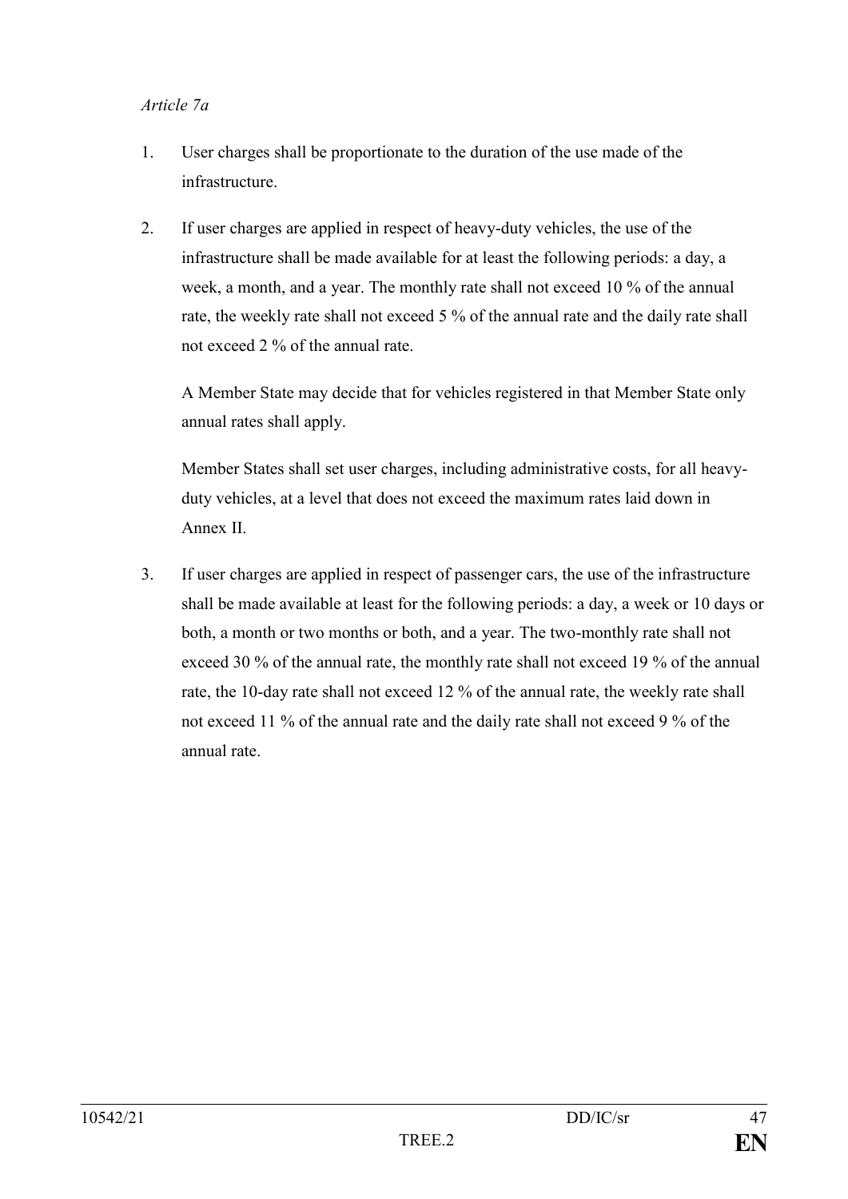*Article 7a*

1. User charges shall be proportionate to the duration of the use made of the infrastructure.

2. If user charges are applied in respect of heavy-duty vehicles, the use of the infrastructure shall be made available for at least the following periods: a day, a week, a month, and a year. The monthly rate shall not exceed 10 % of the annual rate, the weekly rate shall not exceed 5 % of the annual rate and the daily rate shall not exceed 2 % of the annual rate.

   A Member State may decide that for vehicles registered in that Member State only annual rates shall apply.

   Member States shall set user charges, including administrative costs, for all heavy-duty vehicles, at a level that does not exceed the maximum rates laid down in Annex II.

3. If user charges are applied in respect of passenger cars, the use of the infrastructure shall be made available at least for the following periods: a day, a week or 10 days or both, a month or two months or both, and a year. The two-monthly rate shall not exceed 30 % of the annual rate, the monthly rate shall not exceed 19 % of the annual rate, the 10-day rate shall not exceed 12 % of the annual rate, the weekly rate shall not exceed 11 % of the annual rate and the daily rate shall not exceed 9 % of the annual rate.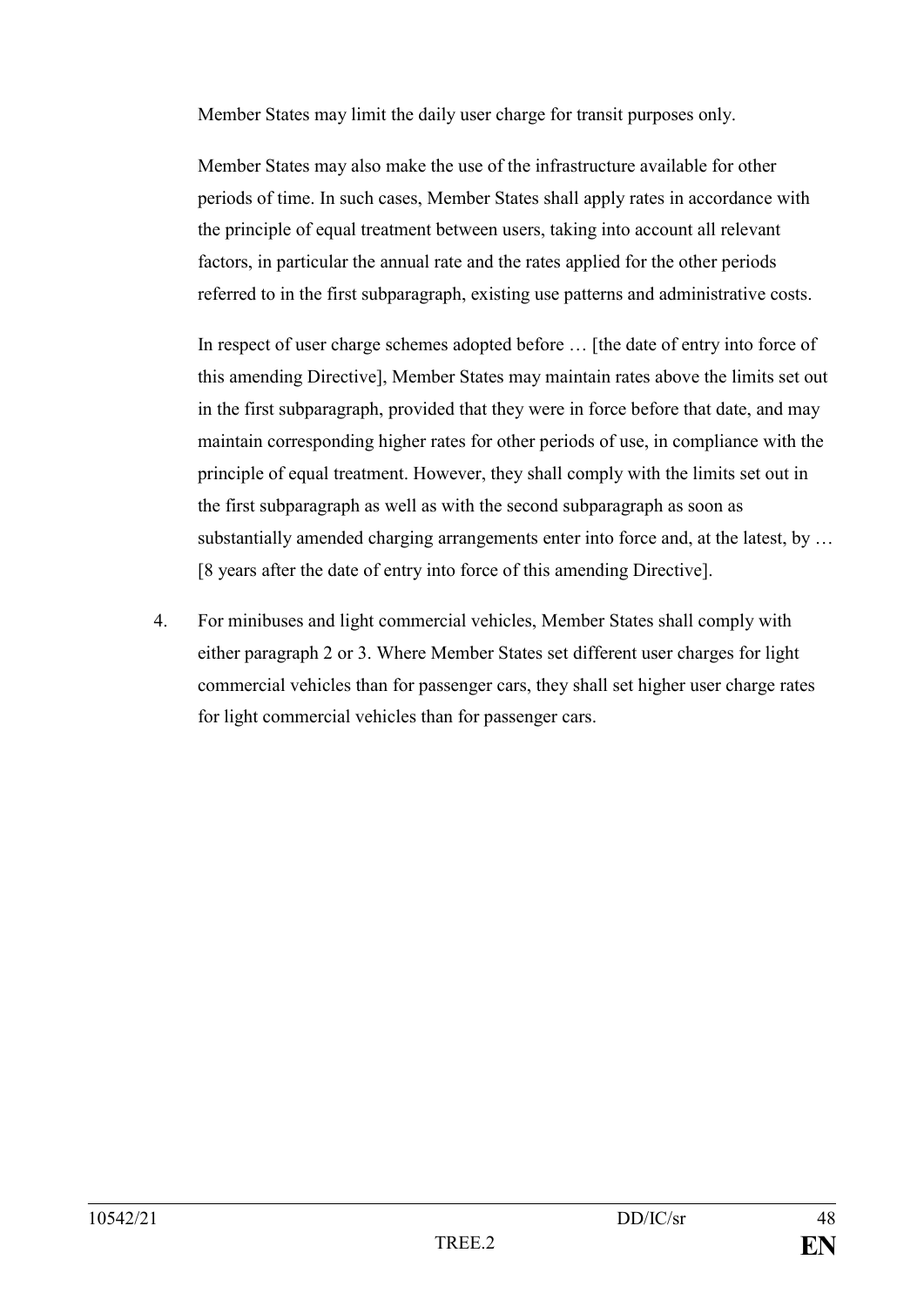Member States may limit the daily user charge for transit purposes only.

Member States may also make the use of the infrastructure available for other periods of time. In such cases, Member States shall apply rates in accordance with the principle of equal treatment between users, taking into account all relevant factors, in particular the annual rate and the rates applied for the other periods referred to in the first subparagraph, existing use patterns and administrative costs.

In respect of user charge schemes adopted before … [the date of entry into force of this amending Directive], Member States may maintain rates above the limits set out in the first subparagraph, provided that they were in force before that date, and may maintain corresponding higher rates for other periods of use, in compliance with the principle of equal treatment. However, they shall comply with the limits set out in the first subparagraph as well as with the second subparagraph as soon as substantially amended charging arrangements enter into force and, at the latest, by … [8 years after the date of entry into force of this amending Directive].

4. For minibuses and light commercial vehicles, Member States shall comply with either paragraph 2 or 3. Where Member States set different user charges for light commercial vehicles than for passenger cars, they shall set higher user charge rates for light commercial vehicles than for passenger cars.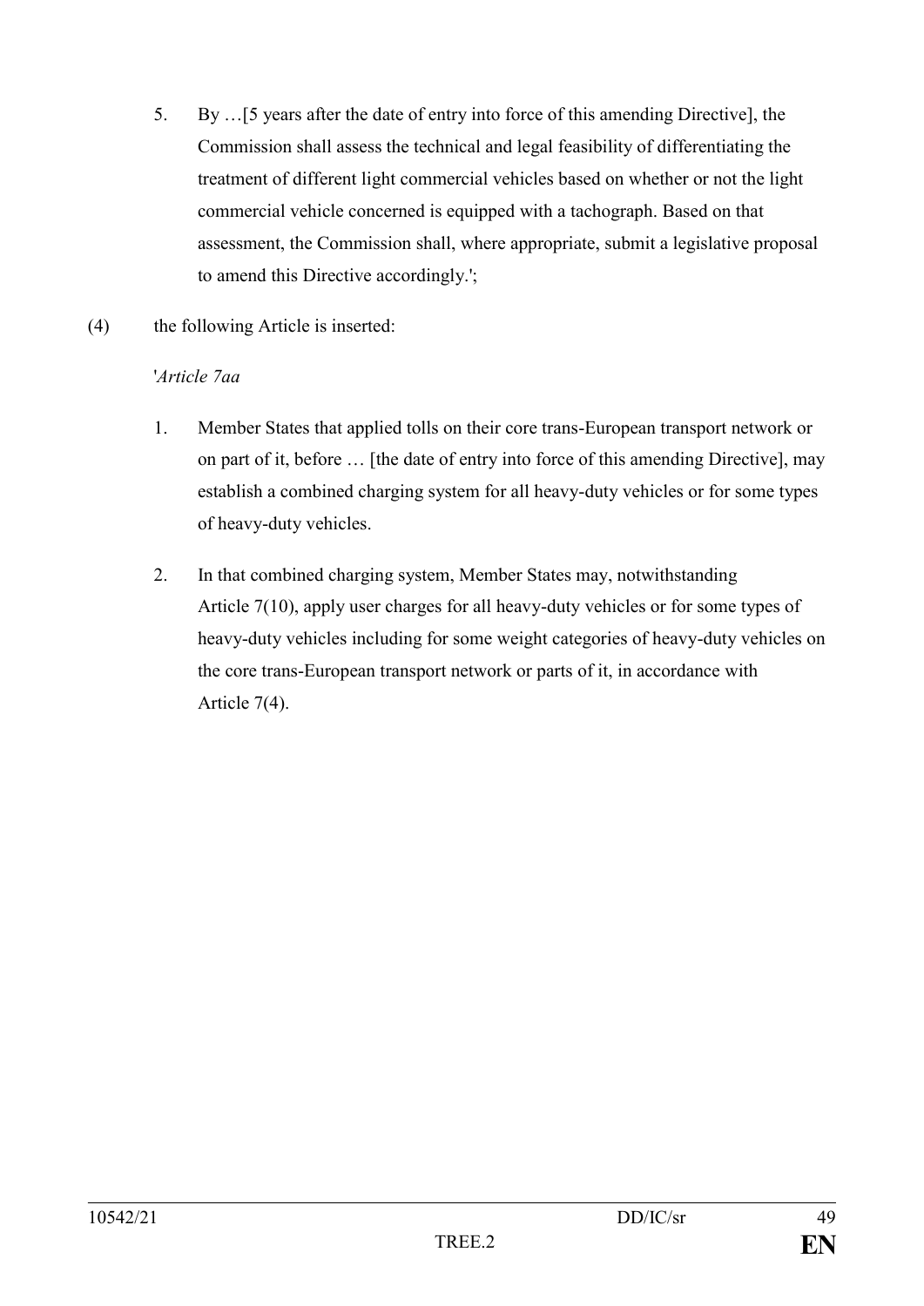5. By …[5 years after the date of entry into force of this amending Directive], the Commission shall assess the technical and legal feasibility of differentiating the treatment of different light commercial vehicles based on whether or not the light commercial vehicle concerned is equipped with a tachograph. Based on that assessment, the Commission shall, where appropriate, submit a legislative proposal to amend this Directive accordingly.';

(4) the following Article is inserted:

'*Article 7aa*

1. Member States that applied tolls on their core trans-European transport network or on part of it, before … [the date of entry into force of this amending Directive], may establish a combined charging system for all heavy-duty vehicles or for some types of heavy-duty vehicles.

2. In that combined charging system, Member States may, notwithstanding Article 7(10), apply user charges for all heavy-duty vehicles or for some types of heavy-duty vehicles including for some weight categories of heavy-duty vehicles on the core trans-European transport network or parts of it, in accordance with Article 7(4).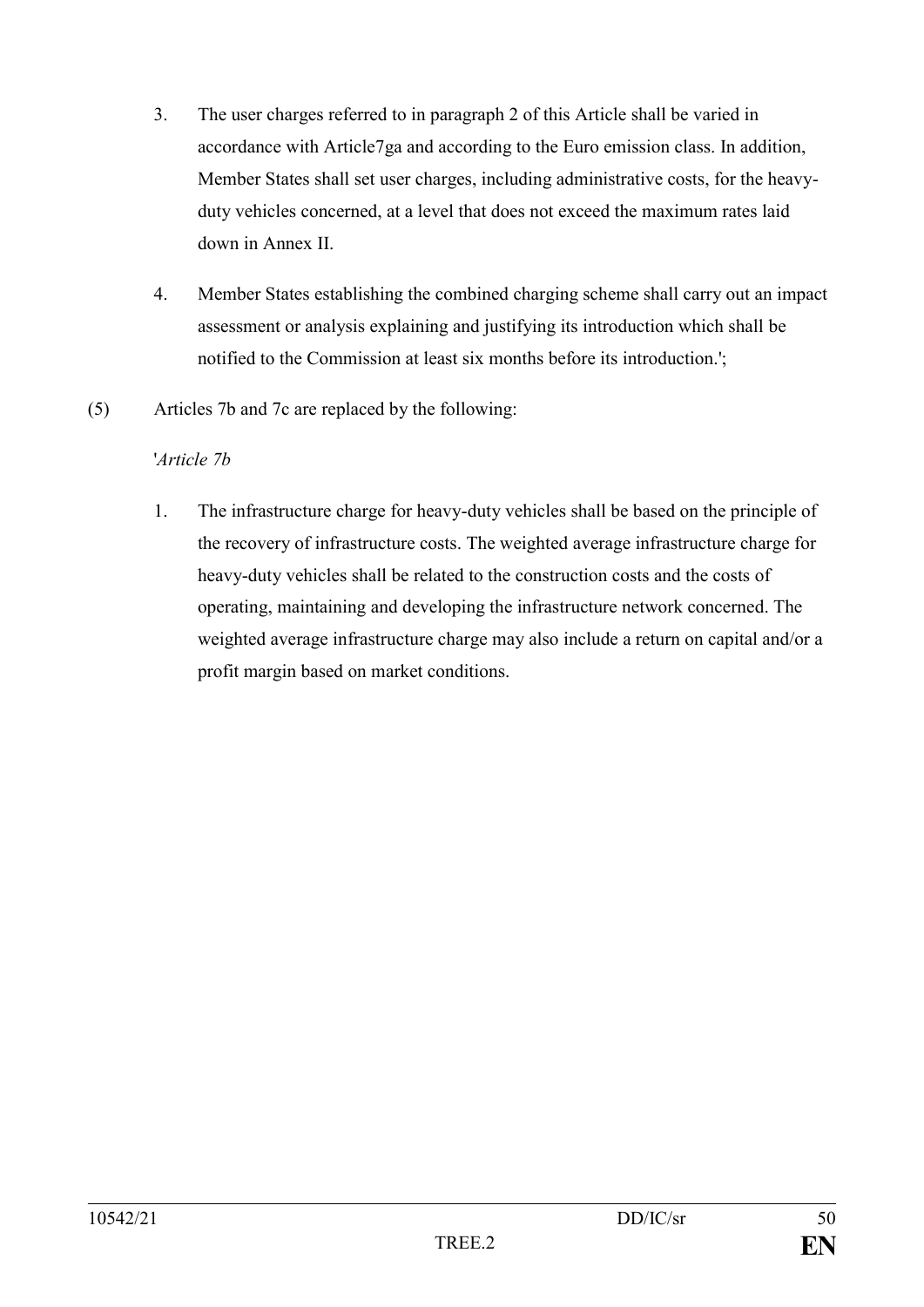3. The user charges referred to in paragraph 2 of this Article shall be varied in accordance with Article7ga and according to the Euro emission class. In addition, Member States shall set user charges, including administrative costs, for the heavy-duty vehicles concerned, at a level that does not exceed the maximum rates laid down in Annex II.

4. Member States establishing the combined charging scheme shall carry out an impact assessment or analysis explaining and justifying its introduction which shall be notified to the Commission at least six months before its introduction.';

(5) Articles 7b and 7c are replaced by the following:

'*Article 7b*

1. The infrastructure charge for heavy-duty vehicles shall be based on the principle of the recovery of infrastructure costs. The weighted average infrastructure charge for heavy-duty vehicles shall be related to the construction costs and the costs of operating, maintaining and developing the infrastructure network concerned. The weighted average infrastructure charge may also include a return on capital and/or a profit margin based on market conditions.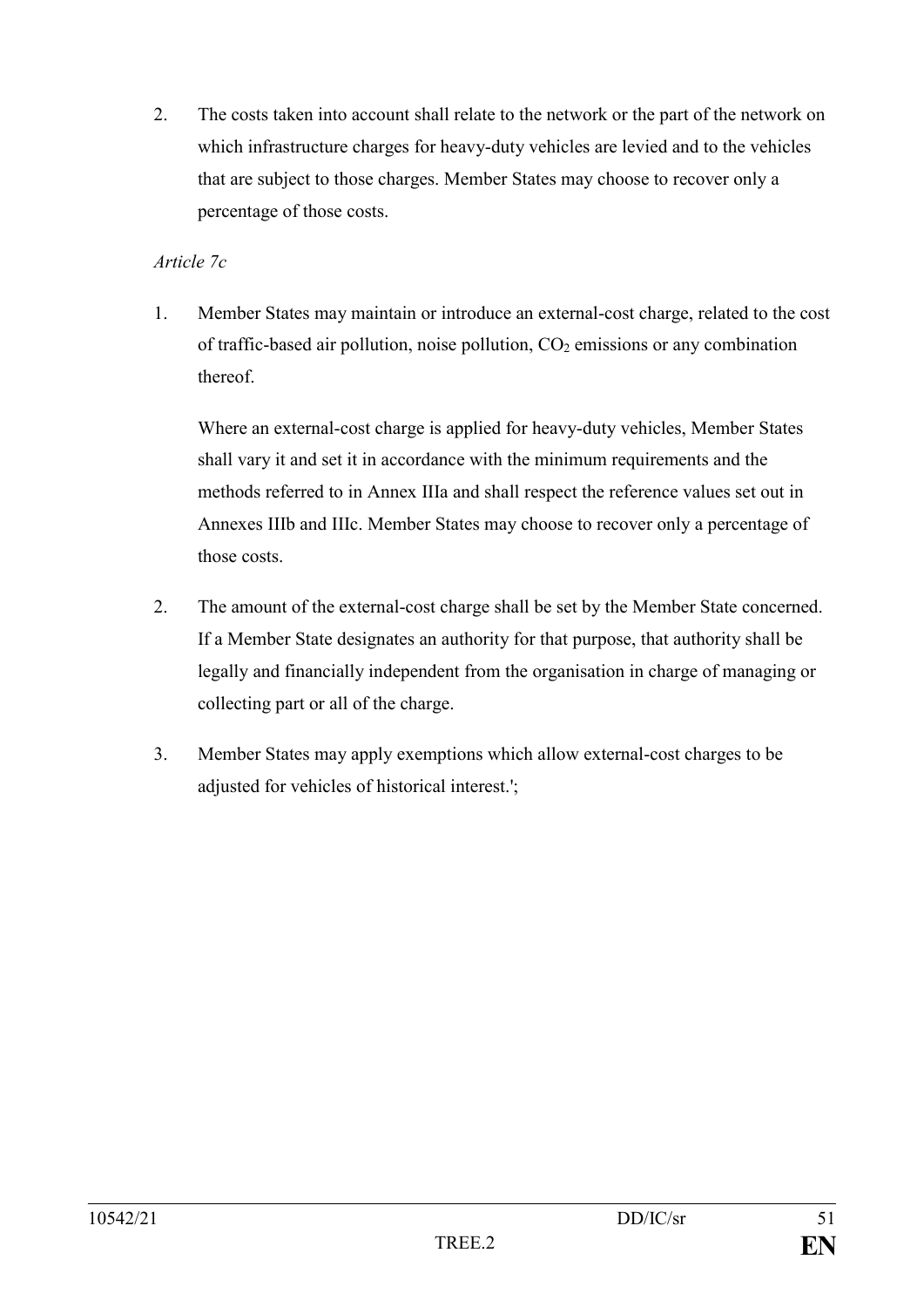2. The costs taken into account shall relate to the network or the part of the network on which infrastructure charges for heavy-duty vehicles are levied and to the vehicles that are subject to those charges. Member States may choose to recover only a percentage of those costs.

*Article 7c*

1. Member States may maintain or introduce an external-cost charge, related to the cost of traffic-based air pollution, noise pollution, $CO_2$ emissions or any combination thereof.

   Where an external-cost charge is applied for heavy-duty vehicles, Member States shall vary it and set it in accordance with the minimum requirements and the methods referred to in Annex IIIa and shall respect the reference values set out in Annexes IIIb and IIIc. Member States may choose to recover only a percentage of those costs.

2. The amount of the external-cost charge shall be set by the Member State concerned. If a Member State designates an authority for that purpose, that authority shall be legally and financially independent from the organisation in charge of managing or collecting part or all of the charge.

3. Member States may apply exemptions which allow external-cost charges to be adjusted for vehicles of historical interest.';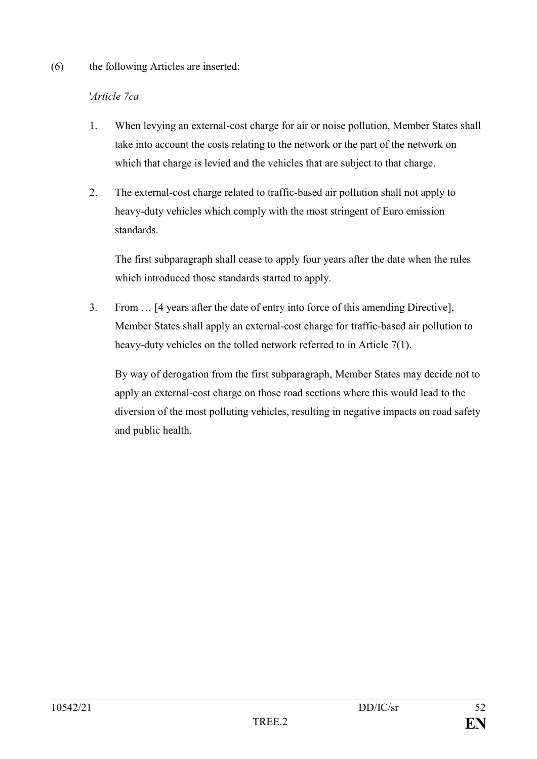(6) the following Articles are inserted:

'*Article 7ca*

1. When levying an external-cost charge for air or noise pollution, Member States shall take into account the costs relating to the network or the part of the network on which that charge is levied and the vehicles that are subject to that charge.

2. The external-cost charge related to traffic-based air pollution shall not apply to heavy-duty vehicles which comply with the most stringent of Euro emission standards.

   The first subparagraph shall cease to apply four years after the date when the rules which introduced those standards started to apply.

3. From … [4 years after the date of entry into force of this amending Directive], Member States shall apply an external-cost charge for traffic-based air pollution to heavy-duty vehicles on the tolled network referred to in Article 7(1).

   By way of derogation from the first subparagraph, Member States may decide not to apply an external-cost charge on those road sections where this would lead to the diversion of the most polluting vehicles, resulting in negative impacts on road safety and public health.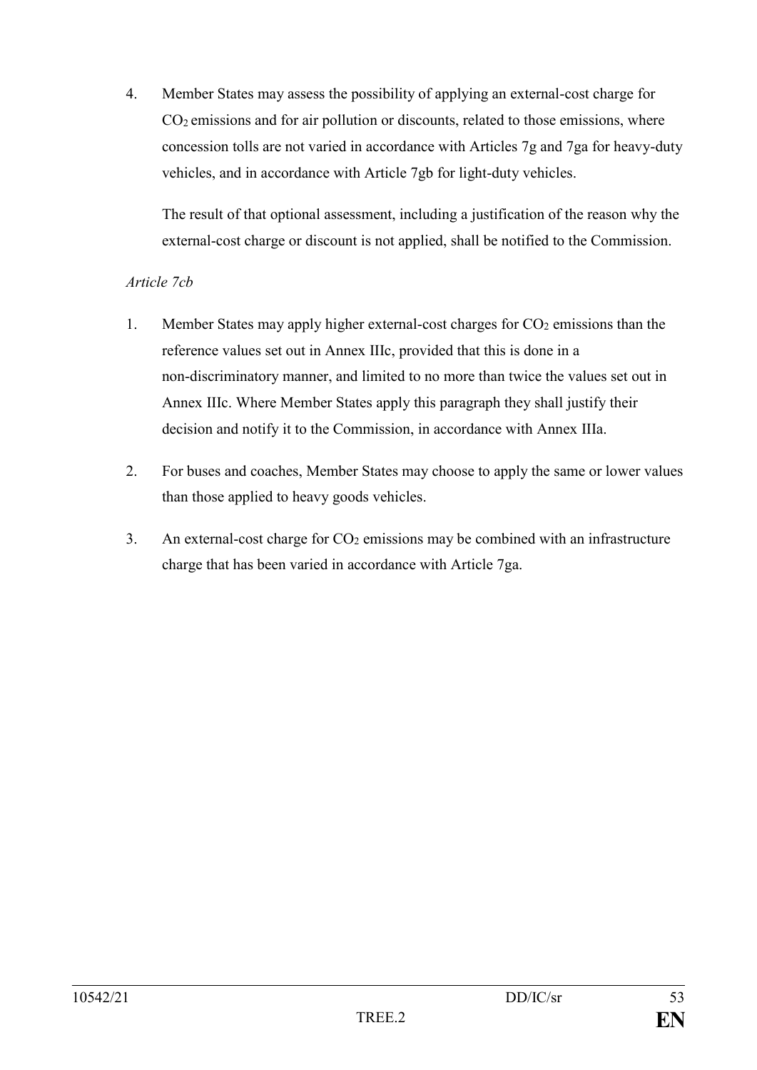4. Member States may assess the possibility of applying an external-cost charge for $CO_2$ emissions and for air pollution or discounts, related to those emissions, where concession tolls are not varied in accordance with Articles 7g and 7ga for heavy-duty vehicles, and in accordance with Article 7gb for light-duty vehicles.

   The result of that optional assessment, including a justification of the reason why the external-cost charge or discount is not applied, shall be notified to the Commission.

*Article 7cb*

1. Member States may apply higher external-cost charges for $CO_2$ emissions than the reference values set out in Annex IIIc, provided that this is done in a non-discriminatory manner, and limited to no more than twice the values set out in Annex IIIc. Where Member States apply this paragraph they shall justify their decision and notify it to the Commission, in accordance with Annex IIIa.

2. For buses and coaches, Member States may choose to apply the same or lower values than those applied to heavy goods vehicles.

3. An external-cost charge for $CO_2$ emissions may be combined with an infrastructure charge that has been varied in accordance with Article 7ga.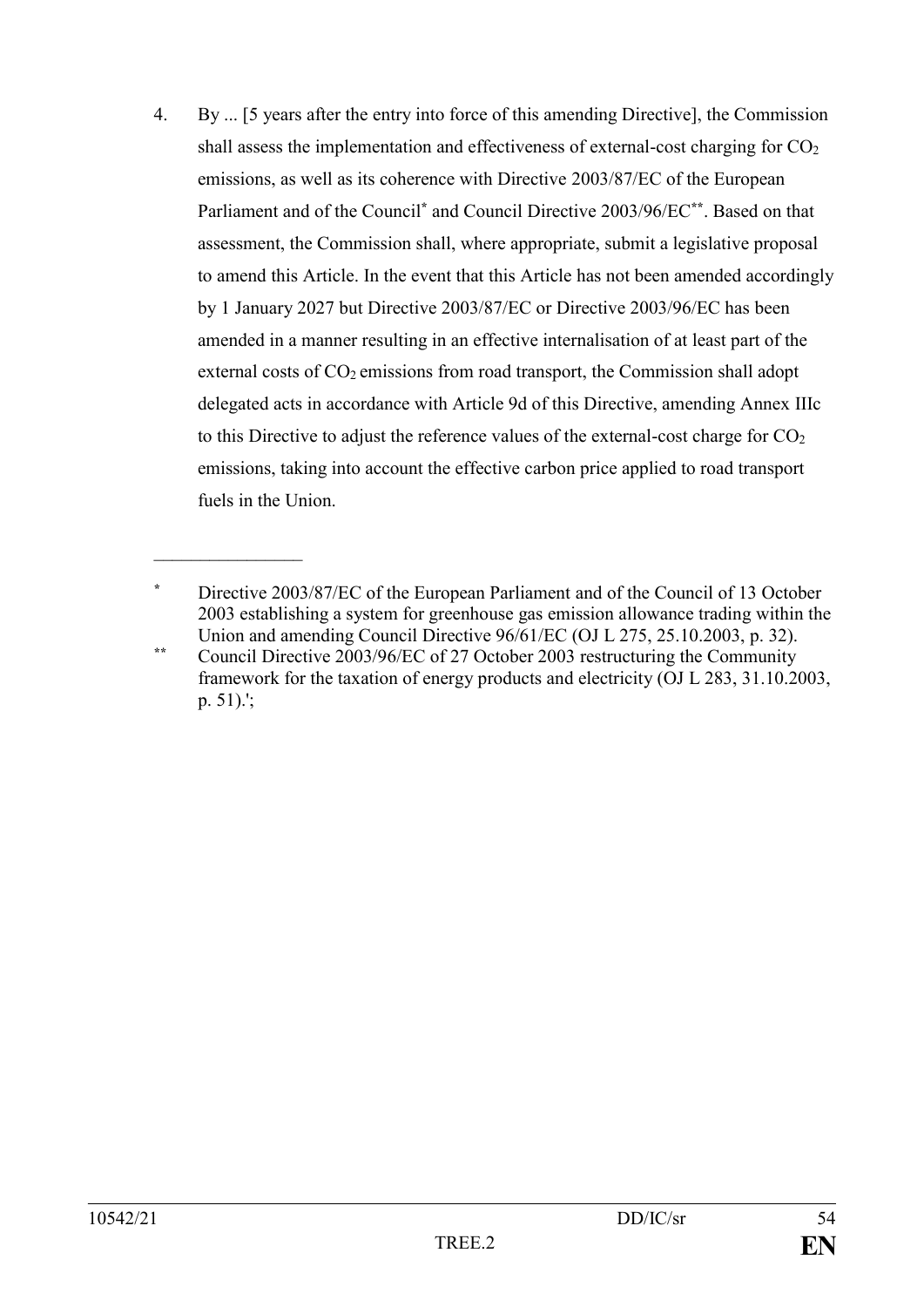4. By ... [5 years after the entry into force of this amending Directive], the Commission shall assess the implementation and effectiveness of external-cost charging for $CO_2$ emissions, as well as its coherence with Directive 2003/87/EC of the European Parliament and of the Council[*] and Council Directive 2003/96/EC[**]. Based on that assessment, the Commission shall, where appropriate, submit a legislative proposal to amend this Article. In the event that this Article has not been amended accordingly by 1 January 2027 but Directive 2003/87/EC or Directive 2003/96/EC has been amended in a manner resulting in an effective internalisation of at least part of the external costs of $CO_2$ emissions from road transport, the Commission shall adopt delegated acts in accordance with Article 9d of this Directive, amending Annex IIIc to this Directive to adjust the reference values of the external-cost charge for $CO_2$ emissions, taking into account the effective carbon price applied to road transport fuels in the Union.

_________________

[*] Directive 2003/87/EC of the European Parliament and of the Council of 13 October 2003 establishing a system for greenhouse gas emission allowance trading within the Union and amending Council Directive 96/61/EC (OJ L 275, 25.10.2003, p. 32).

[**] Council Directive 2003/96/EC of 27 October 2003 restructuring the Community framework for the taxation of energy products and electricity (OJ L 283, 31.10.2003, p. 51).';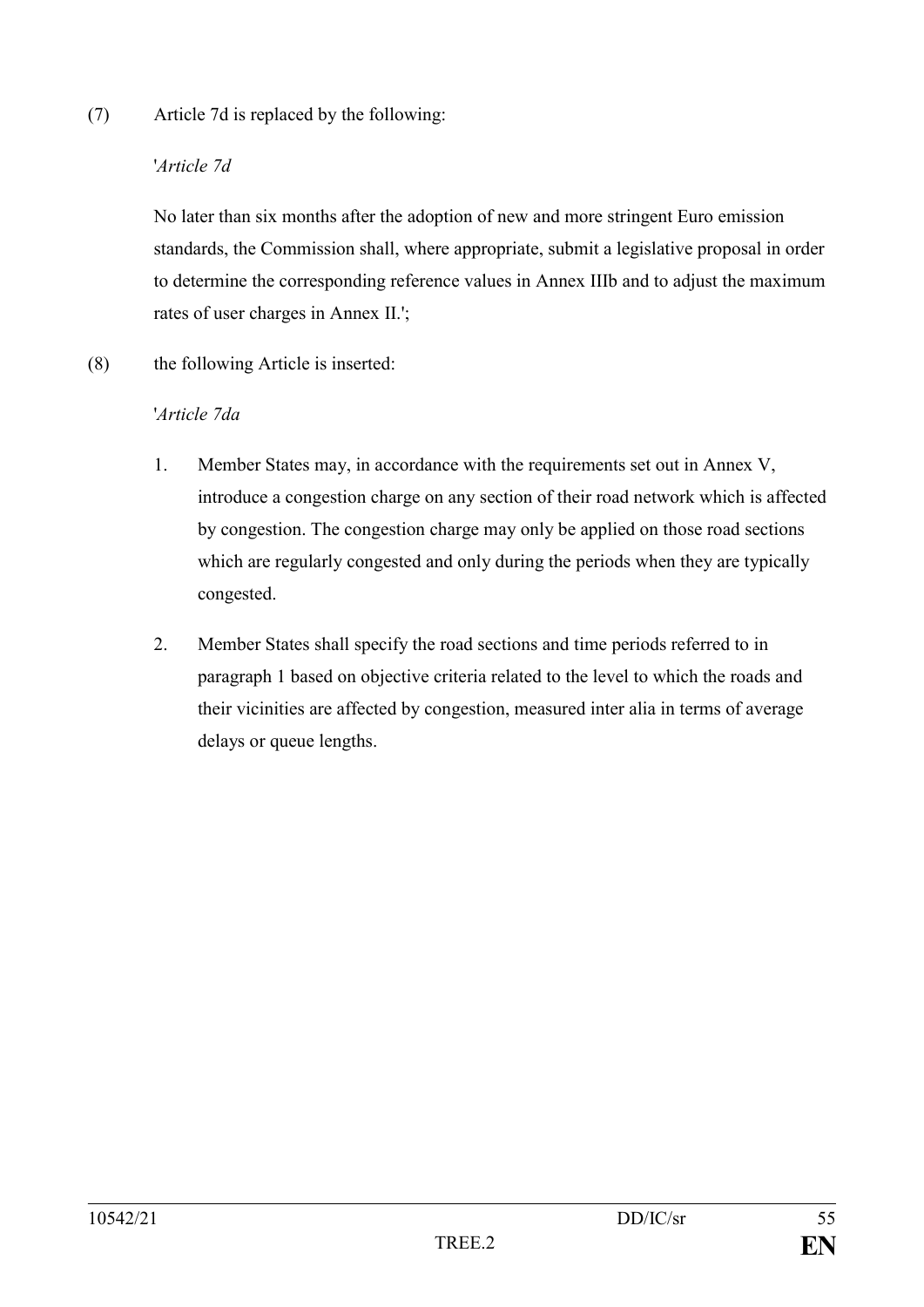(7) Article 7d is replaced by the following:

'*Article 7d*

No later than six months after the adoption of new and more stringent Euro emission standards, the Commission shall, where appropriate, submit a legislative proposal in order to determine the corresponding reference values in Annex IIIb and to adjust the maximum rates of user charges in Annex II.';

(8) the following Article is inserted:

'*Article 7da*

1. Member States may, in accordance with the requirements set out in Annex V, introduce a congestion charge on any section of their road network which is affected by congestion. The congestion charge may only be applied on those road sections which are regularly congested and only during the periods when they are typically congested.

2. Member States shall specify the road sections and time periods referred to in paragraph 1 based on objective criteria related to the level to which the roads and their vicinities are affected by congestion, measured inter alia in terms of average delays or queue lengths.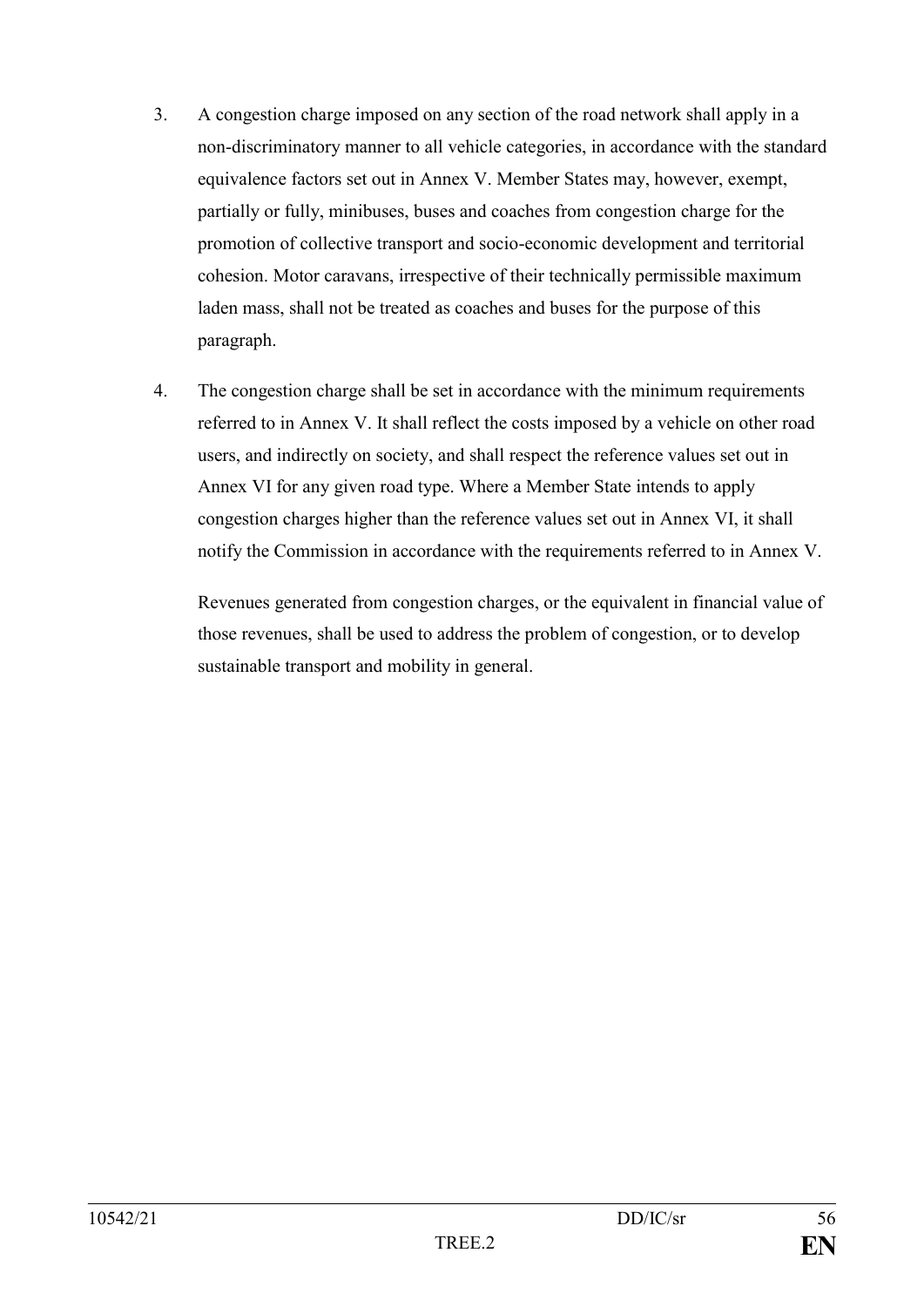3. A congestion charge imposed on any section of the road network shall apply in a non-discriminatory manner to all vehicle categories, in accordance with the standard equivalence factors set out in Annex V. Member States may, however, exempt, partially or fully, minibuses, buses and coaches from congestion charge for the promotion of collective transport and socio-economic development and territorial cohesion. Motor caravans, irrespective of their technically permissible maximum laden mass, shall not be treated as coaches and buses for the purpose of this paragraph.

4. The congestion charge shall be set in accordance with the minimum requirements referred to in Annex V. It shall reflect the costs imposed by a vehicle on other road users, and indirectly on society, and shall respect the reference values set out in Annex VI for any given road type. Where a Member State intends to apply congestion charges higher than the reference values set out in Annex VI, it shall notify the Commission in accordance with the requirements referred to in Annex V.

   Revenues generated from congestion charges, or the equivalent in financial value of those revenues, shall be used to address the problem of congestion, or to develop sustainable transport and mobility in general.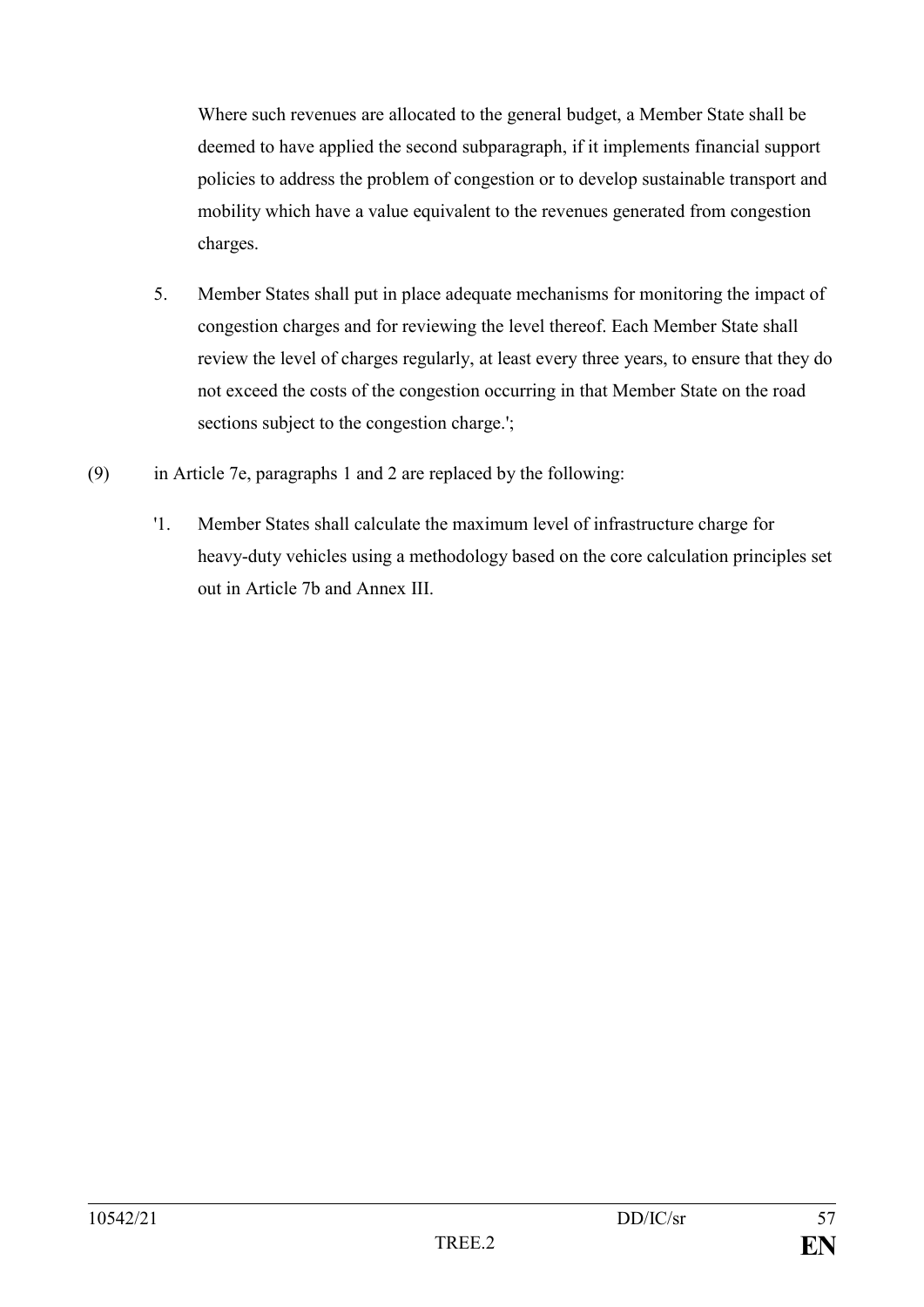Where such revenues are allocated to the general budget, a Member State shall be deemed to have applied the second subparagraph, if it implements financial support policies to address the problem of congestion or to develop sustainable transport and mobility which have a value equivalent to the revenues generated from congestion charges.

5. Member States shall put in place adequate mechanisms for monitoring the impact of congestion charges and for reviewing the level thereof. Each Member State shall review the level of charges regularly, at least every three years, to ensure that they do not exceed the costs of the congestion occurring in that Member State on the road sections subject to the congestion charge.';

(9) in Article 7e, paragraphs 1 and 2 are replaced by the following:

'1. Member States shall calculate the maximum level of infrastructure charge for heavy-duty vehicles using a methodology based on the core calculation principles set out in Article 7b and Annex III.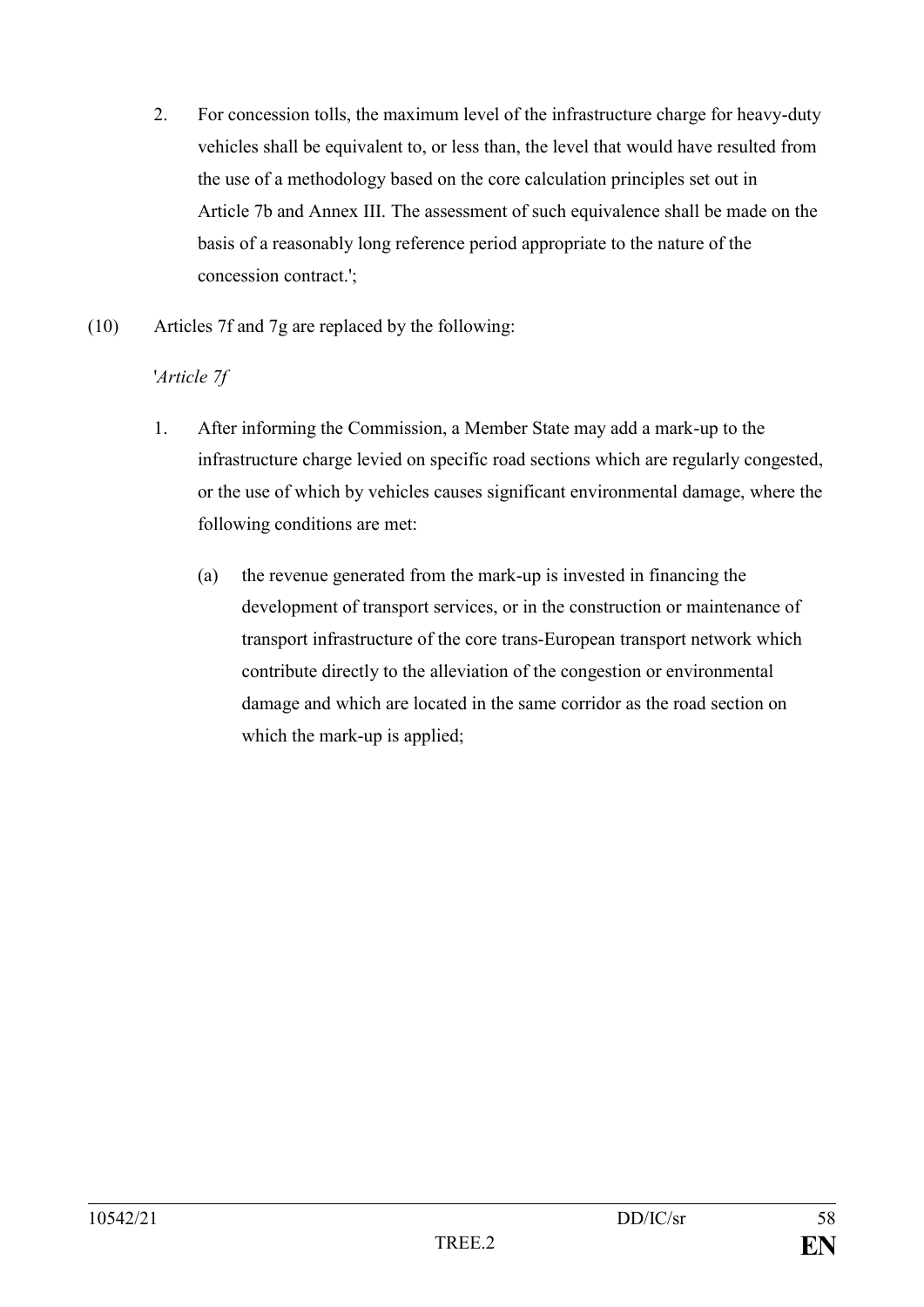2. For concession tolls, the maximum level of the infrastructure charge for heavy-duty vehicles shall be equivalent to, or less than, the level that would have resulted from the use of a methodology based on the core calculation principles set out in Article 7b and Annex III. The assessment of such equivalence shall be made on the basis of a reasonably long reference period appropriate to the nature of the concession contract.';

(10) Articles 7f and 7g are replaced by the following:

'*Article 7f*

1. After informing the Commission, a Member State may add a mark-up to the infrastructure charge levied on specific road sections which are regularly congested, or the use of which by vehicles causes significant environmental damage, where the following conditions are met:

   (a) the revenue generated from the mark-up is invested in financing the development of transport services, or in the construction or maintenance of transport infrastructure of the core trans-European transport network which contribute directly to the alleviation of the congestion or environmental damage and which are located in the same corridor as the road section on which the mark-up is applied;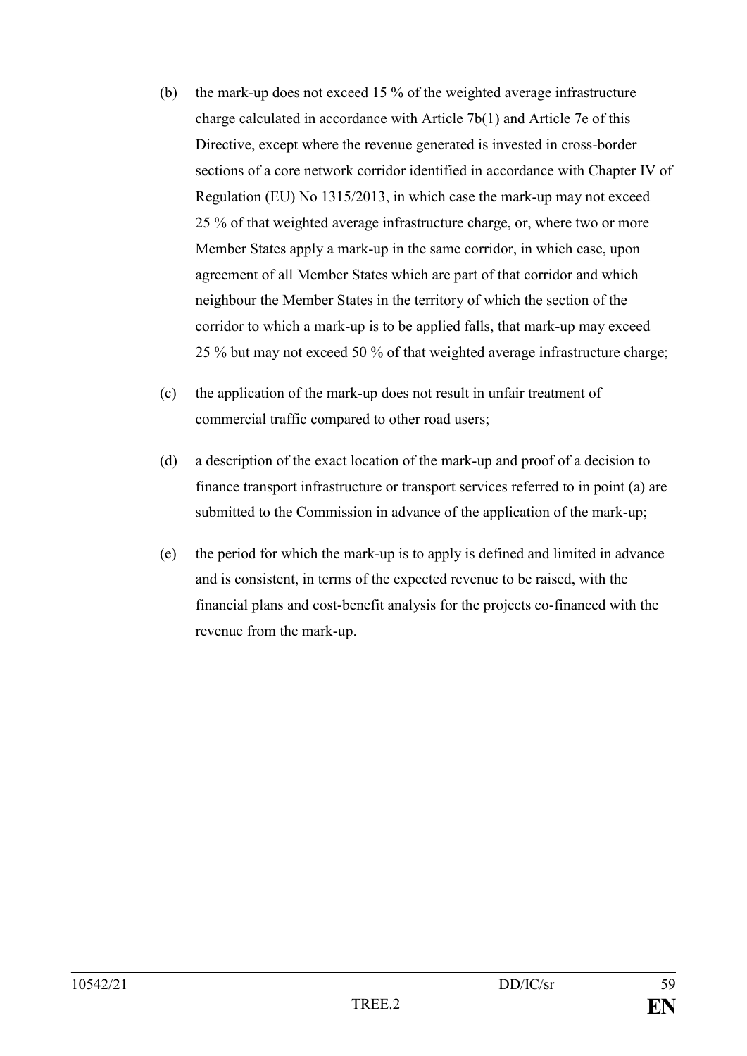(b) the mark-up does not exceed 15 % of the weighted average infrastructure charge calculated in accordance with Article 7b(1) and Article 7e of this Directive, except where the revenue generated is invested in cross-border sections of a core network corridor identified in accordance with Chapter IV of Regulation (EU) No 1315/2013, in which case the mark-up may not exceed 25 % of that weighted average infrastructure charge, or, where two or more Member States apply a mark-up in the same corridor, in which case, upon agreement of all Member States which are part of that corridor and which neighbour the Member States in the territory of which the section of the corridor to which a mark-up is to be applied falls, that mark-up may exceed 25 % but may not exceed 50 % of that weighted average infrastructure charge;

(c) the application of the mark-up does not result in unfair treatment of commercial traffic compared to other road users;

(d) a description of the exact location of the mark-up and proof of a decision to finance transport infrastructure or transport services referred to in point (a) are submitted to the Commission in advance of the application of the mark-up;

(e) the period for which the mark-up is to apply is defined and limited in advance and is consistent, in terms of the expected revenue to be raised, with the financial plans and cost-benefit analysis for the projects co-financed with the revenue from the mark-up.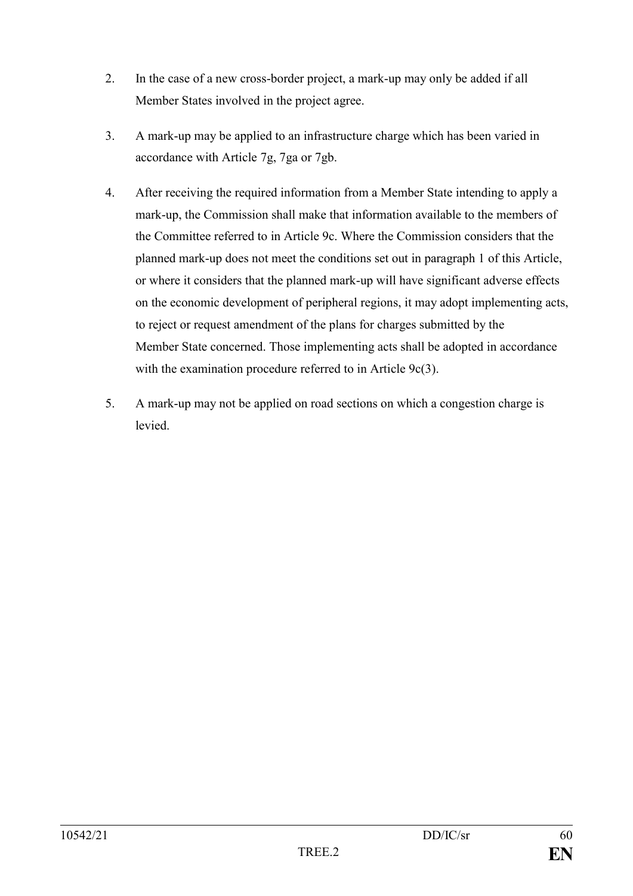2. In the case of a new cross-border project, a mark-up may only be added if all Member States involved in the project agree.

3. A mark-up may be applied to an infrastructure charge which has been varied in accordance with Article 7g, 7ga or 7gb.

4. After receiving the required information from a Member State intending to apply a mark-up, the Commission shall make that information available to the members of the Committee referred to in Article 9c. Where the Commission considers that the planned mark-up does not meet the conditions set out in paragraph 1 of this Article, or where it considers that the planned mark-up will have significant adverse effects on the economic development of peripheral regions, it may adopt implementing acts, to reject or request amendment of the plans for charges submitted by the Member State concerned. Those implementing acts shall be adopted in accordance with the examination procedure referred to in Article 9c(3).

5. A mark-up may not be applied on road sections on which a congestion charge is levied.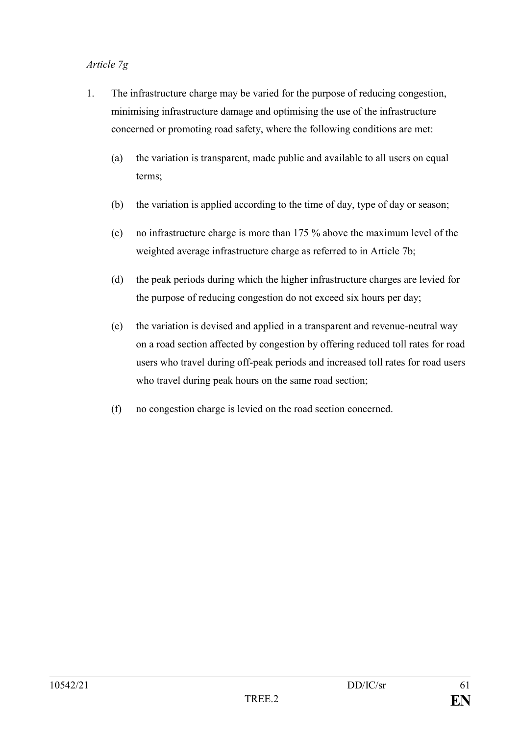*Article 7g*

1. The infrastructure charge may be varied for the purpose of reducing congestion, minimising infrastructure damage and optimising the use of the infrastructure concerned or promoting road safety, where the following conditions are met:

   (a) the variation is transparent, made public and available to all users on equal terms;

   (b) the variation is applied according to the time of day, type of day or season;

   (c) no infrastructure charge is more than 175 % above the maximum level of the weighted average infrastructure charge as referred to in Article 7b;

   (d) the peak periods during which the higher infrastructure charges are levied for the purpose of reducing congestion do not exceed six hours per day;

   (e) the variation is devised and applied in a transparent and revenue-neutral way on a road section affected by congestion by offering reduced toll rates for road users who travel during off-peak periods and increased toll rates for road users who travel during peak hours on the same road section;

   (f) no congestion charge is levied on the road section concerned.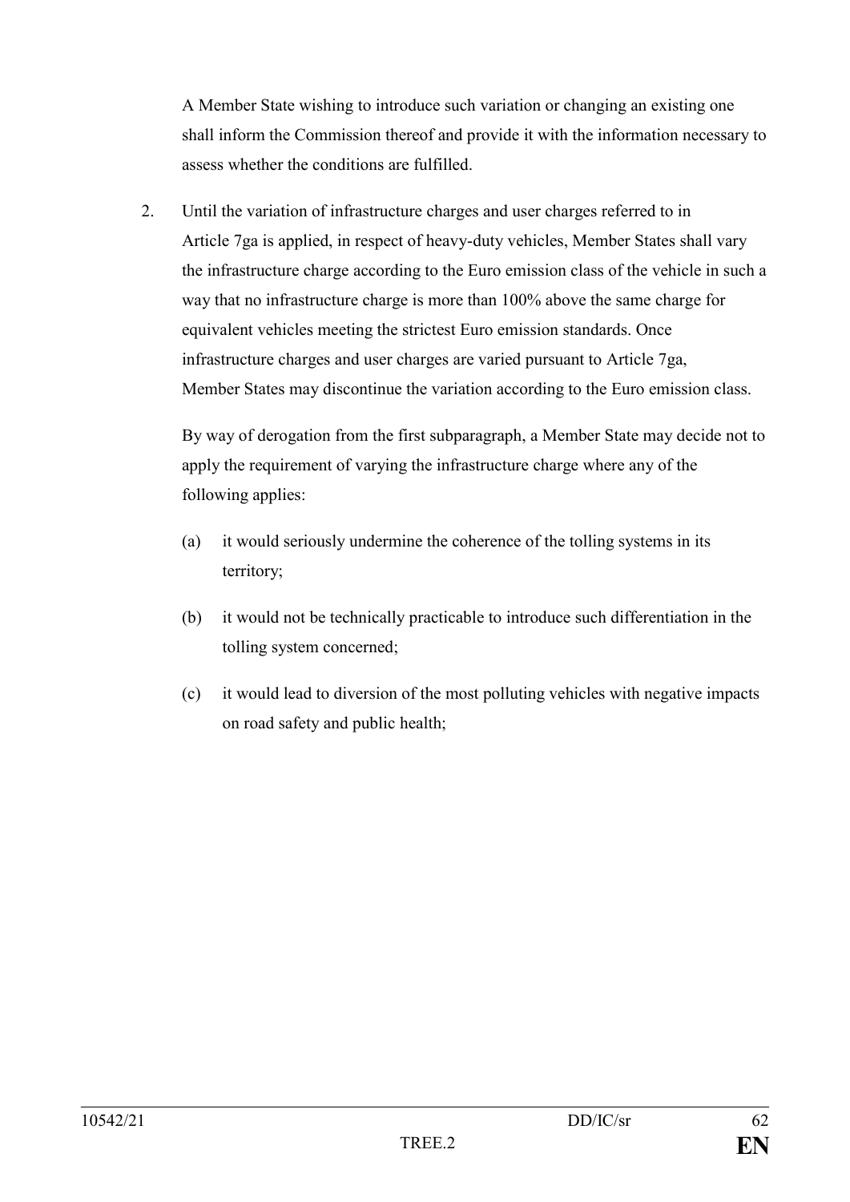A Member State wishing to introduce such variation or changing an existing one shall inform the Commission thereof and provide it with the information necessary to assess whether the conditions are fulfilled.

2. Until the variation of infrastructure charges and user charges referred to in Article 7ga is applied, in respect of heavy-duty vehicles, Member States shall vary the infrastructure charge according to the Euro emission class of the vehicle in such a way that no infrastructure charge is more than 100% above the same charge for equivalent vehicles meeting the strictest Euro emission standards. Once infrastructure charges and user charges are varied pursuant to Article 7ga, Member States may discontinue the variation according to the Euro emission class.

   By way of derogation from the first subparagraph, a Member State may decide not to apply the requirement of varying the infrastructure charge where any of the following applies:

   (a) it would seriously undermine the coherence of the tolling systems in its territory;

   (b) it would not be technically practicable to introduce such differentiation in the tolling system concerned;

   (c) it would lead to diversion of the most polluting vehicles with negative impacts on road safety and public health;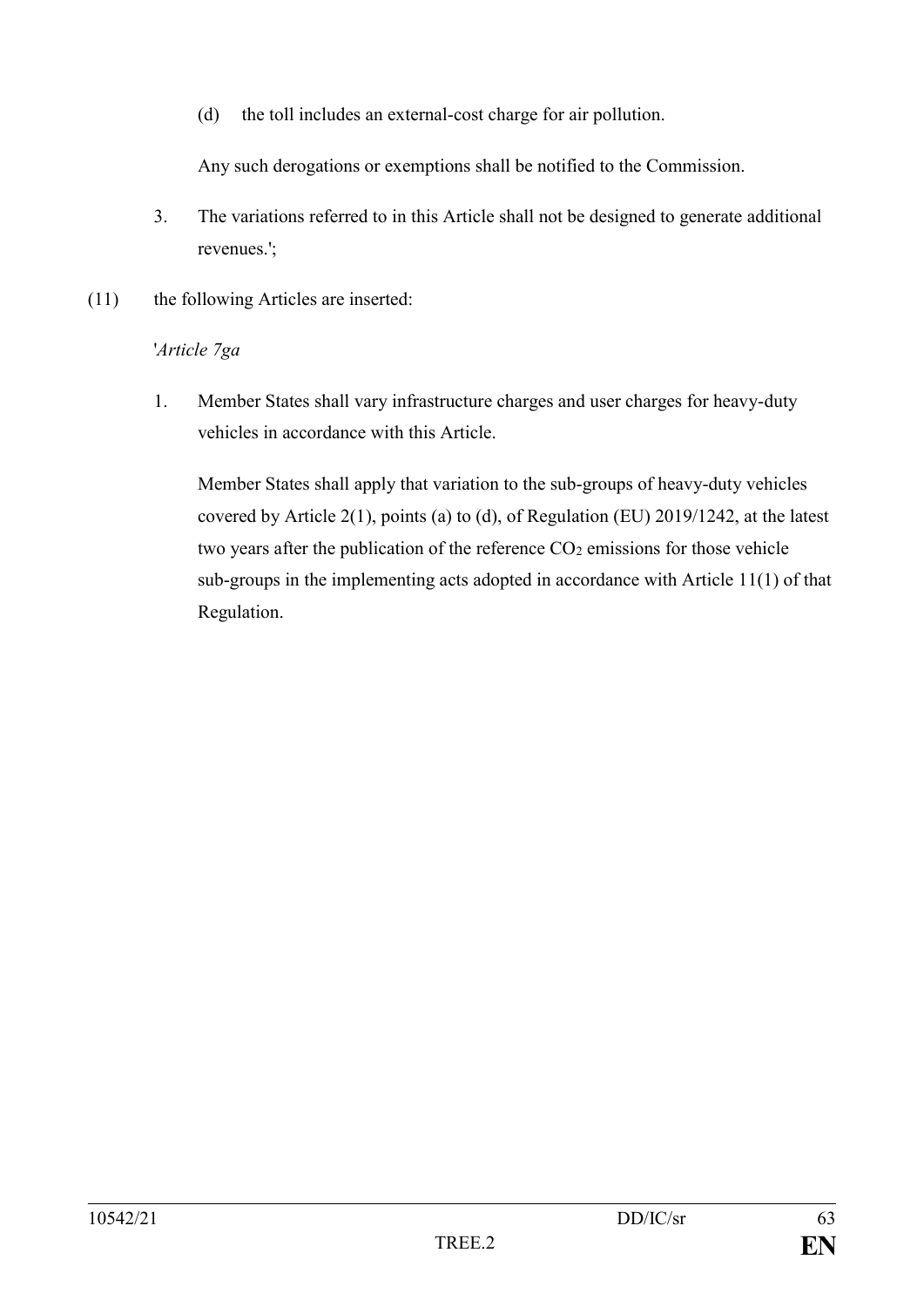(d) the toll includes an external-cost charge for air pollution.

Any such derogations or exemptions shall be notified to the Commission.

3. The variations referred to in this Article shall not be designed to generate additional revenues.';

(11) the following Articles are inserted:

'*Article 7ga*

1. Member States shall vary infrastructure charges and user charges for heavy-duty vehicles in accordance with this Article.

Member States shall apply that variation to the sub-groups of heavy-duty vehicles covered by Article 2(1), points (a) to (d), of Regulation (EU) 2019/1242, at the latest two years after the publication of the reference $CO_2$ emissions for those vehicle sub-groups in the implementing acts adopted in accordance with Article 11(1) of that Regulation.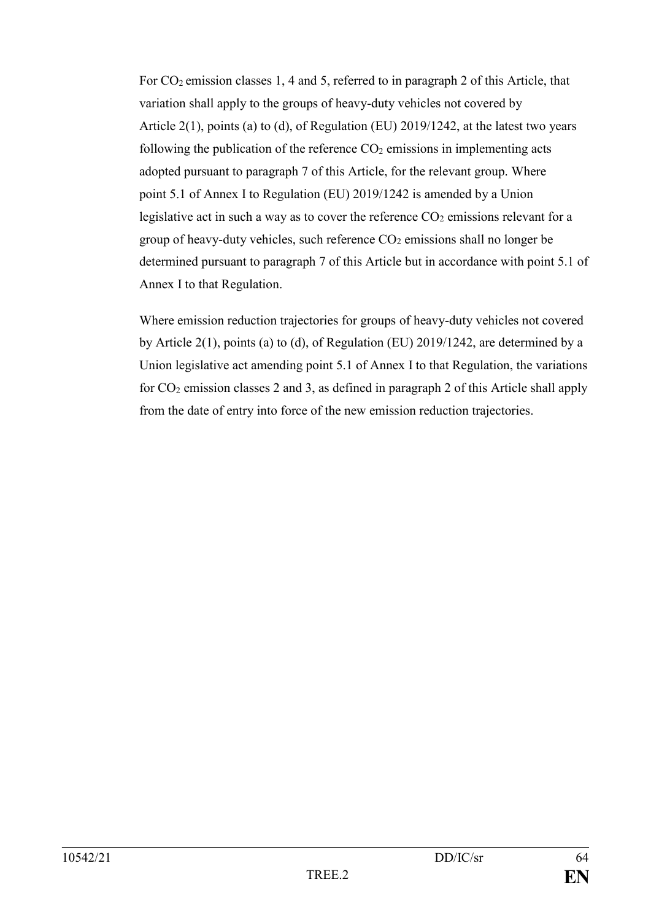For $CO_2$ emission classes 1, 4 and 5, referred to in paragraph 2 of this Article, that variation shall apply to the groups of heavy-duty vehicles not covered by Article 2(1), points (a) to (d), of Regulation (EU) 2019/1242, at the latest two years following the publication of the reference $CO_2$ emissions in implementing acts adopted pursuant to paragraph 7 of this Article, for the relevant group. Where point 5.1 of Annex I to Regulation (EU) 2019/1242 is amended by a Union legislative act in such a way as to cover the reference $CO_2$ emissions relevant for a group of heavy-duty vehicles, such reference $CO_2$ emissions shall no longer be determined pursuant to paragraph 7 of this Article but in accordance with point 5.1 of Annex I to that Regulation.

Where emission reduction trajectories for groups of heavy-duty vehicles not covered by Article 2(1), points (a) to (d), of Regulation (EU) 2019/1242, are determined by a Union legislative act amending point 5.1 of Annex I to that Regulation, the variations for $CO_2$ emission classes 2 and 3, as defined in paragraph 2 of this Article shall apply from the date of entry into force of the new emission reduction trajectories.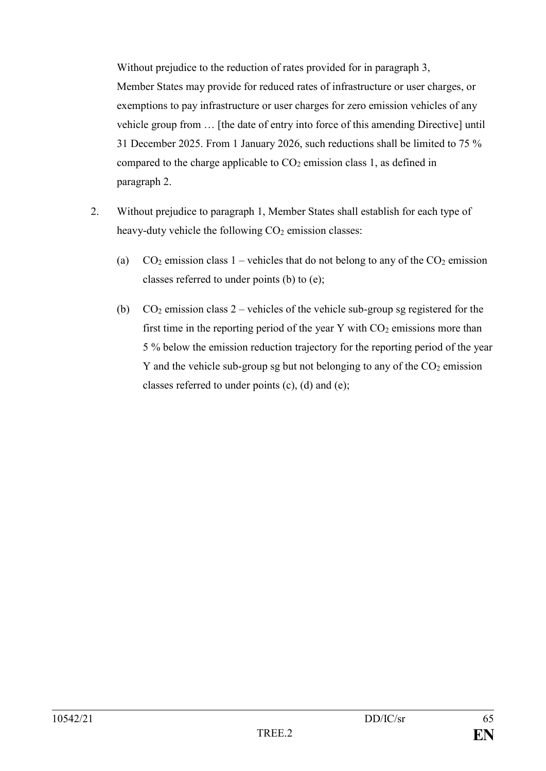Without prejudice to the reduction of rates provided for in paragraph 3, Member States may provide for reduced rates of infrastructure or user charges, or exemptions to pay infrastructure or user charges for zero emission vehicles of any vehicle group from … [the date of entry into force of this amending Directive] until 31 December 2025. From 1 January 2026, such reductions shall be limited to 75 % compared to the charge applicable to $CO_2$ emission class 1, as defined in paragraph 2.

2. Without prejudice to paragraph 1, Member States shall establish for each type of heavy-duty vehicle the following $CO_2$ emission classes:

   (a) $CO_2$ emission class 1 – vehicles that do not belong to any of the $CO_2$ emission classes referred to under points (b) to (e);

   (b) $CO_2$ emission class 2 – vehicles of the vehicle sub-group sg registered for the first time in the reporting period of the year Y with $CO_2$ emissions more than 5 % below the emission reduction trajectory for the reporting period of the year Y and the vehicle sub-group sg but not belonging to any of the $CO_2$ emission classes referred to under points (c), (d) and (e);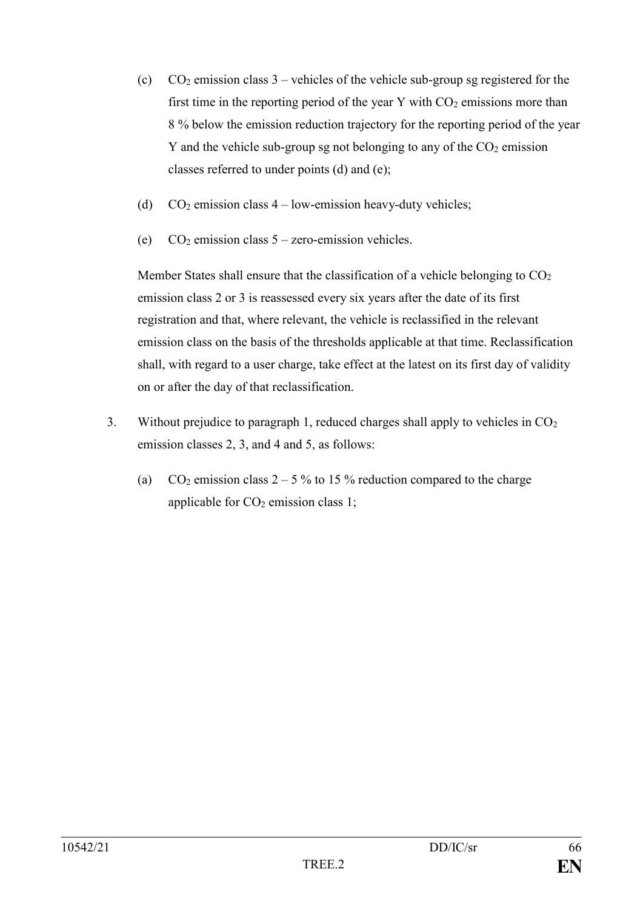(c) $CO_2$ emission class 3 – vehicles of the vehicle sub-group sg registered for the first time in the reporting period of the year Y with $CO_2$ emissions more than 8 % below the emission reduction trajectory for the reporting period of the year Y and the vehicle sub-group sg not belonging to any of the $CO_2$ emission classes referred to under points (d) and (e);

(d) $CO_2$ emission class 4 – low-emission heavy-duty vehicles;

(e) $CO_2$ emission class 5 – zero-emission vehicles.

Member States shall ensure that the classification of a vehicle belonging to $CO_2$ emission class 2 or 3 is reassessed every six years after the date of its first registration and that, where relevant, the vehicle is reclassified in the relevant emission class on the basis of the thresholds applicable at that time. Reclassification shall, with regard to a user charge, take effect at the latest on its first day of validity on or after the day of that reclassification.

3. Without prejudice to paragraph 1, reduced charges shall apply to vehicles in $CO_2$ emission classes 2, 3, and 4 and 5, as follows:

(a) $CO_2$ emission class 2 – 5 % to 15 % reduction compared to the charge applicable for $CO_2$ emission class 1;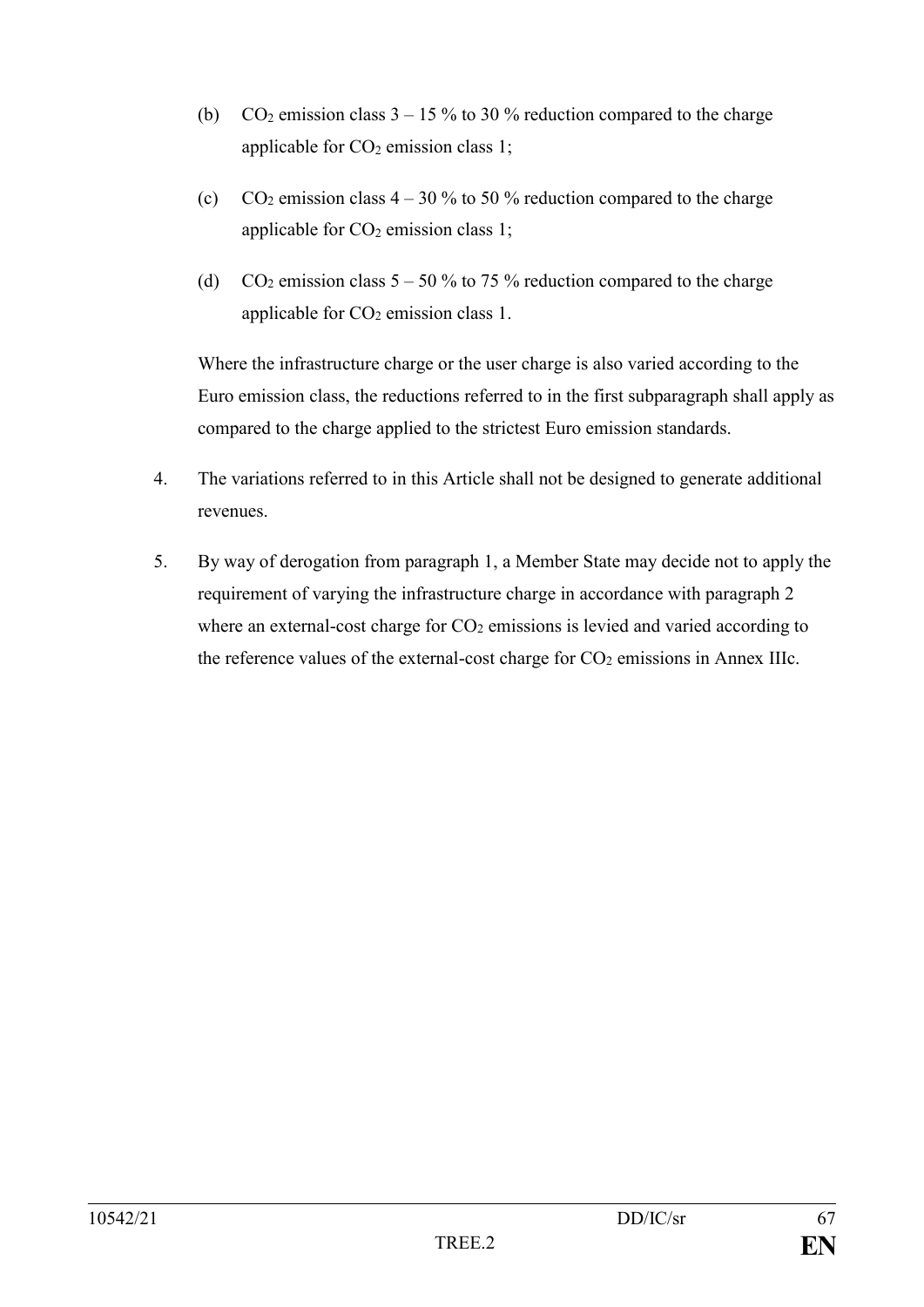(b) $CO_2$ emission class 3 – 15 % to 30 % reduction compared to the charge applicable for $CO_2$ emission class 1;

(c) $CO_2$ emission class 4 – 30 % to 50 % reduction compared to the charge applicable for $CO_2$ emission class 1;

(d) $CO_2$ emission class 5 – 50 % to 75 % reduction compared to the charge applicable for $CO_2$ emission class 1.

Where the infrastructure charge or the user charge is also varied according to the Euro emission class, the reductions referred to in the first subparagraph shall apply as compared to the charge applied to the strictest Euro emission standards.

4. The variations referred to in this Article shall not be designed to generate additional revenues.

5. By way of derogation from paragraph 1, a Member State may decide not to apply the requirement of varying the infrastructure charge in accordance with paragraph 2 where an external-cost charge for $CO_2$ emissions is levied and varied according to the reference values of the external-cost charge for $CO_2$ emissions in Annex IIIc.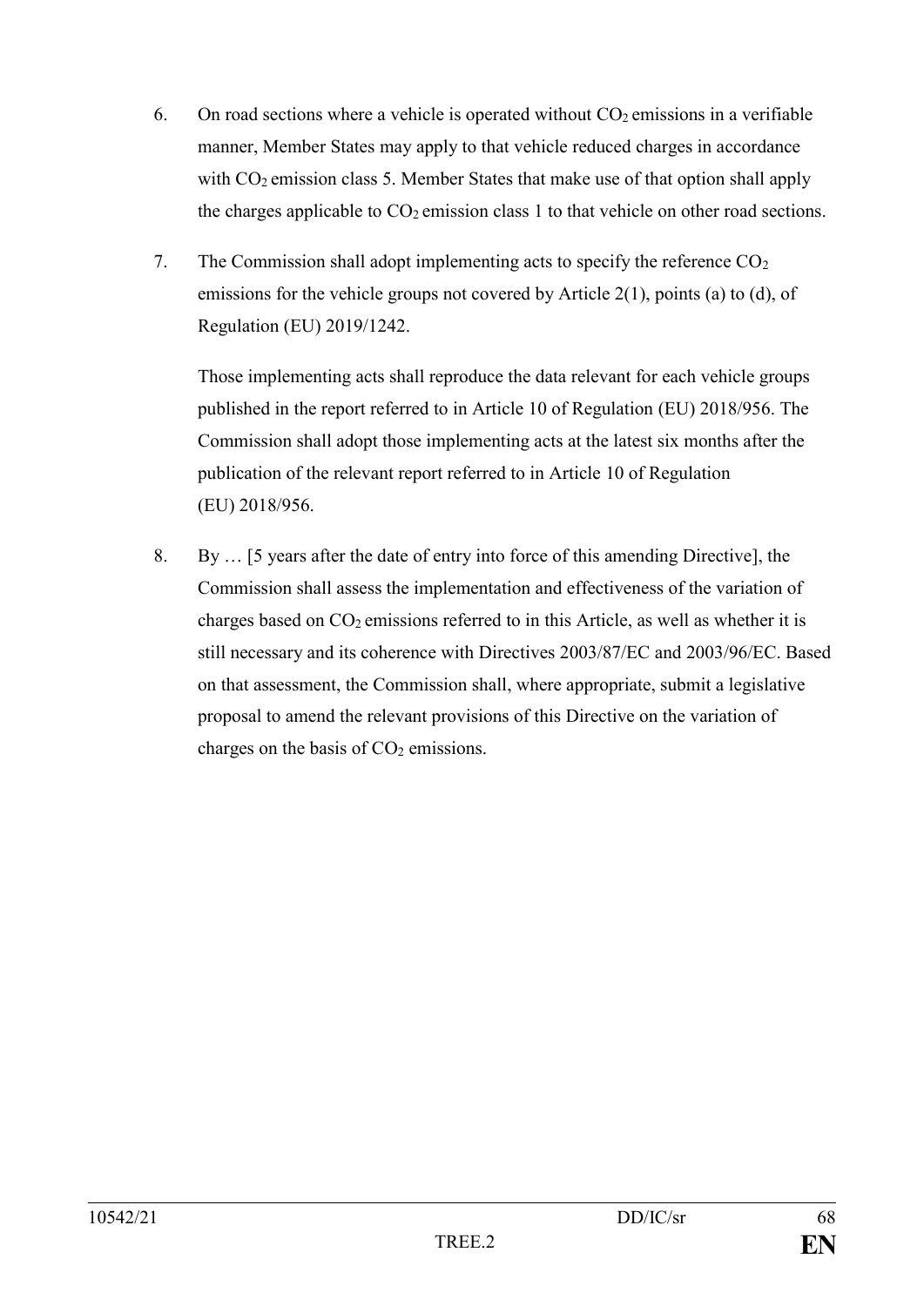6. On road sections where a vehicle is operated without $CO_2$ emissions in a verifiable manner, Member States may apply to that vehicle reduced charges in accordance with $CO_2$ emission class 5. Member States that make use of that option shall apply the charges applicable to $CO_2$ emission class 1 to that vehicle on other road sections.

7. The Commission shall adopt implementing acts to specify the reference $CO_2$ emissions for the vehicle groups not covered by Article 2(1), points (a) to (d), of Regulation (EU) 2019/1242.

   Those implementing acts shall reproduce the data relevant for each vehicle groups published in the report referred to in Article 10 of Regulation (EU) 2018/956. The Commission shall adopt those implementing acts at the latest six months after the publication of the relevant report referred to in Article 10 of Regulation (EU) 2018/956.

8. By … [5 years after the date of entry into force of this amending Directive], the Commission shall assess the implementation and effectiveness of the variation of charges based on $CO_2$ emissions referred to in this Article, as well as whether it is still necessary and its coherence with Directives 2003/87/EC and 2003/96/EC. Based on that assessment, the Commission shall, where appropriate, submit a legislative proposal to amend the relevant provisions of this Directive on the variation of charges on the basis of $CO_2$ emissions.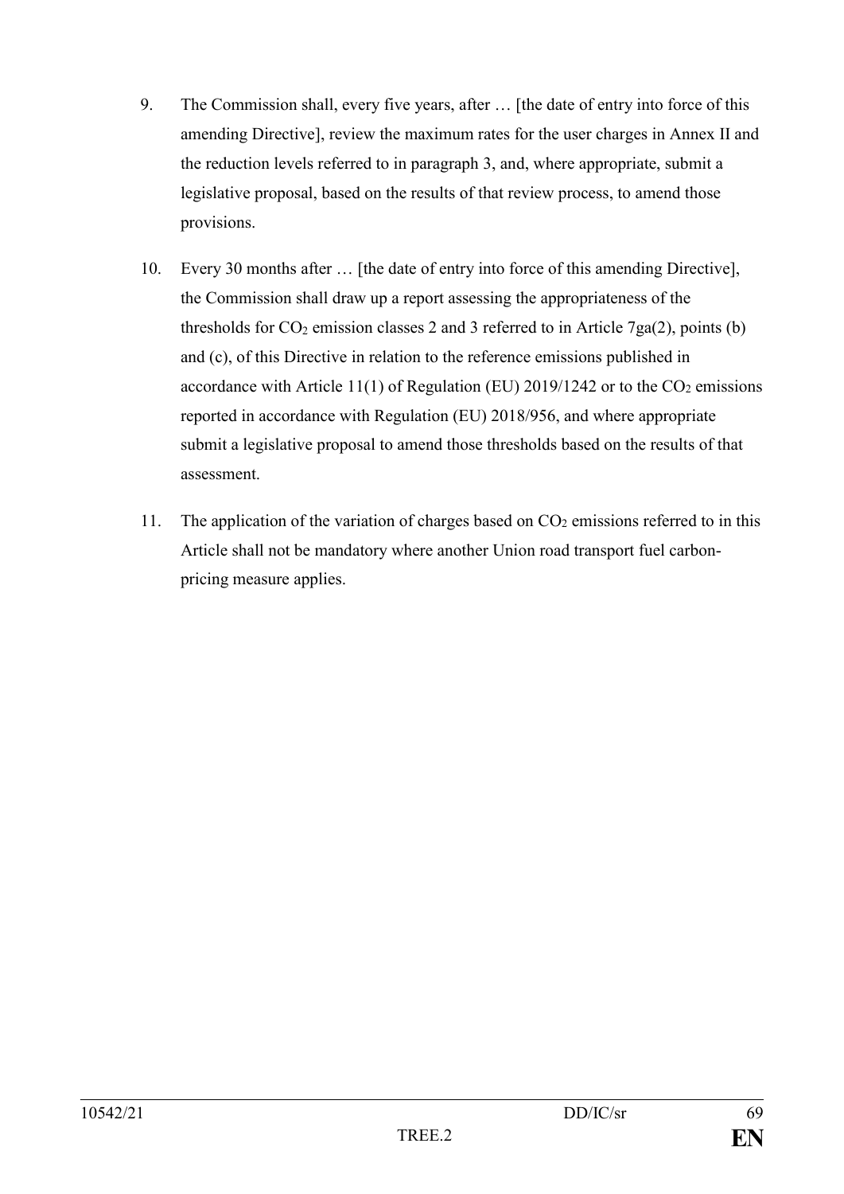9. The Commission shall, every five years, after … [the date of entry into force of this amending Directive], review the maximum rates for the user charges in Annex II and the reduction levels referred to in paragraph 3, and, where appropriate, submit a legislative proposal, based on the results of that review process, to amend those provisions.

10. Every 30 months after … [the date of entry into force of this amending Directive], the Commission shall draw up a report assessing the appropriateness of the thresholds for $CO_2$ emission classes 2 and 3 referred to in Article 7ga(2), points (b) and (c), of this Directive in relation to the reference emissions published in accordance with Article 11(1) of Regulation (EU) 2019/1242 or to the $CO_2$ emissions reported in accordance with Regulation (EU) 2018/956, and where appropriate submit a legislative proposal to amend those thresholds based on the results of that assessment.

11. The application of the variation of charges based on $CO_2$ emissions referred to in this Article shall not be mandatory where another Union road transport fuel carbon-pricing measure applies.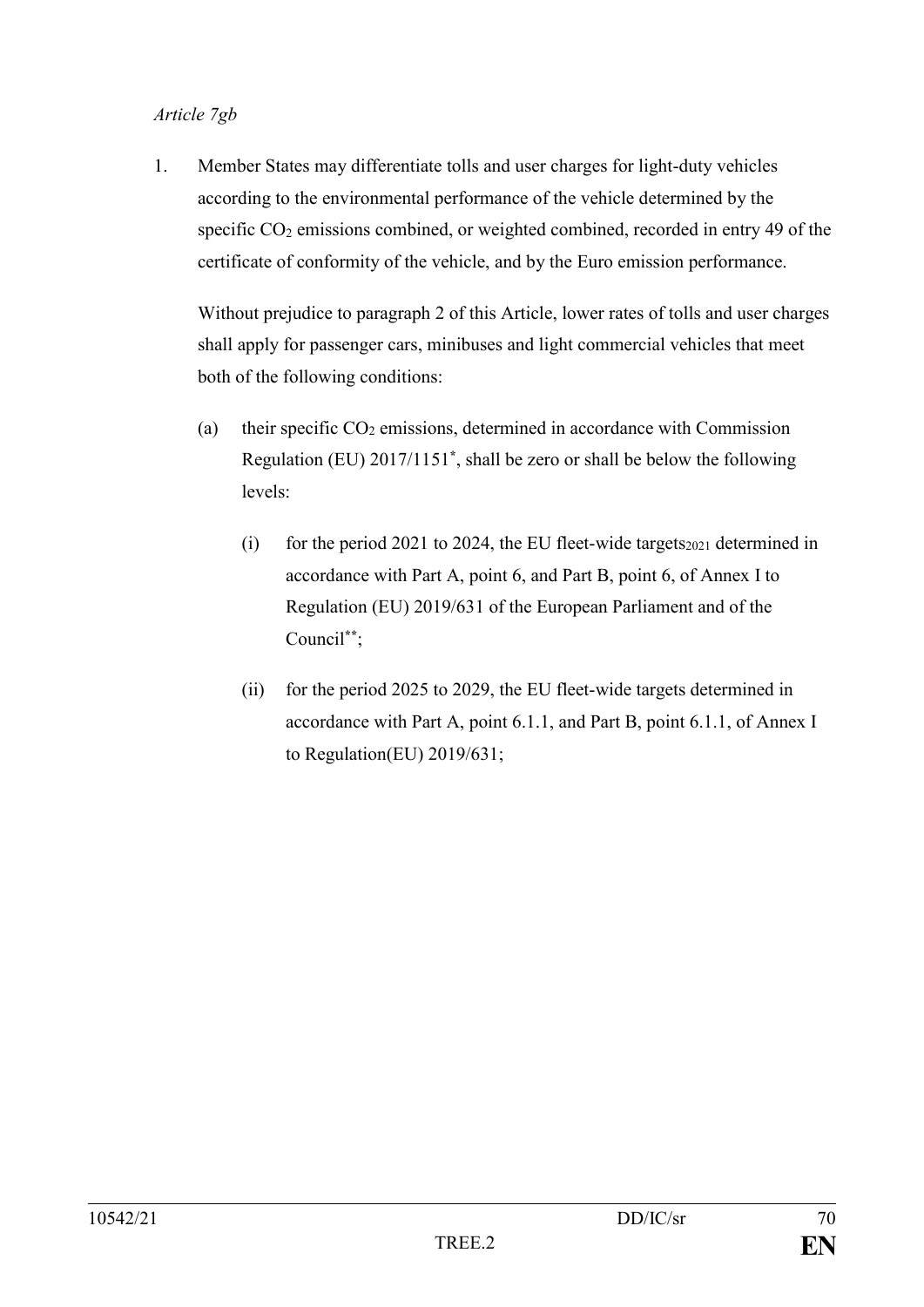*Article 7gb*

1. Member States may differentiate tolls and user charges for light-duty vehicles according to the environmental performance of the vehicle determined by the specific $CO_2$ emissions combined, or weighted combined, recorded in entry 49 of the certificate of conformity of the vehicle, and by the Euro emission performance.

   Without prejudice to paragraph 2 of this Article, lower rates of tolls and user charges shall apply for passenger cars, minibuses and light commercial vehicles that meet both of the following conditions:

   (a) their specific $CO_2$ emissions, determined in accordance with Commission Regulation (EU) 2017/1151[*], shall be zero or shall be below the following levels:

      (i) for the period 2021 to 2024, the EU fleet-wide $targets_{2021}$ determined in accordance with Part A, point 6, and Part B, point 6, of Annex I to Regulation (EU) 2019/631 of the European Parliament and of the Council[**];

      (ii) for the period 2025 to 2029, the EU fleet-wide targets determined in accordance with Part A, point 6.1.1, and Part B, point 6.1.1, of Annex I to Regulation(EU) 2019/631;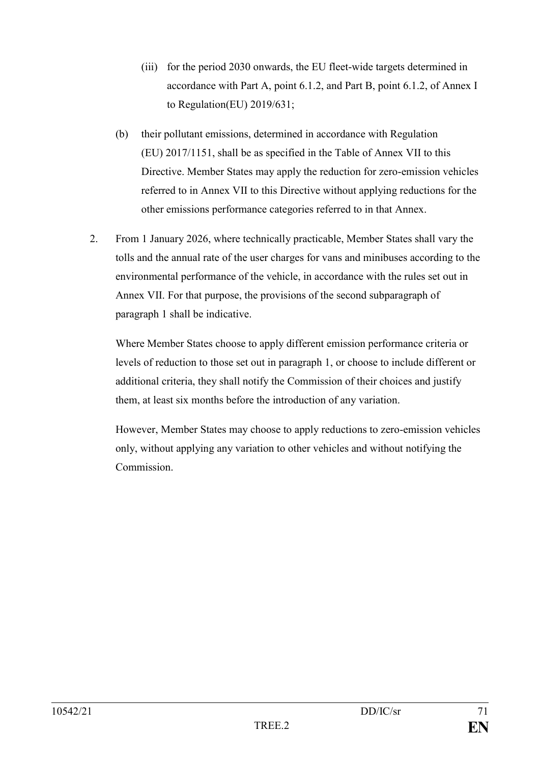(iii) for the period 2030 onwards, the EU fleet-wide targets determined in accordance with Part A, point 6.1.2, and Part B, point 6.1.2, of Annex I to Regulation(EU) 2019/631;

(b) their pollutant emissions, determined in accordance with Regulation (EU) 2017/1151, shall be as specified in the Table of Annex VII to this Directive. Member States may apply the reduction for zero-emission vehicles referred to in Annex VII to this Directive without applying reductions for the other emissions performance categories referred to in that Annex.

2. From 1 January 2026, where technically practicable, Member States shall vary the tolls and the annual rate of the user charges for vans and minibuses according to the environmental performance of the vehicle, in accordance with the rules set out in Annex VII. For that purpose, the provisions of the second subparagraph of paragraph 1 shall be indicative.

Where Member States choose to apply different emission performance criteria or levels of reduction to those set out in paragraph 1, or choose to include different or additional criteria, they shall notify the Commission of their choices and justify them, at least six months before the introduction of any variation.

However, Member States may choose to apply reductions to zero-emission vehicles only, without applying any variation to other vehicles and without notifying the Commission.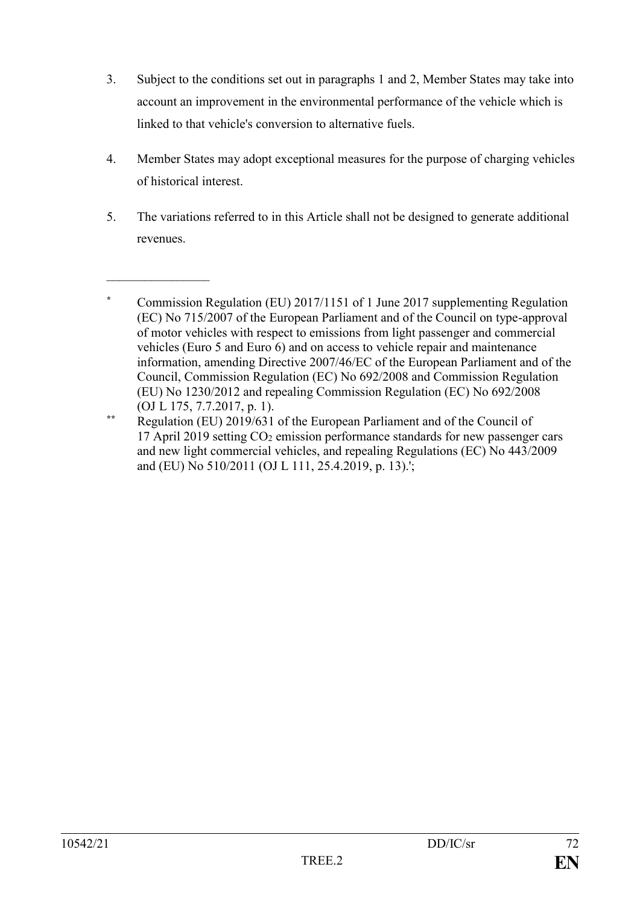3. Subject to the conditions set out in paragraphs 1 and 2, Member States may take into account an improvement in the environmental performance of the vehicle which is linked to that vehicle's conversion to alternative fuels.

4. Member States may adopt exceptional measures for the purpose of charging vehicles of historical interest.

5. The variations referred to in this Article shall not be designed to generate additional revenues.

________________

\* Commission Regulation (EU) 2017/1151 of 1 June 2017 supplementing Regulation (EC) No 715/2007 of the European Parliament and of the Council on type-approval of motor vehicles with respect to emissions from light passenger and commercial vehicles (Euro 5 and Euro 6) and on access to vehicle repair and maintenance information, amending Directive 2007/46/EC of the European Parliament and of the Council, Commission Regulation (EC) No 692/2008 and Commission Regulation (EU) No 1230/2012 and repealing Commission Regulation (EC) No 692/2008 (OJ L 175, 7.7.2017, p. 1).

\*\* Regulation (EU) 2019/631 of the European Parliament and of the Council of 17 April 2019 setting $CO_2$ emission performance standards for new passenger cars and new light commercial vehicles, and repealing Regulations (EC) No 443/2009 and (EU) No 510/2011 (OJ L 111, 25.4.2019, p. 13).';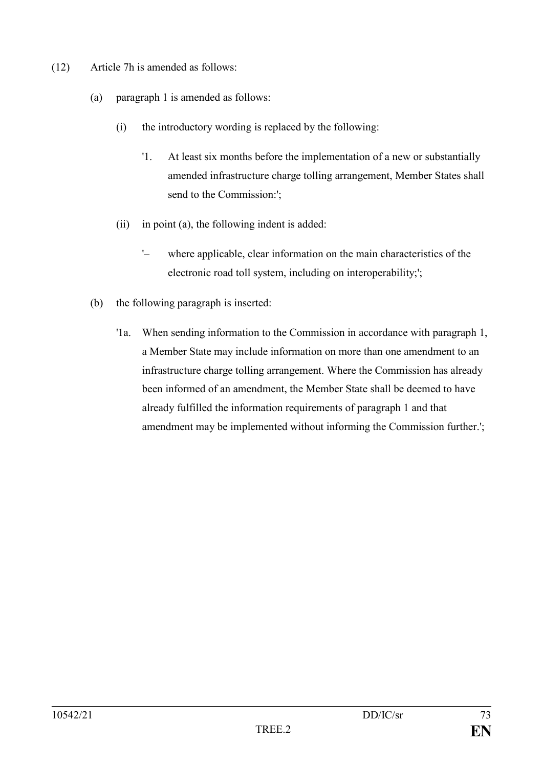(12) Article 7h is amended as follows:

(a) paragraph 1 is amended as follows:

(i) the introductory wording is replaced by the following:

'1. At least six months before the implementation of a new or substantially amended infrastructure charge tolling arrangement, Member States shall send to the Commission:';

(ii) in point (a), the following indent is added:

'– where applicable, clear information on the main characteristics of the electronic road toll system, including on interoperability;';

(b) the following paragraph is inserted:

'1a. When sending information to the Commission in accordance with paragraph 1, a Member State may include information on more than one amendment to an infrastructure charge tolling arrangement. Where the Commission has already been informed of an amendment, the Member State shall be deemed to have already fulfilled the information requirements of paragraph 1 and that amendment may be implemented without informing the Commission further.';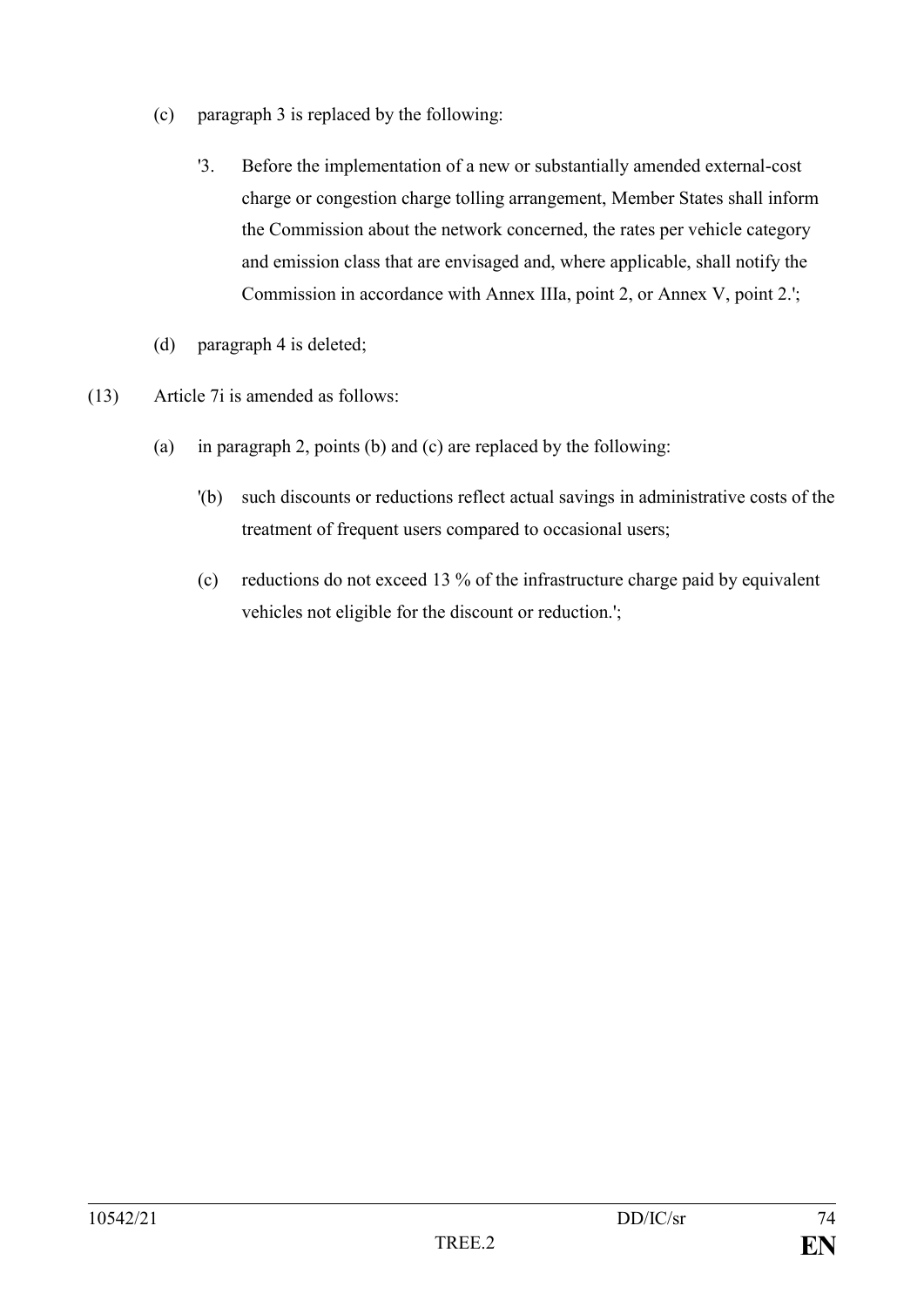(c) paragraph 3 is replaced by the following:

'3. Before the implementation of a new or substantially amended external-cost charge or congestion charge tolling arrangement, Member States shall inform the Commission about the network concerned, the rates per vehicle category and emission class that are envisaged and, where applicable, shall notify the Commission in accordance with Annex IIIa, point 2, or Annex V, point 2.';

(d) paragraph 4 is deleted;

(13) Article 7i is amended as follows:

(a) in paragraph 2, points (b) and (c) are replaced by the following:

'(b) such discounts or reductions reflect actual savings in administrative costs of the treatment of frequent users compared to occasional users;

(c) reductions do not exceed 13 % of the infrastructure charge paid by equivalent vehicles not eligible for the discount or reduction.';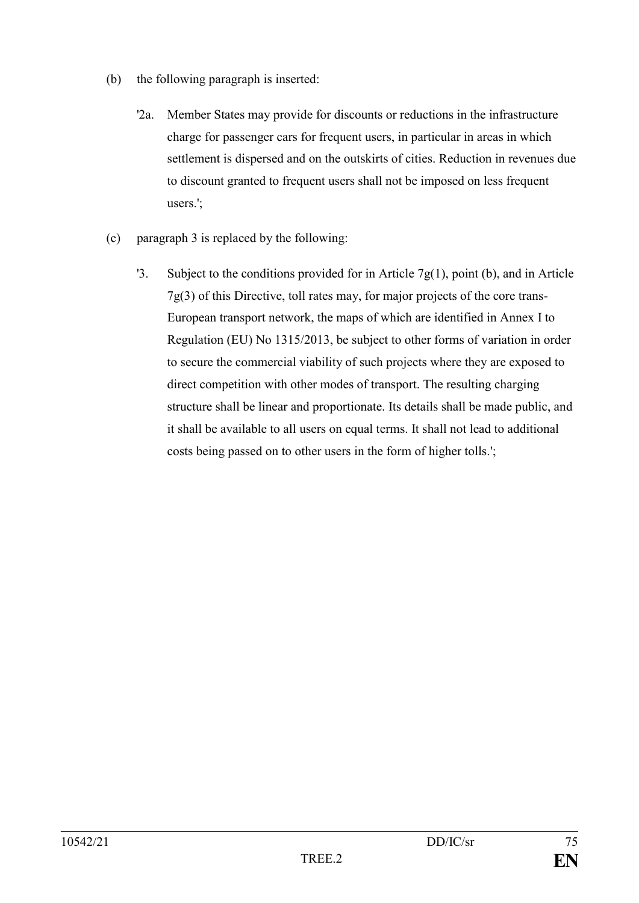(b) the following paragraph is inserted:

'2a. Member States may provide for discounts or reductions in the infrastructure charge for passenger cars for frequent users, in particular in areas in which settlement is dispersed and on the outskirts of cities. Reduction in revenues due to discount granted to frequent users shall not be imposed on less frequent users.';

(c) paragraph 3 is replaced by the following:

'3. Subject to the conditions provided for in Article 7g(1), point (b), and in Article 7g(3) of this Directive, toll rates may, for major projects of the core trans-European transport network, the maps of which are identified in Annex I to Regulation (EU) No 1315/2013, be subject to other forms of variation in order to secure the commercial viability of such projects where they are exposed to direct competition with other modes of transport. The resulting charging structure shall be linear and proportionate. Its details shall be made public, and it shall be available to all users on equal terms. It shall not lead to additional costs being passed on to other users in the form of higher tolls.';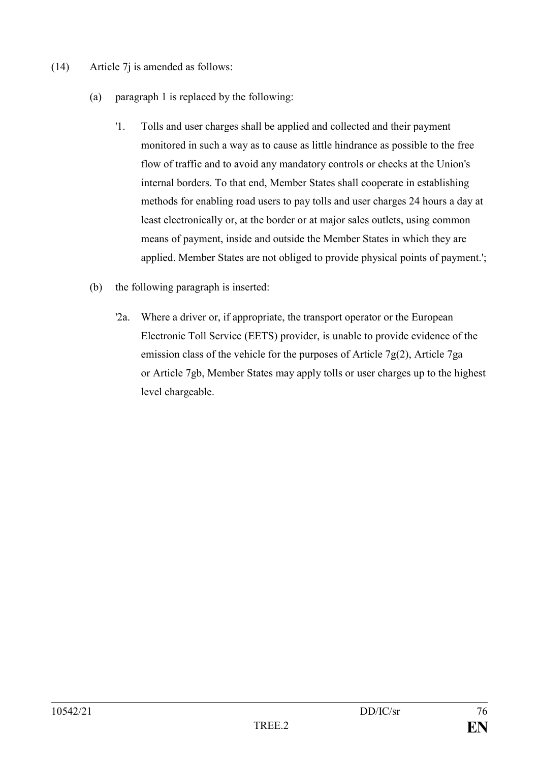(14) Article 7j is amended as follows:

(a) paragraph 1 is replaced by the following:

'1. Tolls and user charges shall be applied and collected and their payment monitored in such a way as to cause as little hindrance as possible to the free flow of traffic and to avoid any mandatory controls or checks at the Union's internal borders. To that end, Member States shall cooperate in establishing methods for enabling road users to pay tolls and user charges 24 hours a day at least electronically or, at the border or at major sales outlets, using common means of payment, inside and outside the Member States in which they are applied. Member States are not obliged to provide physical points of payment.';

(b) the following paragraph is inserted:

'2a. Where a driver or, if appropriate, the transport operator or the European Electronic Toll Service (EETS) provider, is unable to provide evidence of the emission class of the vehicle for the purposes of Article 7g(2), Article 7ga or Article 7gb, Member States may apply tolls or user charges up to the highest level chargeable.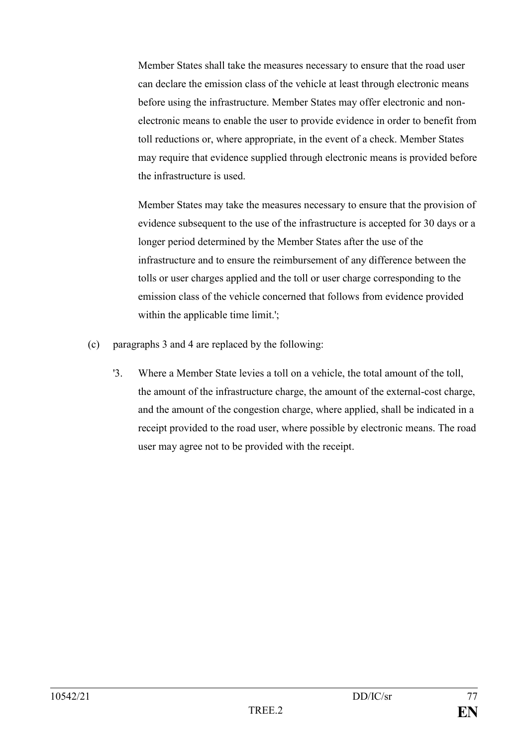Member States shall take the measures necessary to ensure that the road user can declare the emission class of the vehicle at least through electronic means before using the infrastructure. Member States may offer electronic and non-electronic means to enable the user to provide evidence in order to benefit from toll reductions or, where appropriate, in the event of a check. Member States may require that evidence supplied through electronic means is provided before the infrastructure is used.

Member States may take the measures necessary to ensure that the provision of evidence subsequent to the use of the infrastructure is accepted for 30 days or a longer period determined by the Member States after the use of the infrastructure and to ensure the reimbursement of any difference between the tolls or user charges applied and the toll or user charge corresponding to the emission class of the vehicle concerned that follows from evidence provided within the applicable time limit.';

(c) paragraphs 3 and 4 are replaced by the following:

'3. Where a Member State levies a toll on a vehicle, the total amount of the toll, the amount of the infrastructure charge, the amount of the external-cost charge, and the amount of the congestion charge, where applied, shall be indicated in a receipt provided to the road user, where possible by electronic means. The road user may agree not to be provided with the receipt.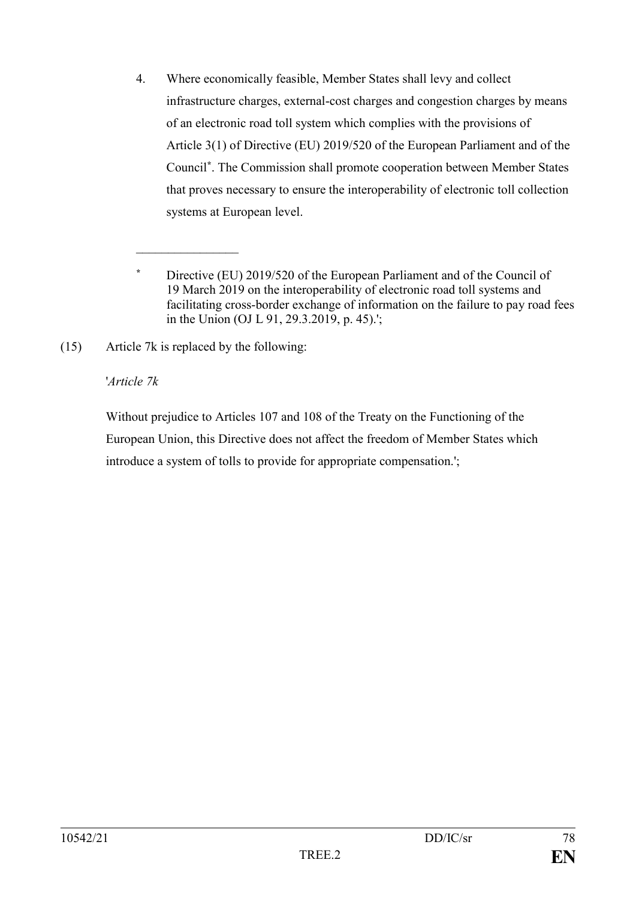4. Where economically feasible, Member States shall levy and collect infrastructure charges, external-cost charges and congestion charges by means of an electronic road toll system which complies with the provisions of Article 3(1) of Directive (EU) 2019/520 of the European Parliament and of the Council*. The Commission shall promote cooperation between Member States that proves necessary to ensure the interoperability of electronic toll collection systems at European level.

________________

\* Directive (EU) 2019/520 of the European Parliament and of the Council of 19 March 2019 on the interoperability of electronic road toll systems and facilitating cross-border exchange of information on the failure to pay road fees in the Union (OJ L 91, 29.3.2019, p. 45).';

(15) Article 7k is replaced by the following:

'*Article 7k*

Without prejudice to Articles 107 and 108 of the Treaty on the Functioning of the European Union, this Directive does not affect the freedom of Member States which introduce a system of tolls to provide for appropriate compensation.';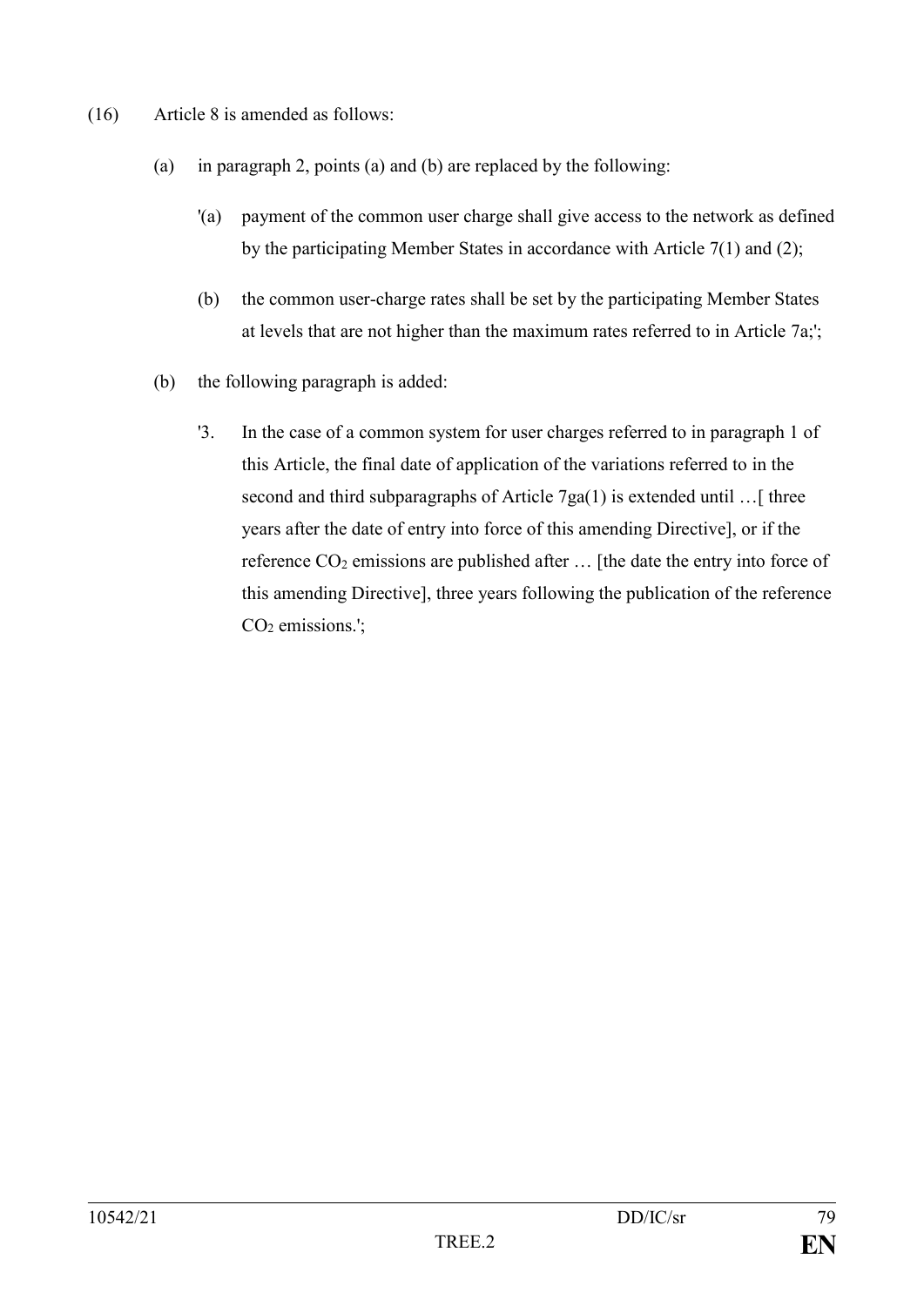(16) Article 8 is amended as follows:

(a) in paragraph 2, points (a) and (b) are replaced by the following:

'(a) payment of the common user charge shall give access to the network as defined by the participating Member States in accordance with Article 7(1) and (2);

(b) the common user-charge rates shall be set by the participating Member States at levels that are not higher than the maximum rates referred to in Article 7a;';

(b) the following paragraph is added:

'3. In the case of a common system for user charges referred to in paragraph 1 of this Article, the final date of application of the variations referred to in the second and third subparagraphs of Article 7ga(1) is extended until …[ three years after the date of entry into force of this amending Directive], or if the reference $CO_2$ emissions are published after … [the date the entry into force of this amending Directive], three years following the publication of the reference $CO_2$ emissions.';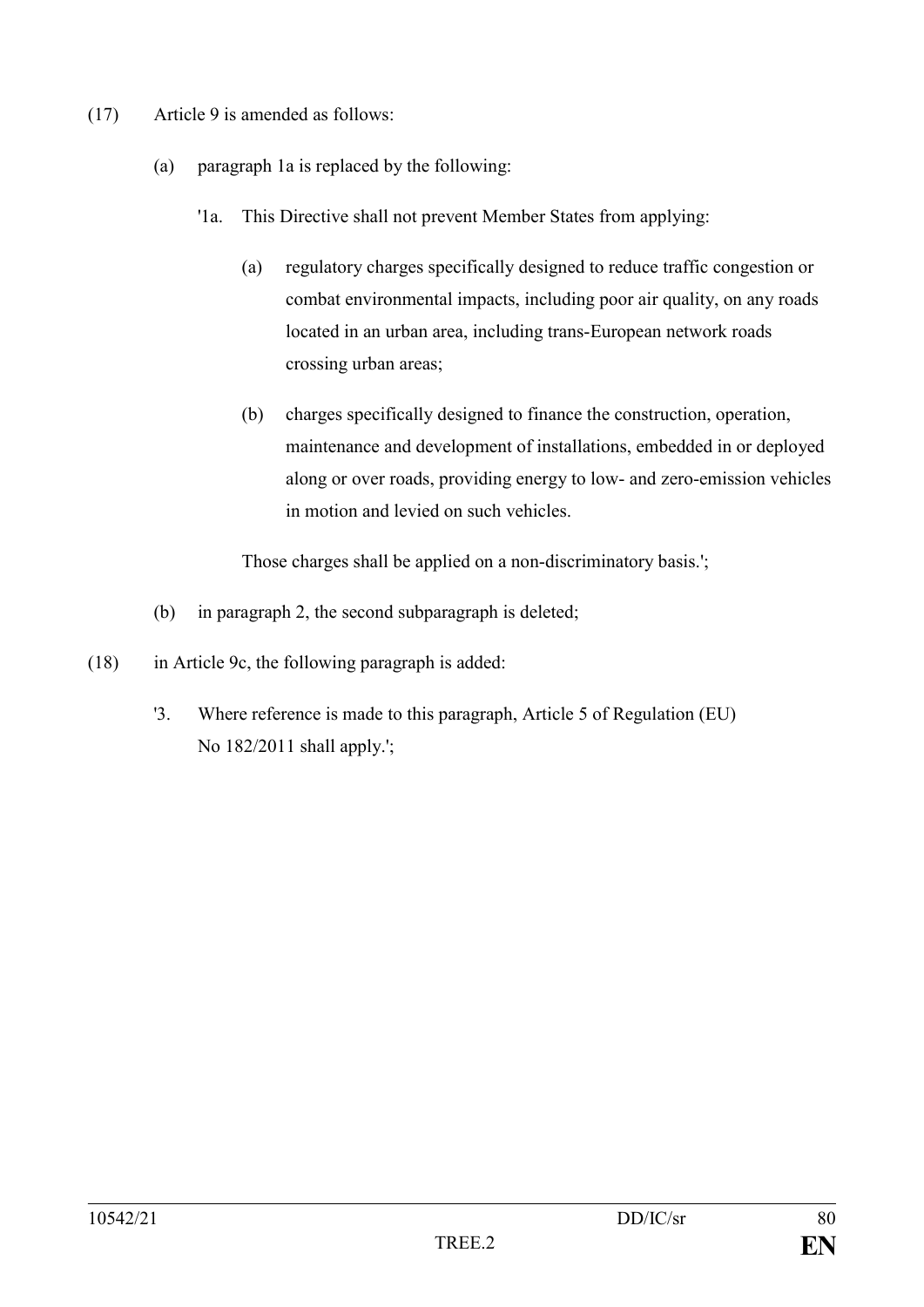(17) Article 9 is amended as follows:

(a) paragraph 1a is replaced by the following:

'1a. This Directive shall not prevent Member States from applying:

(a) regulatory charges specifically designed to reduce traffic congestion or combat environmental impacts, including poor air quality, on any roads located in an urban area, including trans-European network roads crossing urban areas;

(b) charges specifically designed to finance the construction, operation, maintenance and development of installations, embedded in or deployed along or over roads, providing energy to low- and zero-emission vehicles in motion and levied on such vehicles.

Those charges shall be applied on a non-discriminatory basis.';

(b) in paragraph 2, the second subparagraph is deleted;

(18) in Article 9c, the following paragraph is added:

'3. Where reference is made to this paragraph, Article 5 of Regulation (EU) No 182/2011 shall apply.';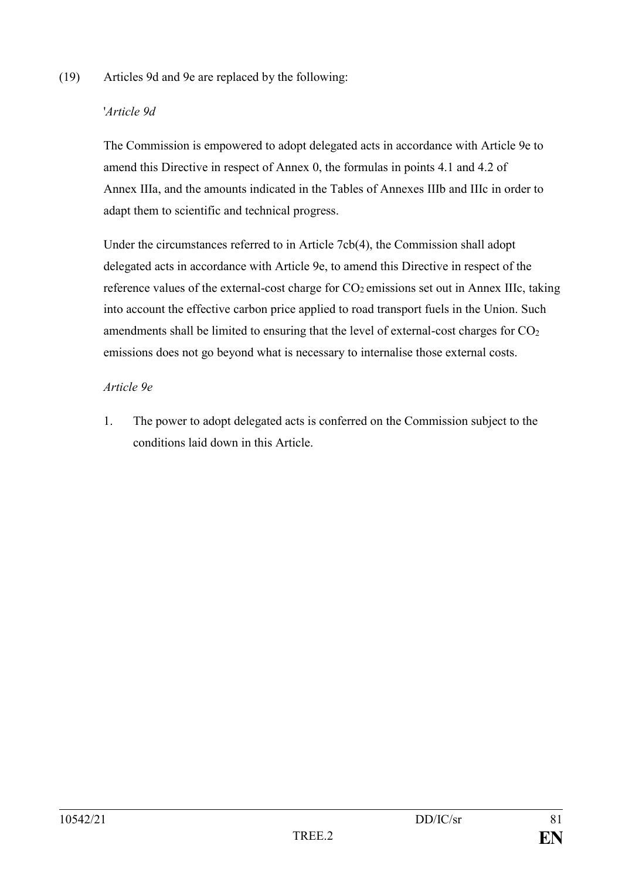(19) Articles 9d and 9e are replaced by the following:

'*Article 9d*

The Commission is empowered to adopt delegated acts in accordance with Article 9e to amend this Directive in respect of Annex 0, the formulas in points 4.1 and 4.2 of Annex IIIa, and the amounts indicated in the Tables of Annexes IIIb and IIIc in order to adapt them to scientific and technical progress.

Under the circumstances referred to in Article 7cb(4), the Commission shall adopt delegated acts in accordance with Article 9e, to amend this Directive in respect of the reference values of the external-cost charge for $CO_2$ emissions set out in Annex IIIc, taking into account the effective carbon price applied to road transport fuels in the Union. Such amendments shall be limited to ensuring that the level of external-cost charges for $CO_2$ emissions does not go beyond what is necessary to internalise those external costs.

*Article 9e*

1. The power to adopt delegated acts is conferred on the Commission subject to the conditions laid down in this Article.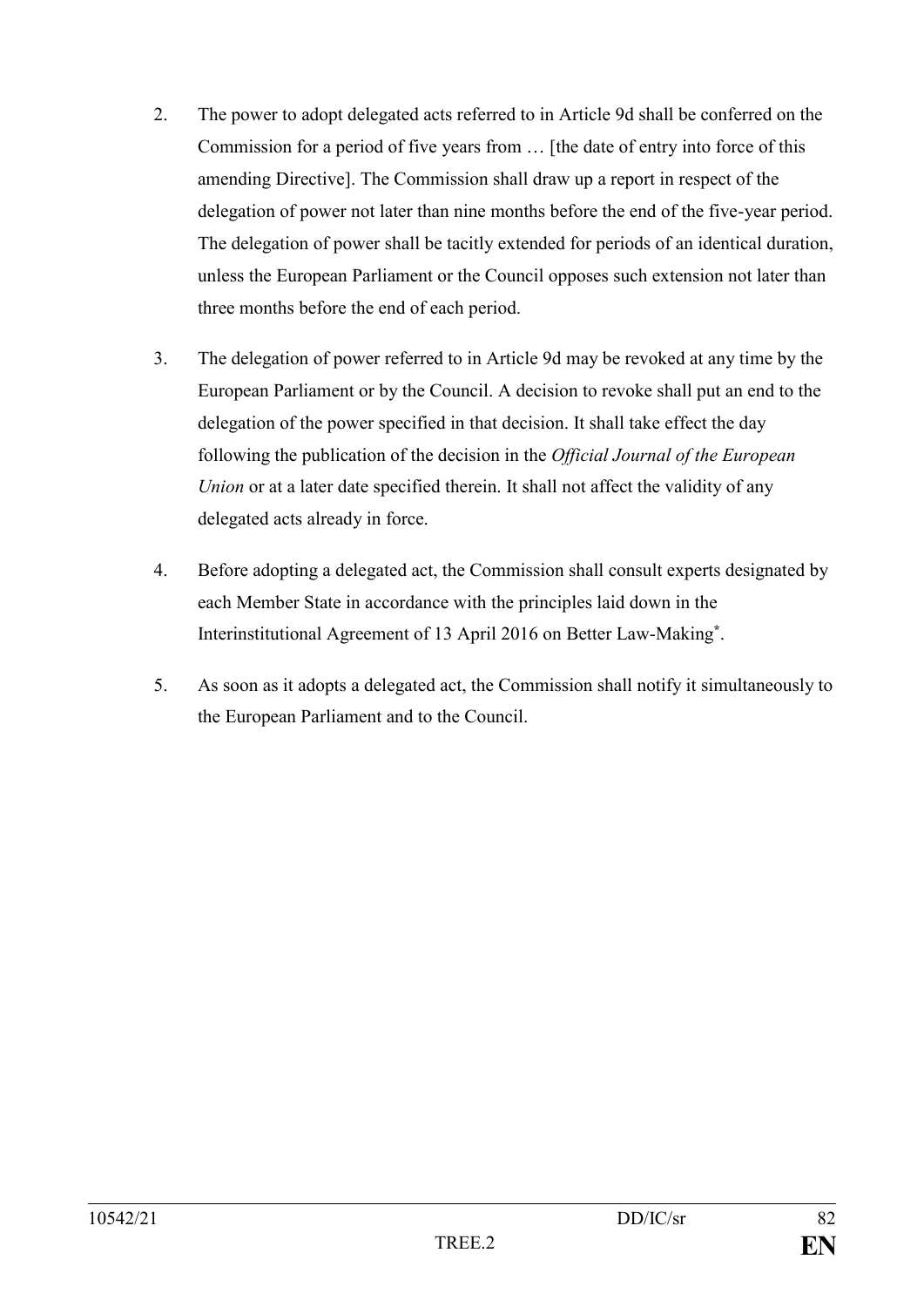2. The power to adopt delegated acts referred to in Article 9d shall be conferred on the Commission for a period of five years from … [the date of entry into force of this amending Directive]. The Commission shall draw up a report in respect of the delegation of power not later than nine months before the end of the five-year period. The delegation of power shall be tacitly extended for periods of an identical duration, unless the European Parliament or the Council opposes such extension not later than three months before the end of each period.

3. The delegation of power referred to in Article 9d may be revoked at any time by the European Parliament or by the Council. A decision to revoke shall put an end to the delegation of the power specified in that decision. It shall take effect the day following the publication of the decision in the *Official Journal of the European Union* or at a later date specified therein. It shall not affect the validity of any delegated acts already in force.

4. Before adopting a delegated act, the Commission shall consult experts designated by each Member State in accordance with the principles laid down in the Interinstitutional Agreement of 13 April 2016 on Better Law-Making[*].

5. As soon as it adopts a delegated act, the Commission shall notify it simultaneously to the European Parliament and to the Council.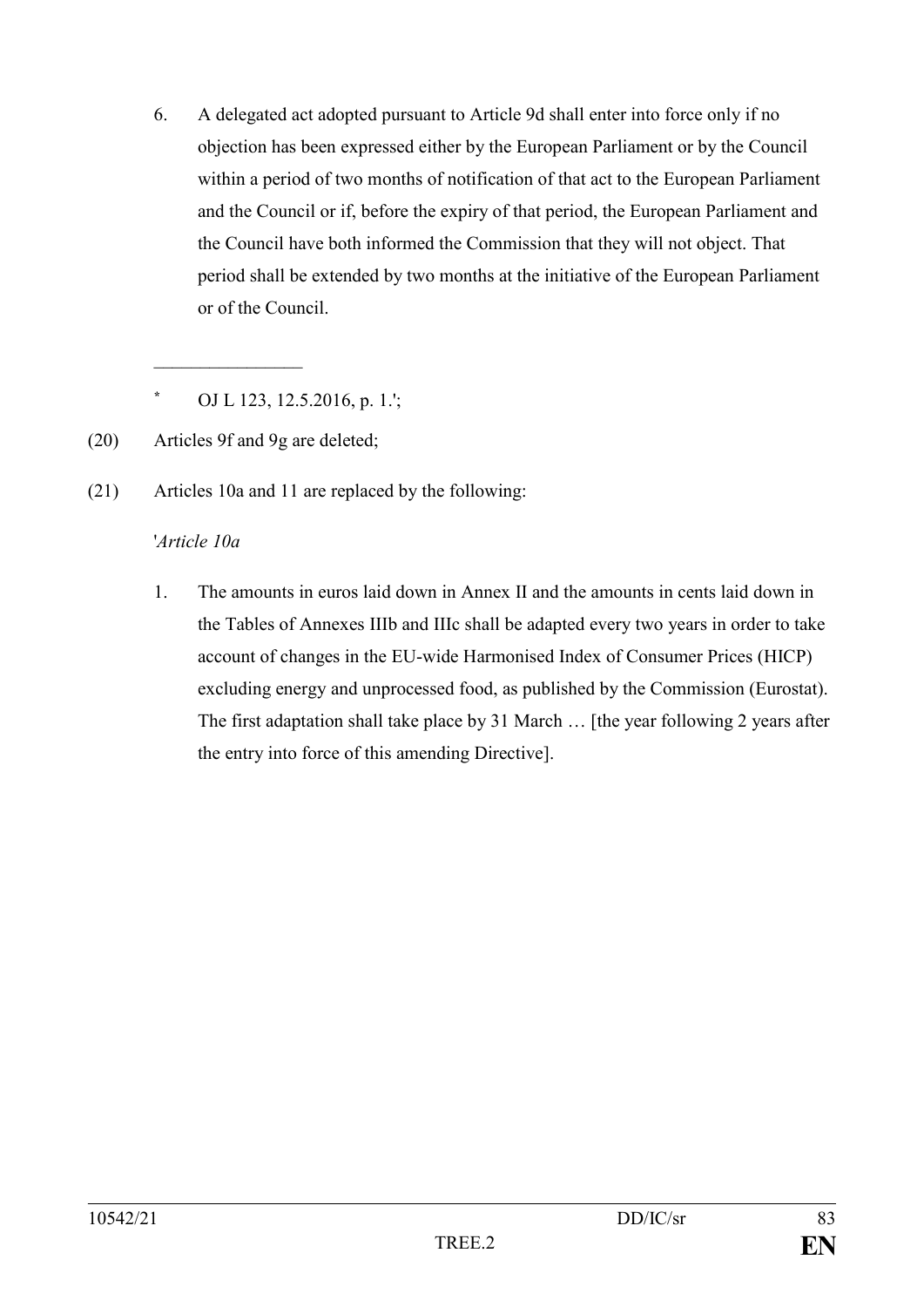6. A delegated act adopted pursuant to Article 9d shall enter into force only if no objection has been expressed either by the European Parliament or by the Council within a period of two months of notification of that act to the European Parliament and the Council or if, before the expiry of that period, the European Parliament and the Council have both informed the Commission that they will not object. That period shall be extended by two months at the initiative of the European Parliament or of the Council.

\_\_\_\_\_\_\_\_\_\_\_\_\_\_\_\_\_\_

[*] OJ L 123, 12.5.2016, p. 1.';

(20) Articles 9f and 9g are deleted;

(21) Articles 10a and 11 are replaced by the following:

'*Article 10a*

1. The amounts in euros laid down in Annex II and the amounts in cents laid down in the Tables of Annexes IIIb and IIIc shall be adapted every two years in order to take account of changes in the EU-wide Harmonised Index of Consumer Prices (HICP) excluding energy and unprocessed food, as published by the Commission (Eurostat). The first adaptation shall take place by 31 March … [the year following 2 years after the entry into force of this amending Directive].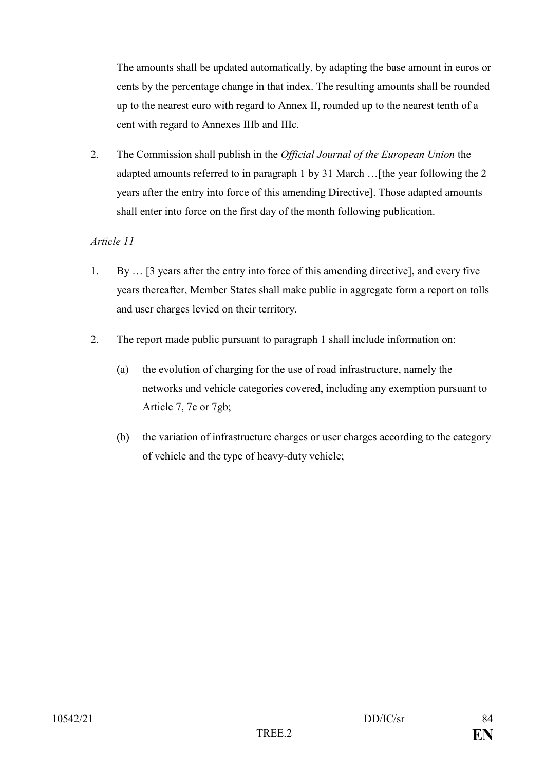The amounts shall be updated automatically, by adapting the base amount in euros or cents by the percentage change in that index. The resulting amounts shall be rounded up to the nearest euro with regard to Annex II, rounded up to the nearest tenth of a cent with regard to Annexes IIIb and IIIc.

2. The Commission shall publish in the *Official Journal of the European Union* the adapted amounts referred to in paragraph 1 by 31 March …[the year following the 2 years after the entry into force of this amending Directive]. Those adapted amounts shall enter into force on the first day of the month following publication.

*Article 11*

1. By … [3 years after the entry into force of this amending directive], and every five years thereafter, Member States shall make public in aggregate form a report on tolls and user charges levied on their territory.

2. The report made public pursuant to paragraph 1 shall include information on:

   (a) the evolution of charging for the use of road infrastructure, namely the networks and vehicle categories covered, including any exemption pursuant to Article 7, 7c or 7gb;

   (b) the variation of infrastructure charges or user charges according to the category of vehicle and the type of heavy-duty vehicle;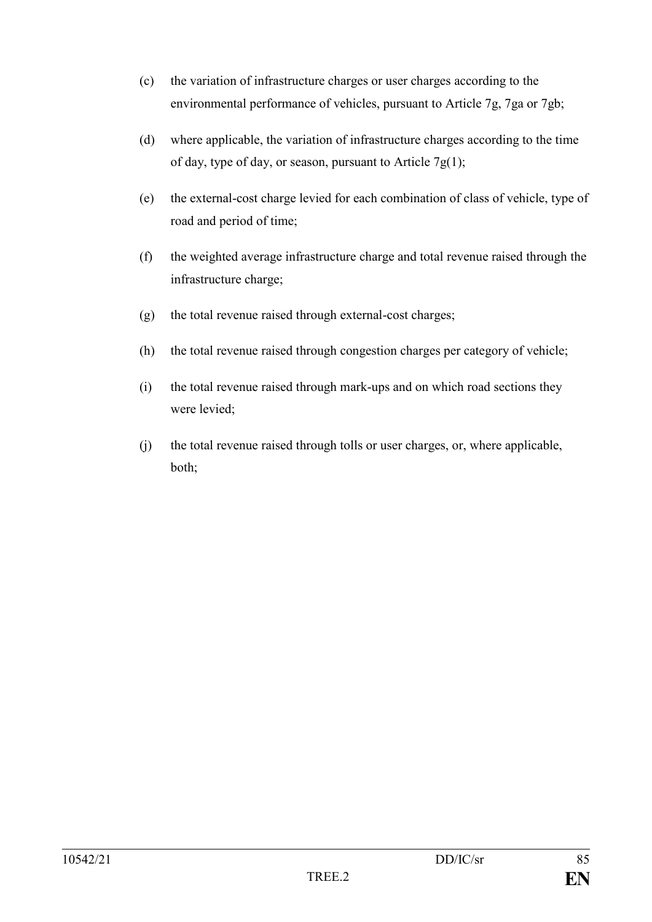(c) the variation of infrastructure charges or user charges according to the environmental performance of vehicles, pursuant to Article 7g, 7ga or 7gb;

(d) where applicable, the variation of infrastructure charges according to the time of day, type of day, or season, pursuant to Article 7g(1);

(e) the external-cost charge levied for each combination of class of vehicle, type of road and period of time;

(f) the weighted average infrastructure charge and total revenue raised through the infrastructure charge;

(g) the total revenue raised through external-cost charges;

(h) the total revenue raised through congestion charges per category of vehicle;

(i) the total revenue raised through mark-ups and on which road sections they were levied;

(j) the total revenue raised through tolls or user charges, or, where applicable, both;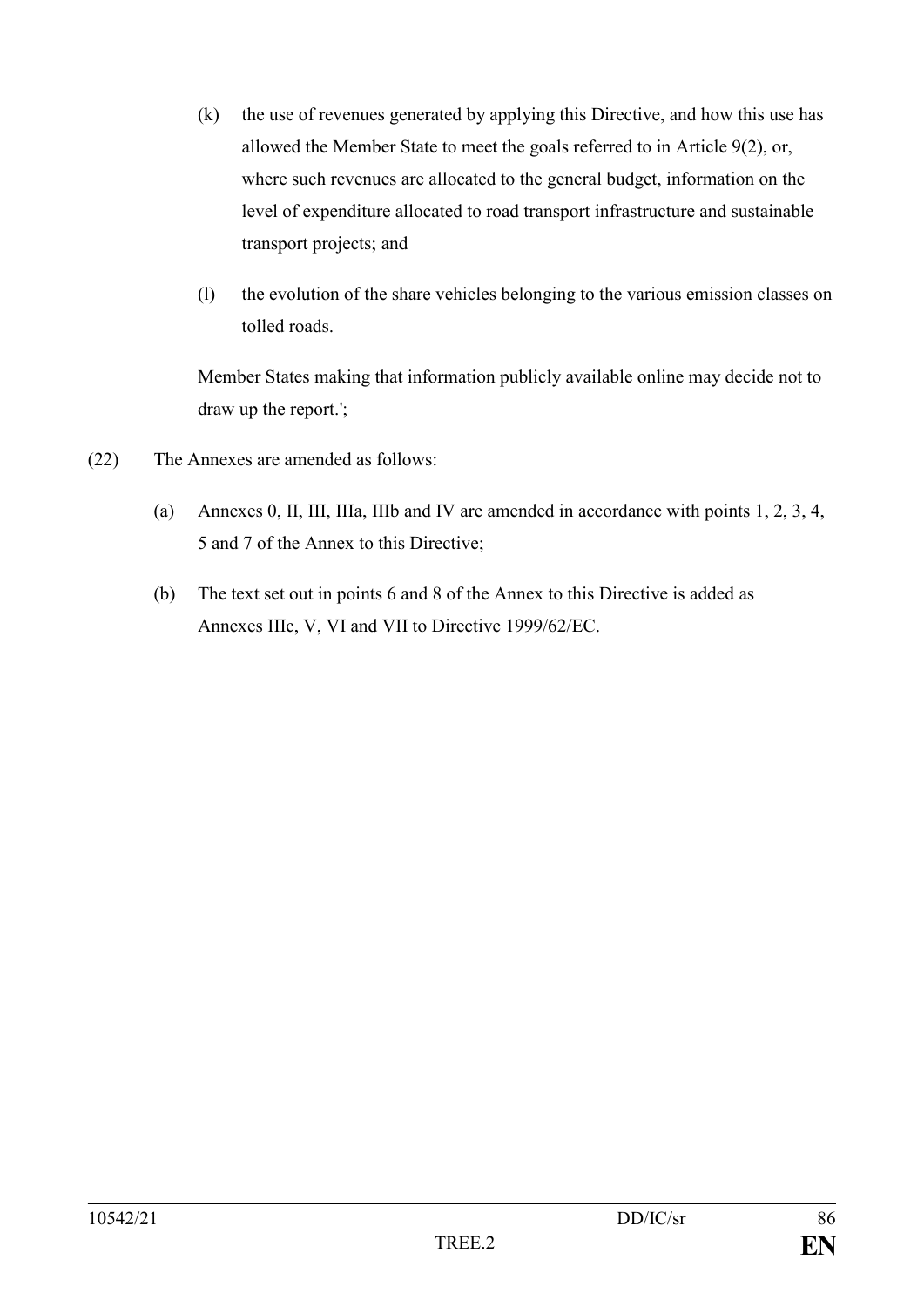(k) the use of revenues generated by applying this Directive, and how this use has allowed the Member State to meet the goals referred to in Article 9(2), or, where such revenues are allocated to the general budget, information on the level of expenditure allocated to road transport infrastructure and sustainable transport projects; and

(l) the evolution of the share vehicles belonging to the various emission classes on tolled roads.

Member States making that information publicly available online may decide not to draw up the report.';

(22) The Annexes are amended as follows:

(a) Annexes 0, II, III, IIIa, IIIb and IV are amended in accordance with points 1, 2, 3, 4, 5 and 7 of the Annex to this Directive;

(b) The text set out in points 6 and 8 of the Annex to this Directive is added as Annexes IIIc, V, VI and VII to Directive 1999/62/EC.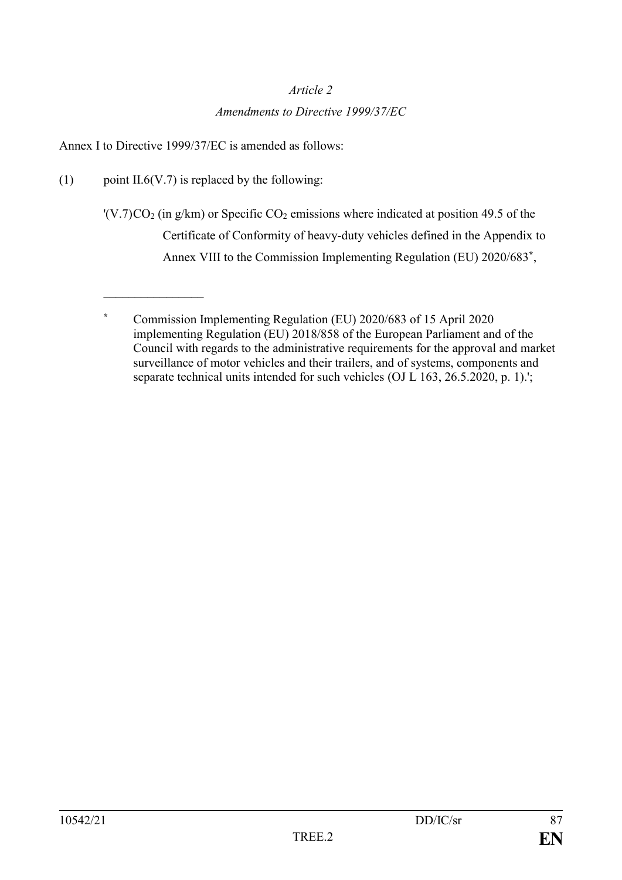*Article 2*

*Amendments to Directive 1999/37/EC*

Annex I to Directive 1999/37/EC is amended as follows:

(1) point II.6(V.7) is replaced by the following:

'(V.7)$CO_2$ (in g/km) or Specific $CO_2$ emissions where indicated at position 49.5 of the Certificate of Conformity of heavy-duty vehicles defined in the Appendix to Annex VIII to the Commission Implementing Regulation (EU) 2020/683*,

________________

\* Commission Implementing Regulation (EU) 2020/683 of 15 April 2020 implementing Regulation (EU) 2018/858 of the European Parliament and of the Council with regards to the administrative requirements for the approval and market surveillance of motor vehicles and their trailers, and of systems, components and separate technical units intended for such vehicles (OJ L 163, 26.5.2020, p. 1).';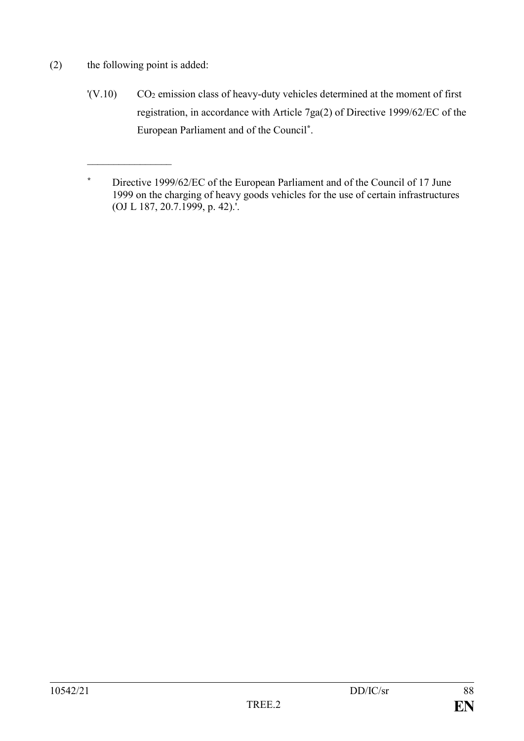(2) the following point is added:

'(V.10) $CO_2$ emission class of heavy-duty vehicles determined at the moment of first registration, in accordance with Article 7ga(2) of Directive 1999/62/EC of the European Parliament and of the Council[*].

________________

[*] Directive 1999/62/EC of the European Parliament and of the Council of 17 June 1999 on the charging of heavy goods vehicles for the use of certain infrastructures (OJ L 187, 20.7.1999, p. 42).'.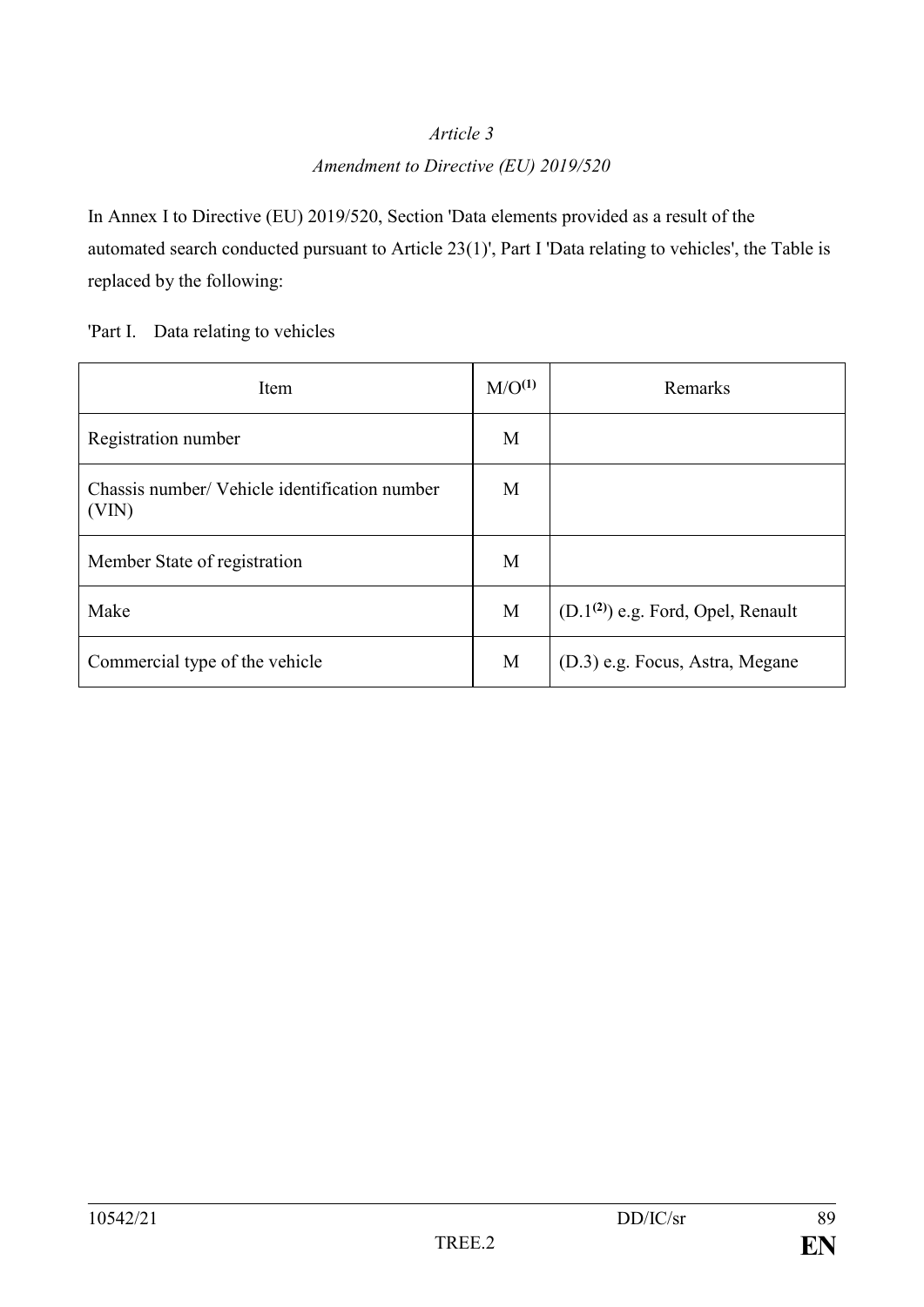*Article 3*

*Amendment to Directive (EU) 2019/520*

In Annex I to Directive (EU) 2019/520, Section 'Data elements provided as a result of the automated search conducted pursuant to Article 23(1)', Part I 'Data relating to vehicles', the Table is replaced by the following:

'Part I. Data relating to vehicles

| Item | M/O[(1)] | Remarks |
|---|---|---|
| Registration number | M | |
| Chassis number/ Vehicle identification number (VIN) | M | |
| Member State of registration | M | |
| Make | M | (D.1[(2)]) e.g. Ford, Opel, Renault |
| Commercial type of the vehicle | M | (D.3) e.g. Focus, Astra, Megane |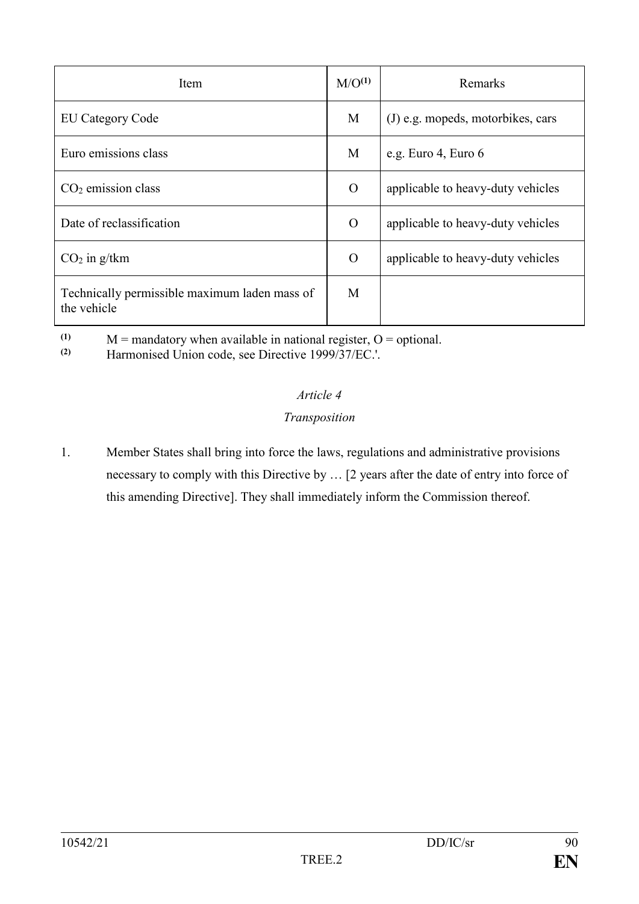| Item | M/O[(1)] | Remarks |
|---|---|---|
| EU Category Code | M | (J) e.g. mopeds, motorbikes, cars |
| Euro emissions class | M | e.g. Euro 4, Euro 6 |
| $CO_2$ emission class | O | applicable to heavy-duty vehicles |
| Date of reclassification | O | applicable to heavy-duty vehicles |
| $CO_2$ in g/tkm | O | applicable to heavy-duty vehicles |
| Technically permissible maximum laden mass of the vehicle | M | |

(1) M = mandatory when available in national register, O = optional.

(2) Harmonised Union code, see Directive 1999/37/EC.'.

*Article 4*

*Transposition*

1. Member States shall bring into force the laws, regulations and administrative provisions necessary to comply with this Directive by … [2 years after the date of entry into force of this amending Directive]. They shall immediately inform the Commission thereof.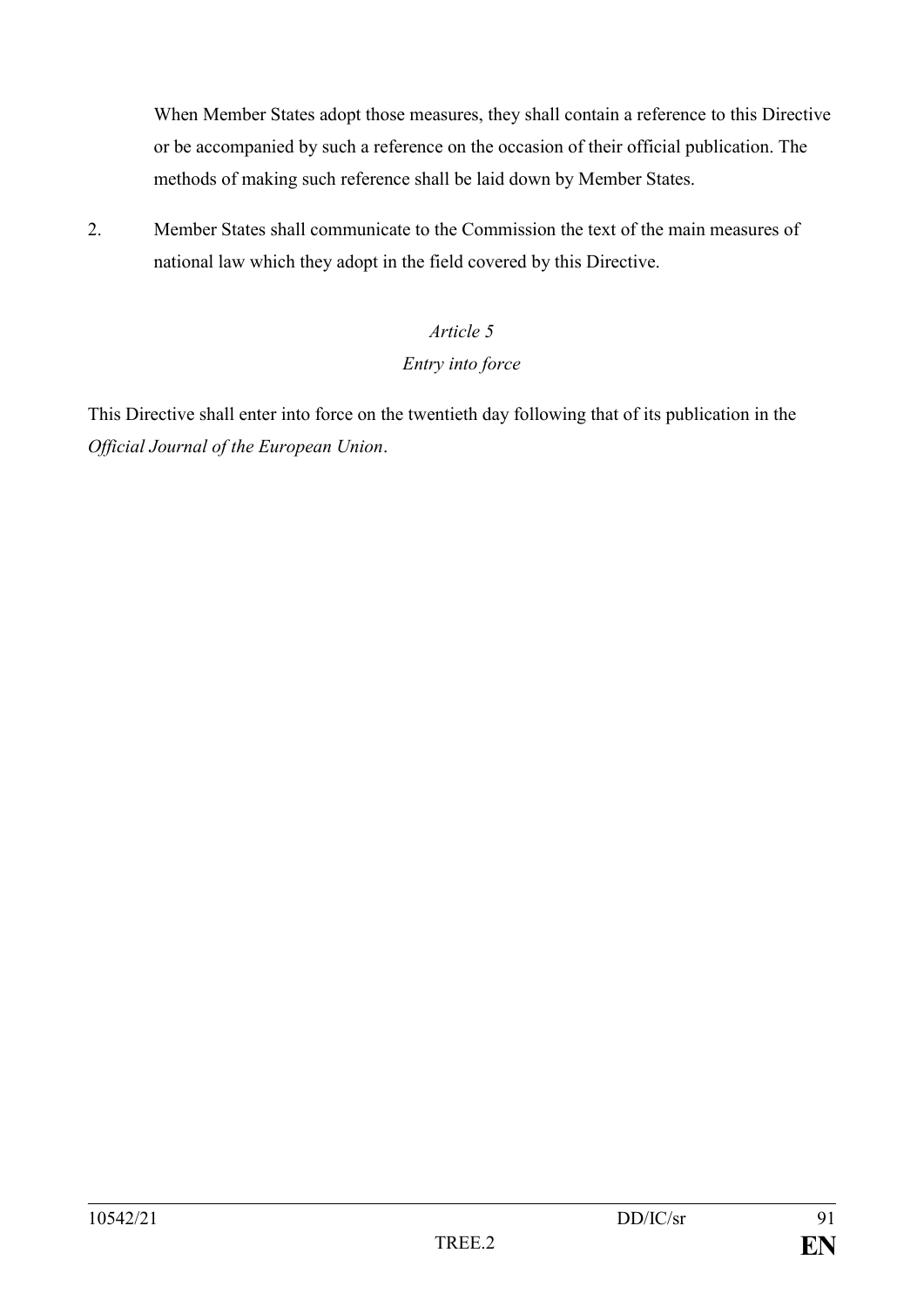When Member States adopt those measures, they shall contain a reference to this Directive or be accompanied by such a reference on the occasion of their official publication. The methods of making such reference shall be laid down by Member States.

2. Member States shall communicate to the Commission the text of the main measures of national law which they adopt in the field covered by this Directive.

*Article 5*

*Entry into force*

This Directive shall enter into force on the twentieth day following that of its publication in the *Official Journal of the European Union*.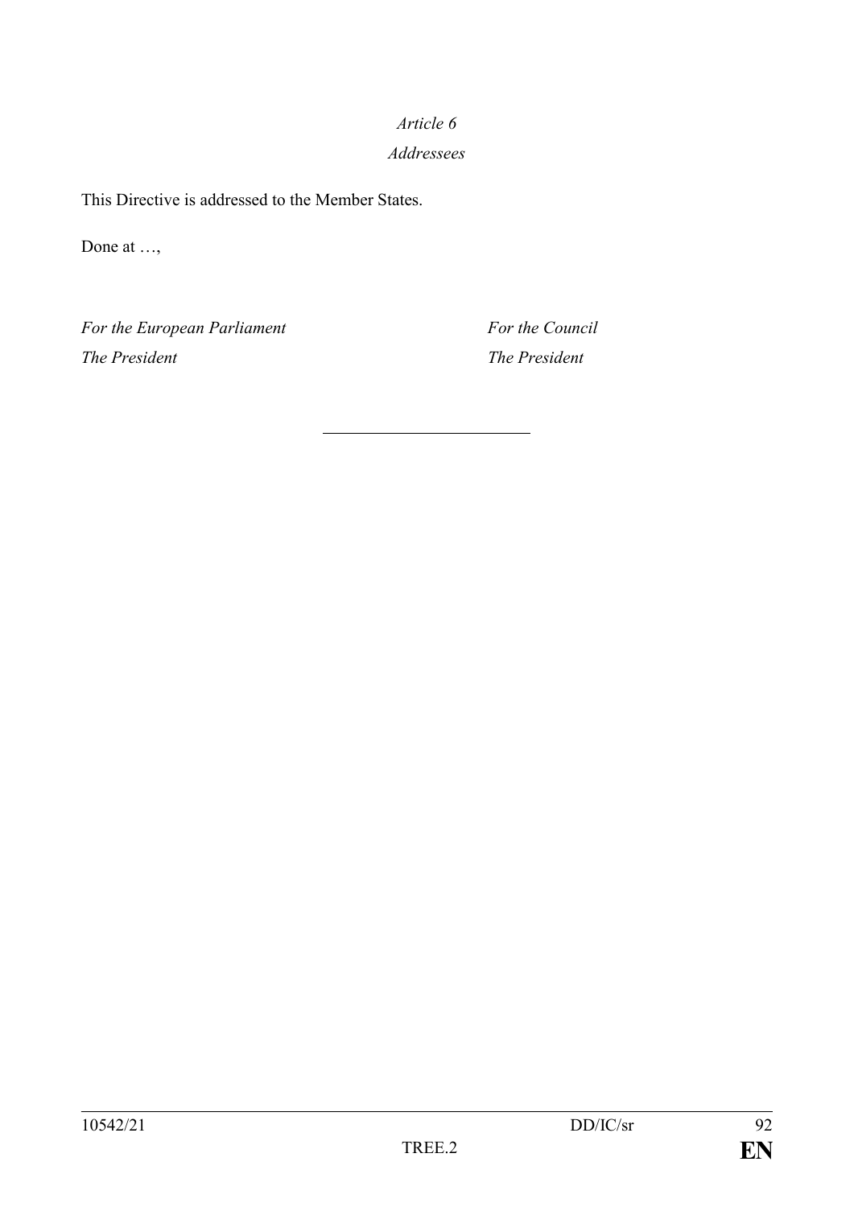*Article 6*

*Addressees*

This Directive is addressed to the Member States.

Done at …,

*For the European Parliament* | *For the Council*
*The President* | *The President*

---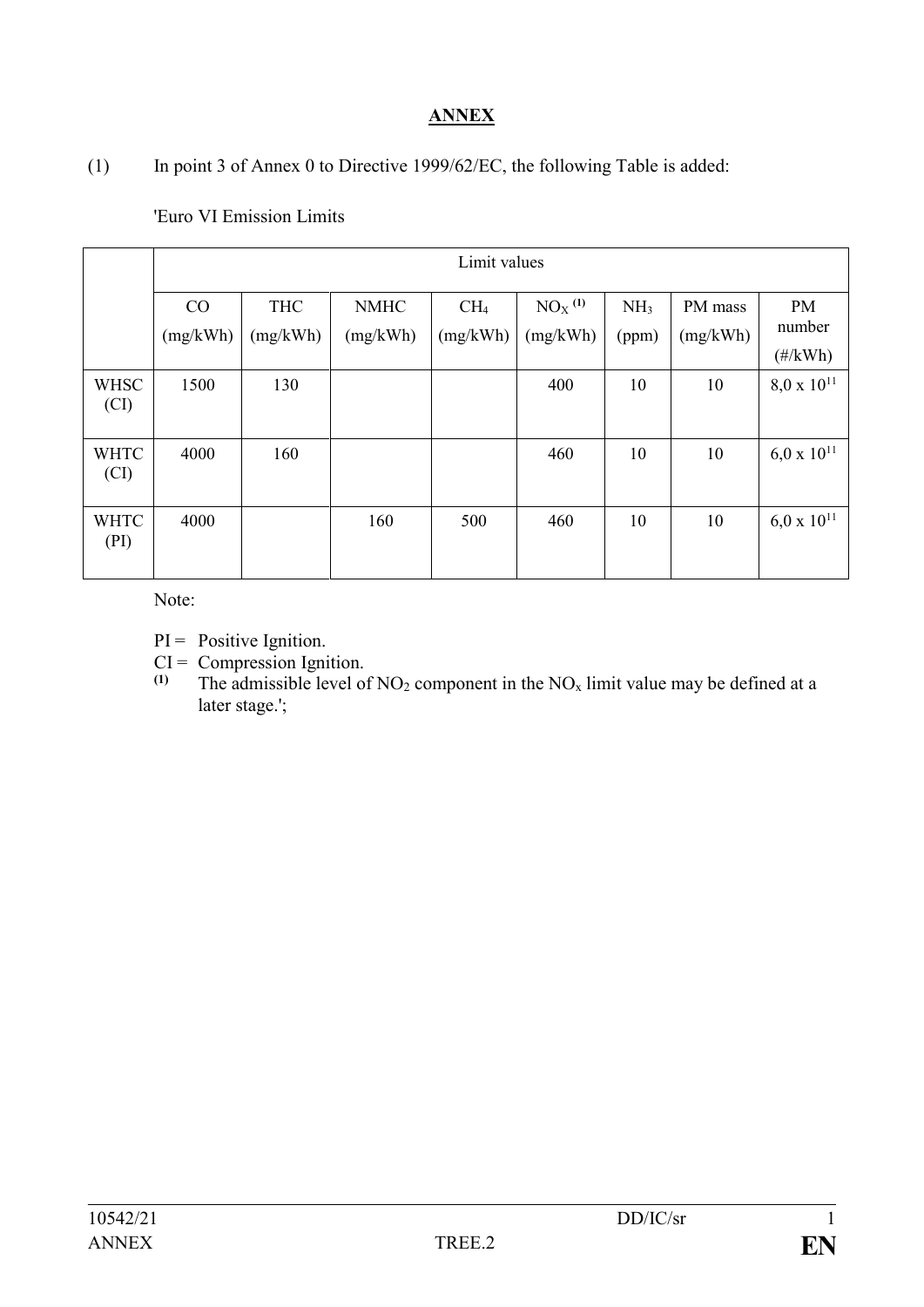**ANNEX**

(1) In point 3 of Annex 0 to Directive 1999/62/EC, the following Table is added:

'Euro VI Emission Limits

| | Limit values | | | | | | | |
|---|---|---|---|---|---|---|---|---|
| | CO (mg/kWh) | THC (mg/kWh) | NMHC (mg/kWh) | $CH_4$ (mg/kWh) | $NO_X$ [(1)] (mg/kWh) | $NH_3$ (ppm) | PM mass (mg/kWh) | PM number (#/kWh) |
| WHSC (CI) | 1500 | 130 | | | 400 | 10 | 10 | $8{,}0 \times 10^{11}$ |
| WHTC (CI) | 4000 | 160 | | | 460 | 10 | 10 | $6{,}0 \times 10^{11}$ |
| WHTC (PI) | 4000 | | 160 | 500 | 460 | 10 | 10 | $6{,}0 \times 10^{11}$ |

Note:

PI = Positive Ignition.

CI = Compression Ignition.

(1) The admissible level of $NO_2$ component in the $NO_x$ limit value may be defined at a later stage.';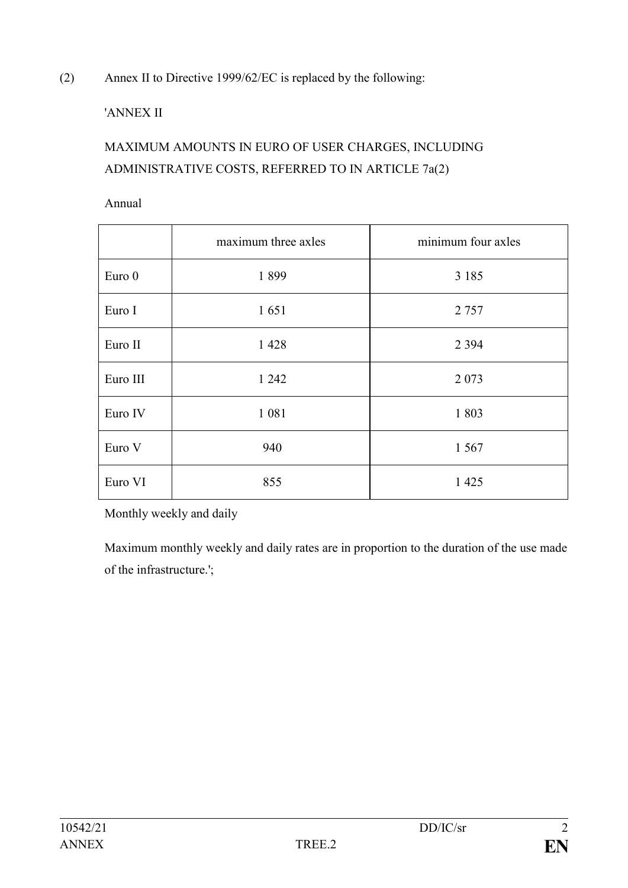(2) Annex II to Directive 1999/62/EC is replaced by the following:

'ANNEX II

MAXIMUM AMOUNTS IN EURO OF USER CHARGES, INCLUDING ADMINISTRATIVE COSTS, REFERRED TO IN ARTICLE 7a(2)

Annual

| | maximum three axles | minimum four axles |
|---|---|---|
| Euro 0 | 1 899 | 3 185 |
| Euro I | 1 651 | 2 757 |
| Euro II | 1 428 | 2 394 |
| Euro III | 1 242 | 2 073 |
| Euro IV | 1 081 | 1 803 |
| Euro V | 940 | 1 567 |
| Euro VI | 855 | 1 425 |

Monthly weekly and daily

Maximum monthly weekly and daily rates are in proportion to the duration of the use made of the infrastructure.';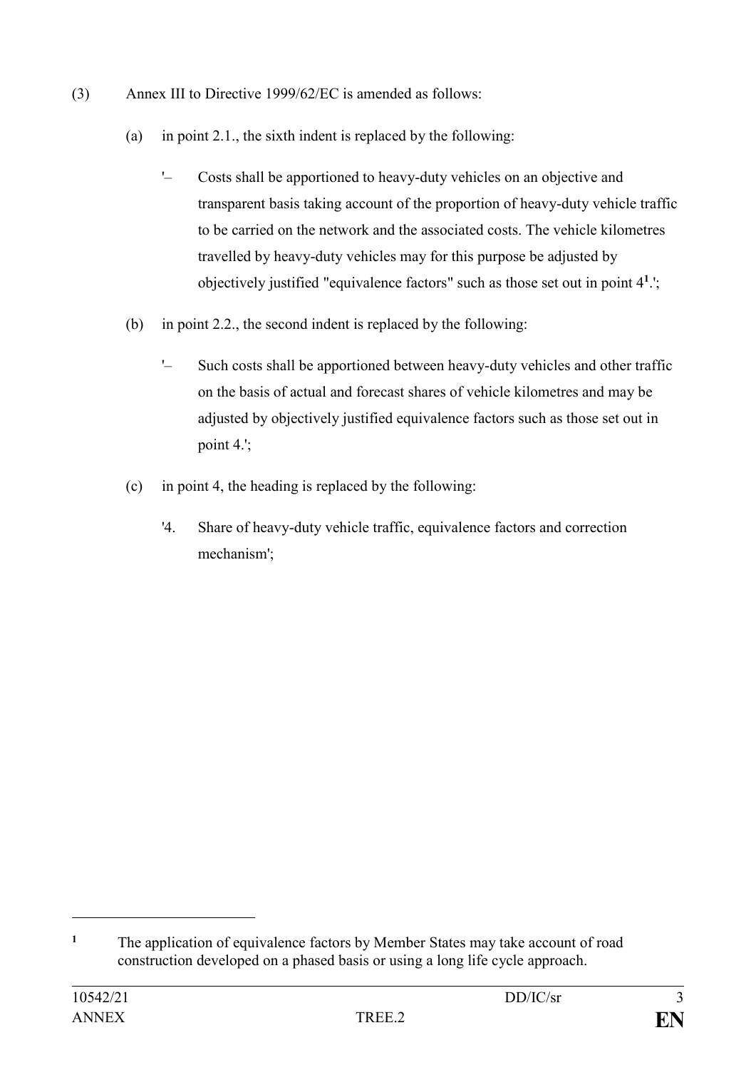(3) Annex III to Directive 1999/62/EC is amended as follows:

(a) in point 2.1., the sixth indent is replaced by the following:

'– Costs shall be apportioned to heavy-duty vehicles on an objective and transparent basis taking account of the proportion of heavy-duty vehicle traffic to be carried on the network and the associated costs. The vehicle kilometres travelled by heavy-duty vehicles may for this purpose be adjusted by objectively justified "equivalence factors" such as those set out in point 4[1].';

(b) in point 2.2., the second indent is replaced by the following:

'– Such costs shall be apportioned between heavy-duty vehicles and other traffic on the basis of actual and forecast shares of vehicle kilometres and may be adjusted by objectively justified equivalence factors such as those set out in point 4.';

(c) in point 4, the heading is replaced by the following:

'4. Share of heavy-duty vehicle traffic, equivalence factors and correction mechanism';

---

[1] The application of equivalence factors by Member States may take account of road construction developed on a phased basis or using a long life cycle approach.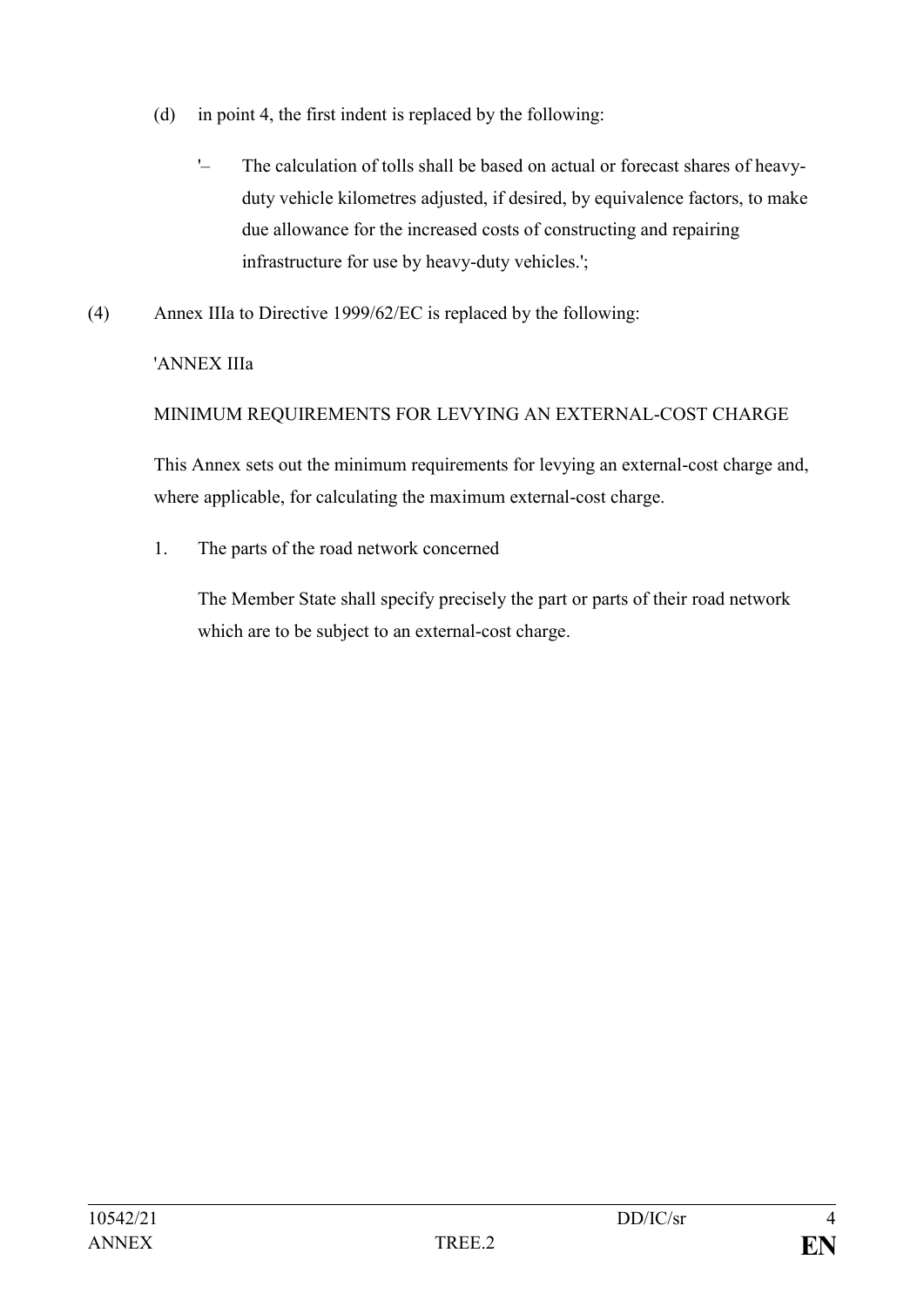(d) in point 4, the first indent is replaced by the following:

'– The calculation of tolls shall be based on actual or forecast shares of heavy-duty vehicle kilometres adjusted, if desired, by equivalence factors, to make due allowance for the increased costs of constructing and repairing infrastructure for use by heavy-duty vehicles.';

(4) Annex IIIa to Directive 1999/62/EC is replaced by the following:

'ANNEX IIIa

MINIMUM REQUIREMENTS FOR LEVYING AN EXTERNAL-COST CHARGE

This Annex sets out the minimum requirements for levying an external-cost charge and, where applicable, for calculating the maximum external-cost charge.

1. The parts of the road network concerned

The Member State shall specify precisely the part or parts of their road network which are to be subject to an external-cost charge.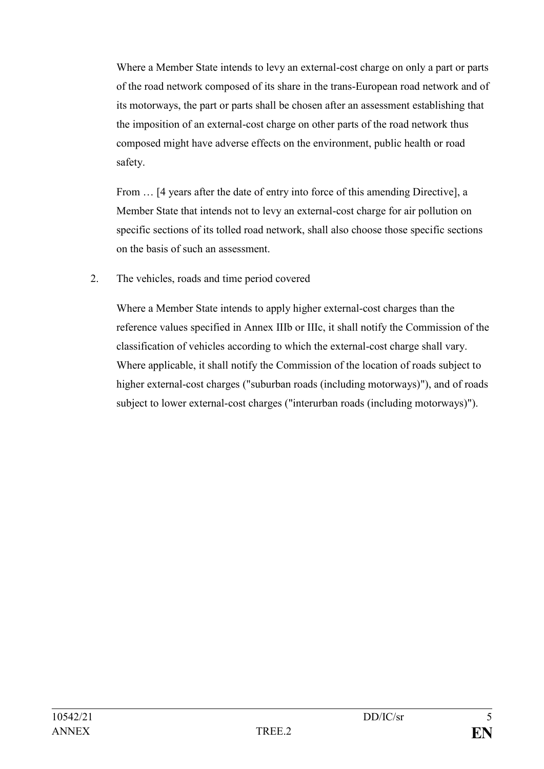Where a Member State intends to levy an external-cost charge on only a part or parts of the road network composed of its share in the trans-European road network and of its motorways, the part or parts shall be chosen after an assessment establishing that the imposition of an external-cost charge on other parts of the road network thus composed might have adverse effects on the environment, public health or road safety.

From … [4 years after the date of entry into force of this amending Directive], a Member State that intends not to levy an external-cost charge for air pollution on specific sections of its tolled road network, shall also choose those specific sections on the basis of such an assessment.

2. The vehicles, roads and time period covered

Where a Member State intends to apply higher external-cost charges than the reference values specified in Annex IIIb or IIIc, it shall notify the Commission of the classification of vehicles according to which the external-cost charge shall vary. Where applicable, it shall notify the Commission of the location of roads subject to higher external-cost charges ("suburban roads (including motorways)"), and of roads subject to lower external-cost charges ("interurban roads (including motorways)").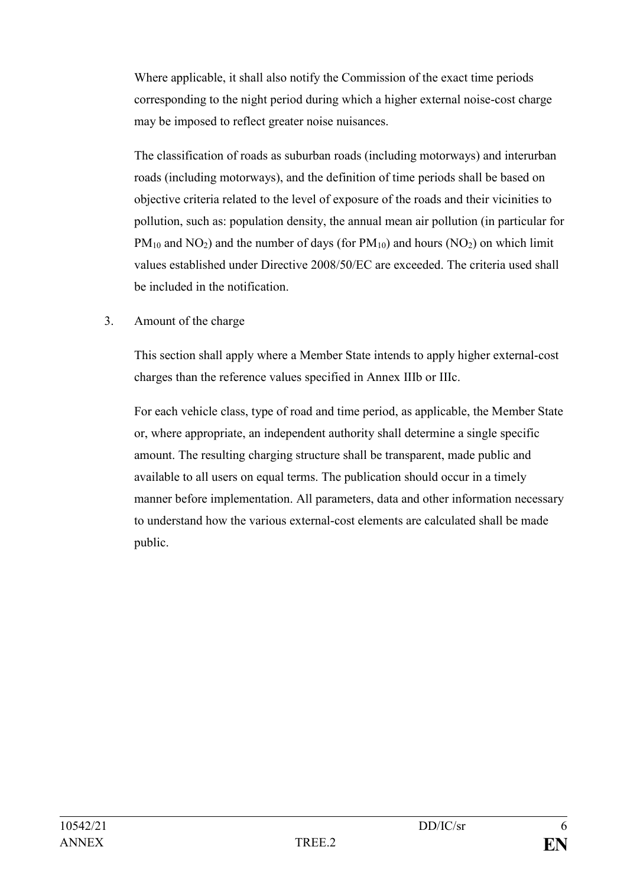Where applicable, it shall also notify the Commission of the exact time periods corresponding to the night period during which a higher external noise-cost charge may be imposed to reflect greater noise nuisances.

The classification of roads as suburban roads (including motorways) and interurban roads (including motorways), and the definition of time periods shall be based on objective criteria related to the level of exposure of the roads and their vicinities to pollution, such as: population density, the annual mean air pollution (in particular for $PM_{10}$ and $NO_2$) and the number of days (for $PM_{10}$) and hours ($NO_2$) on which limit values established under Directive 2008/50/EC are exceeded. The criteria used shall be included in the notification.

3. Amount of the charge

This section shall apply where a Member State intends to apply higher external-cost charges than the reference values specified in Annex IIIb or IIIc.

For each vehicle class, type of road and time period, as applicable, the Member State or, where appropriate, an independent authority shall determine a single specific amount. The resulting charging structure shall be transparent, made public and available to all users on equal terms. The publication should occur in a timely manner before implementation. All parameters, data and other information necessary to understand how the various external-cost elements are calculated shall be made public.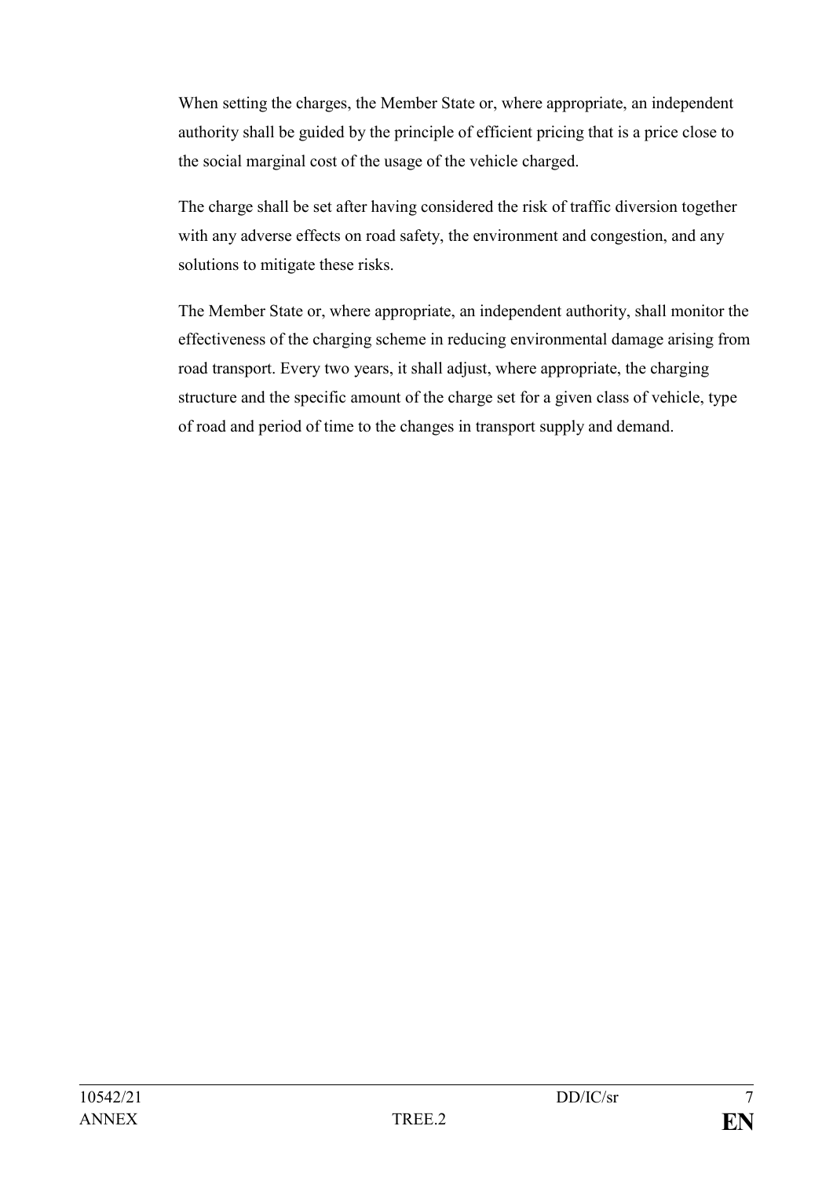When setting the charges, the Member State or, where appropriate, an independent authority shall be guided by the principle of efficient pricing that is a price close to the social marginal cost of the usage of the vehicle charged.

The charge shall be set after having considered the risk of traffic diversion together with any adverse effects on road safety, the environment and congestion, and any solutions to mitigate these risks.

The Member State or, where appropriate, an independent authority, shall monitor the effectiveness of the charging scheme in reducing environmental damage arising from road transport. Every two years, it shall adjust, where appropriate, the charging structure and the specific amount of the charge set for a given class of vehicle, type of road and period of time to the changes in transport supply and demand.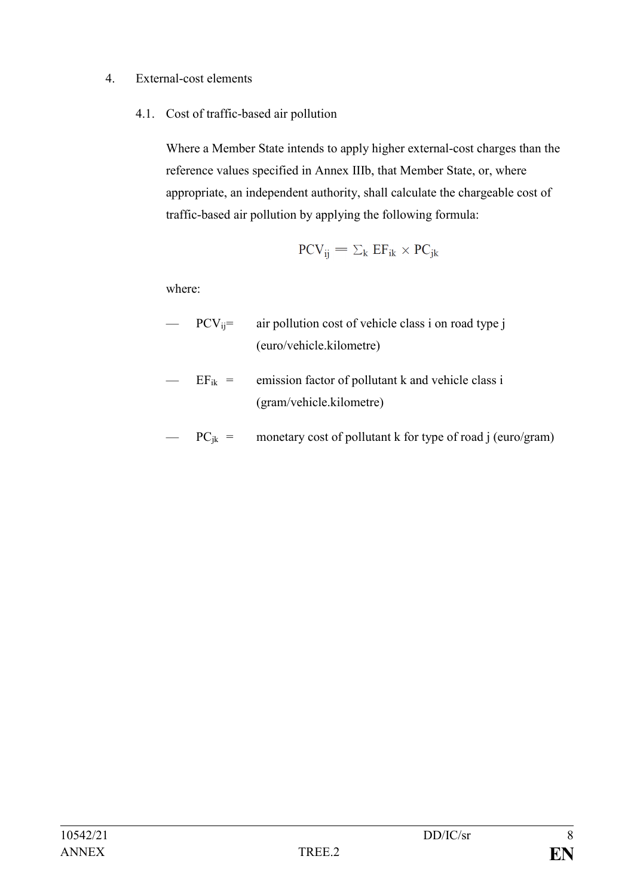4. External-cost elements

4.1. Cost of traffic-based air pollution

Where a Member State intends to apply higher external-cost charges than the reference values specified in Annex IIIb, that Member State, or, where appropriate, an independent authority, shall calculate the chargeable cost of traffic-based air pollution by applying the following formula:

$$PCV_{ij} = \sum_{k} EF_{ik} \times PC_{jk}$$

where:

- $PCV_{ij}$ = air pollution cost of vehicle class i on road type j (euro/vehicle.kilometre)
- $EF_{ik}$ = emission factor of pollutant k and vehicle class i (gram/vehicle.kilometre)
- $PC_{jk}$ = monetary cost of pollutant k for type of road j (euro/gram)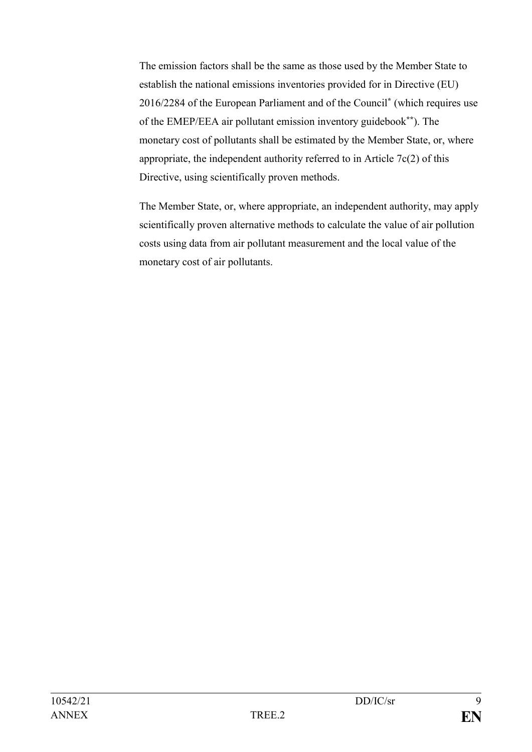The emission factors shall be the same as those used by the Member State to establish the national emissions inventories provided for in Directive (EU) 2016/2284 of the European Parliament and of the Council* (which requires use of the EMEP/EEA air pollutant emission inventory guidebook**). The monetary cost of pollutants shall be estimated by the Member State, or, where appropriate, the independent authority referred to in Article 7c(2) of this Directive, using scientifically proven methods.

The Member State, or, where appropriate, an independent authority, may apply scientifically proven alternative methods to calculate the value of air pollution costs using data from air pollutant measurement and the local value of the monetary cost of air pollutants.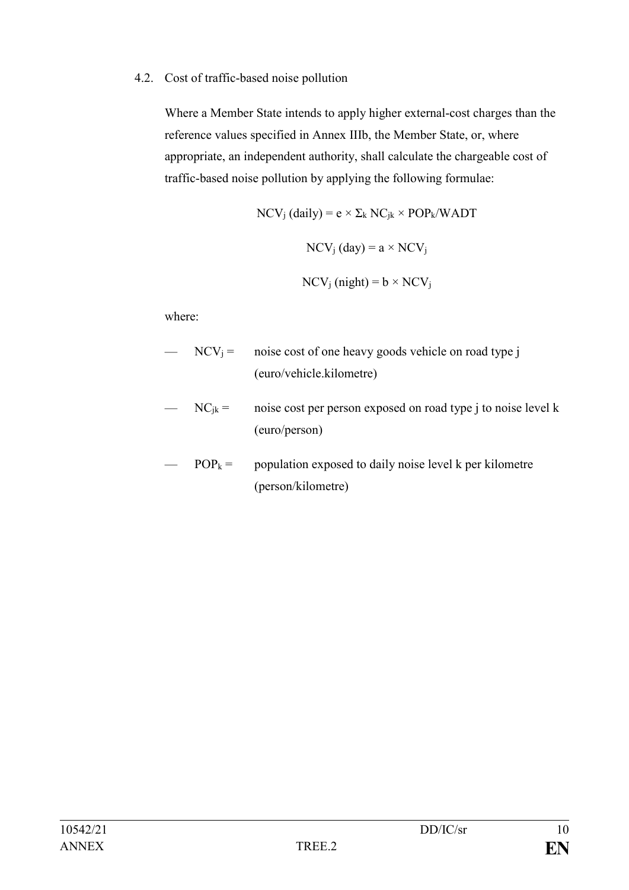4.2. Cost of traffic-based noise pollution

Where a Member State intends to apply higher external-cost charges than the reference values specified in Annex IIIb, the Member State, or, where appropriate, an independent authority, shall calculate the chargeable cost of traffic-based noise pollution by applying the following formulae:

$$NCV_j \text{ (daily)} = e \times \Sigma_k \, NC_{jk} \times POP_k/WADT$$

$$NCV_j \text{ (day)} = a \times NCV_j$$

$$NCV_j \text{ (night)} = b \times NCV_j$$

where:

- $NCV_j$ = noise cost of one heavy goods vehicle on road type j (euro/vehicle.kilometre)
- $NC_{jk}$ = noise cost per person exposed on road type j to noise level k (euro/person)
- $POP_k$ = population exposed to daily noise level k per kilometre (person/kilometre)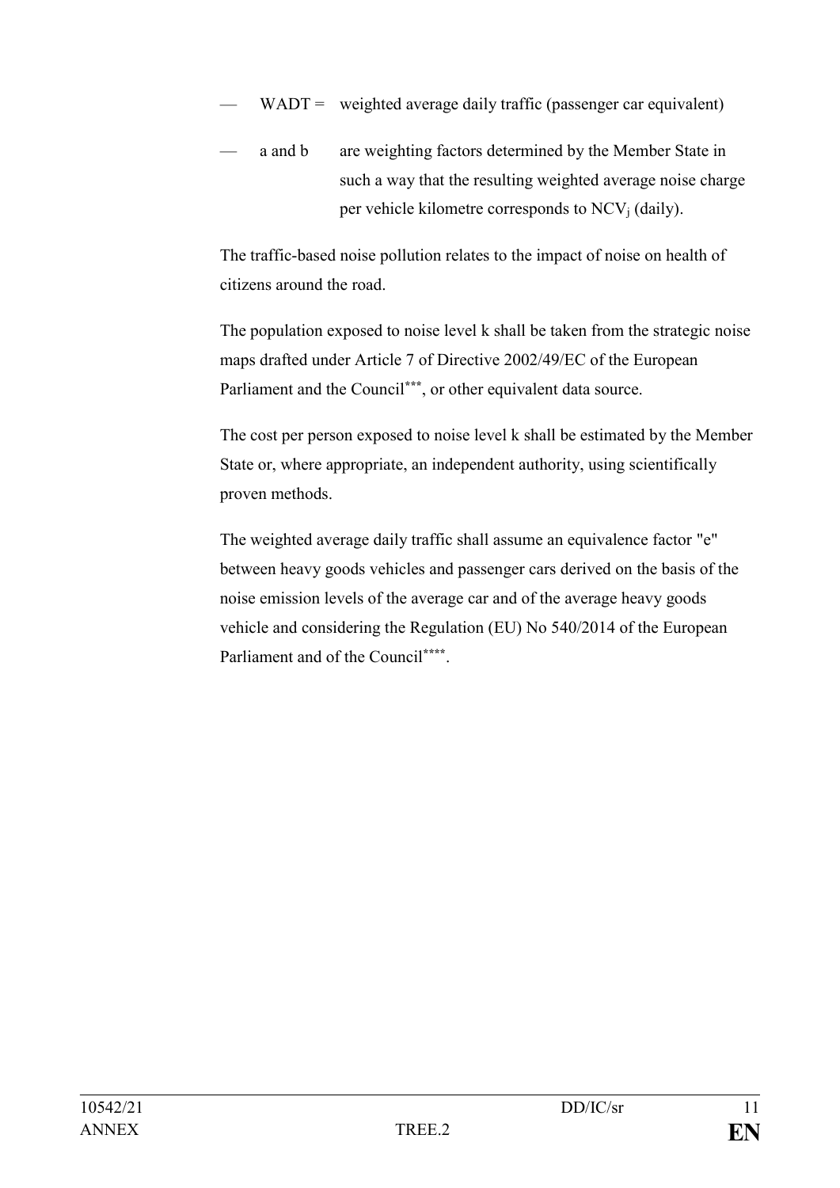- WADT = weighted average daily traffic (passenger car equivalent)
- a and b are weighting factors determined by the Member State in such a way that the resulting weighted average noise charge per vehicle kilometre corresponds to $NCV_j$ (daily).

The traffic-based noise pollution relates to the impact of noise on health of citizens around the road.

The population exposed to noise level k shall be taken from the strategic noise maps drafted under Article 7 of Directive 2002/49/EC of the European Parliament and the Council[***], or other equivalent data source.

The cost per person exposed to noise level k shall be estimated by the Member State or, where appropriate, an independent authority, using scientifically proven methods.

The weighted average daily traffic shall assume an equivalence factor "e" between heavy goods vehicles and passenger cars derived on the basis of the noise emission levels of the average car and of the average heavy goods vehicle and considering the Regulation (EU) No 540/2014 of the European Parliament and of the Council[****].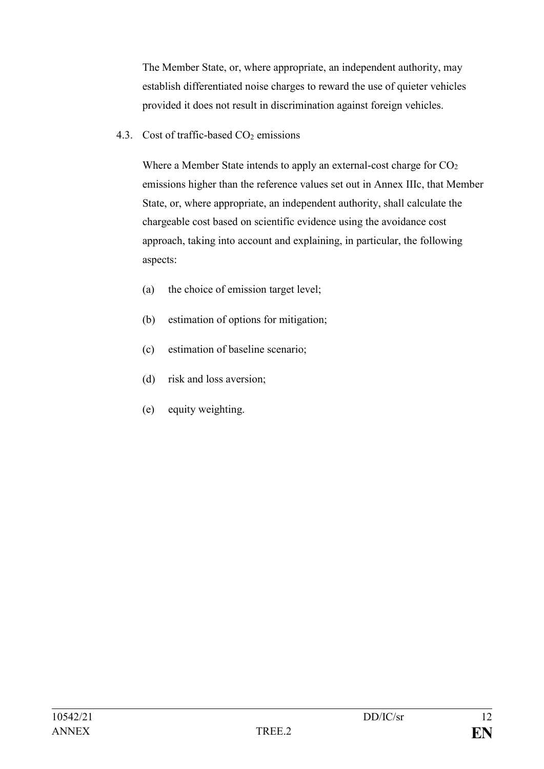The Member State, or, where appropriate, an independent authority, may establish differentiated noise charges to reward the use of quieter vehicles provided it does not result in discrimination against foreign vehicles.

4.3. Cost of traffic-based $CO_2$ emissions

Where a Member State intends to apply an external-cost charge for $CO_2$ emissions higher than the reference values set out in Annex IIIc, that Member State, or, where appropriate, an independent authority, shall calculate the chargeable cost based on scientific evidence using the avoidance cost approach, taking into account and explaining, in particular, the following aspects:

(a) the choice of emission target level;

(b) estimation of options for mitigation;

(c) estimation of baseline scenario;

(d) risk and loss aversion;

(e) equity weighting.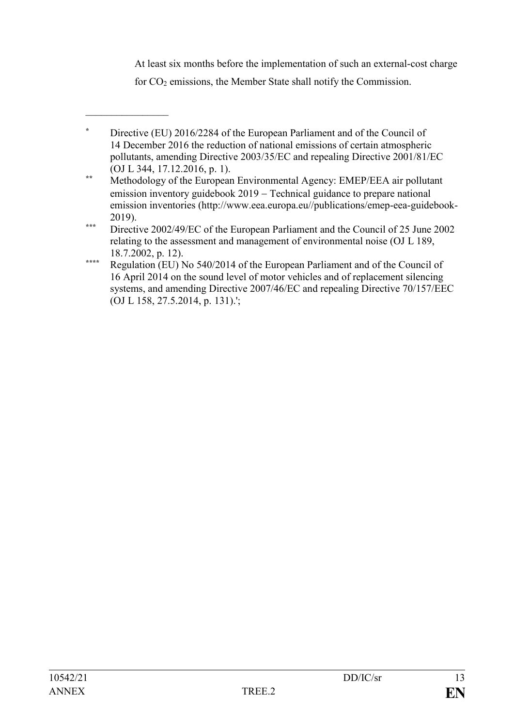At least six months before the implementation of such an external-cost charge for $CO_2$ emissions, the Member State shall notify the Commission.

---

[*] Directive (EU) 2016/2284 of the European Parliament and of the Council of 14 December 2016 the reduction of national emissions of certain atmospheric pollutants, amending Directive 2003/35/EC and repealing Directive 2001/81/EC (OJ L 344, 17.12.2016, p. 1).

[**] Methodology of the European Environmental Agency: EMEP/EEA air pollutant emission inventory guidebook 2019 – Technical guidance to prepare national emission inventories (http://www.eea.europa.eu//publications/emep-eea-guidebook-2019).

[***] Directive 2002/49/EC of the European Parliament and the Council of 25 June 2002 relating to the assessment and management of environmental noise (OJ L 189, 18.7.2002, p. 12).

[****] Regulation (EU) No 540/2014 of the European Parliament and of the Council of 16 April 2014 on the sound level of motor vehicles and of replacement silencing systems, and amending Directive 2007/46/EC and repealing Directive 70/157/EEC (OJ L 158, 27.5.2014, p. 131).';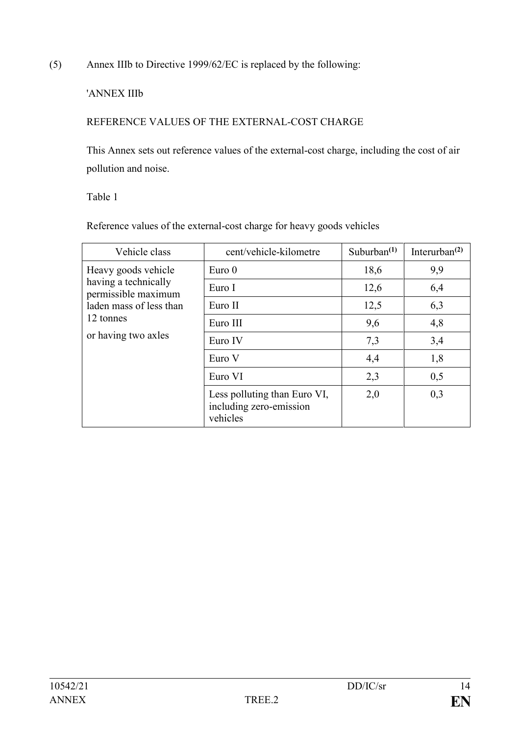(5) Annex IIIb to Directive 1999/62/EC is replaced by the following:

'ANNEX IIIb

REFERENCE VALUES OF THE EXTERNAL-COST CHARGE

This Annex sets out reference values of the external-cost charge, including the cost of air pollution and noise.

Table 1

Reference values of the external-cost charge for heavy goods vehicles

| Vehicle class | cent/vehicle-kilometre | Suburban[(1)] | Interurban[(2)] |
|---|---|---|---|
| Heavy goods vehicle having a technically permissible maximum laden mass of less than 12 tonnes or having two axles | Euro 0 | 18,6 | 9,9 |
| | Euro I | 12,6 | 6,4 |
| | Euro II | 12,5 | 6,3 |
| | Euro III | 9,6 | 4,8 |
| | Euro IV | 7,3 | 3,4 |
| | Euro V | 4,4 | 1,8 |
| | Euro VI | 2,3 | 0,5 |
| | Less polluting than Euro VI, including zero-emission vehicles | 2,0 | 0,3 |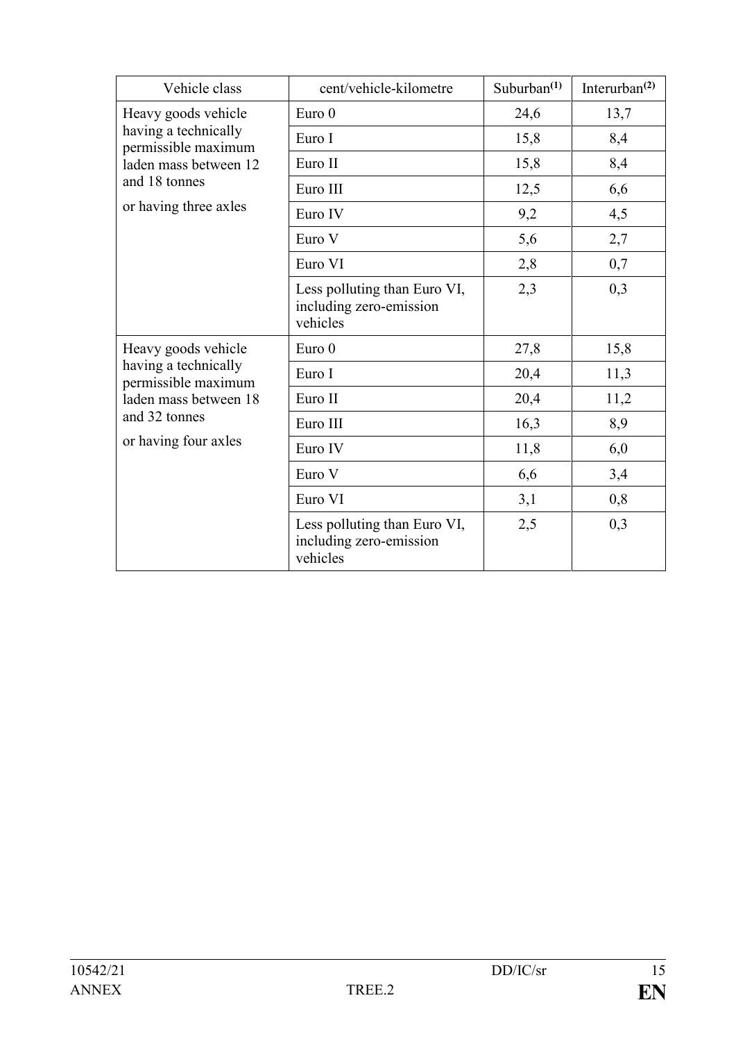| Vehicle class | cent/vehicle-kilometre | Suburban(1) | Interurban(2) |
|---|---|---|---|
| Heavy goods vehicle having a technically permissible maximum laden mass between 12 and 18 tonnes<br><br>or having three axles | Euro 0 | 24,6 | 13,7 |
| | Euro I | 15,8 | 8,4 |
| | Euro II | 15,8 | 8,4 |
| | Euro III | 12,5 | 6,6 |
| | Euro IV | 9,2 | 4,5 |
| | Euro V | 5,6 | 2,7 |
| | Euro VI | 2,8 | 0,7 |
| | Less polluting than Euro VI, including zero-emission vehicles | 2,3 | 0,3 |
| Heavy goods vehicle having a technically permissible maximum laden mass between 18 and 32 tonnes<br><br>or having four axles | Euro 0 | 27,8 | 15,8 |
| | Euro I | 20,4 | 11,3 |
| | Euro II | 20,4 | 11,2 |
| | Euro III | 16,3 | 8,9 |
| | Euro IV | 11,8 | 6,0 |
| | Euro V | 6,6 | 3,4 |
| | Euro VI | 3,1 | 0,8 |
| | Less polluting than Euro VI, including zero-emission vehicles | 2,5 | 0,3 |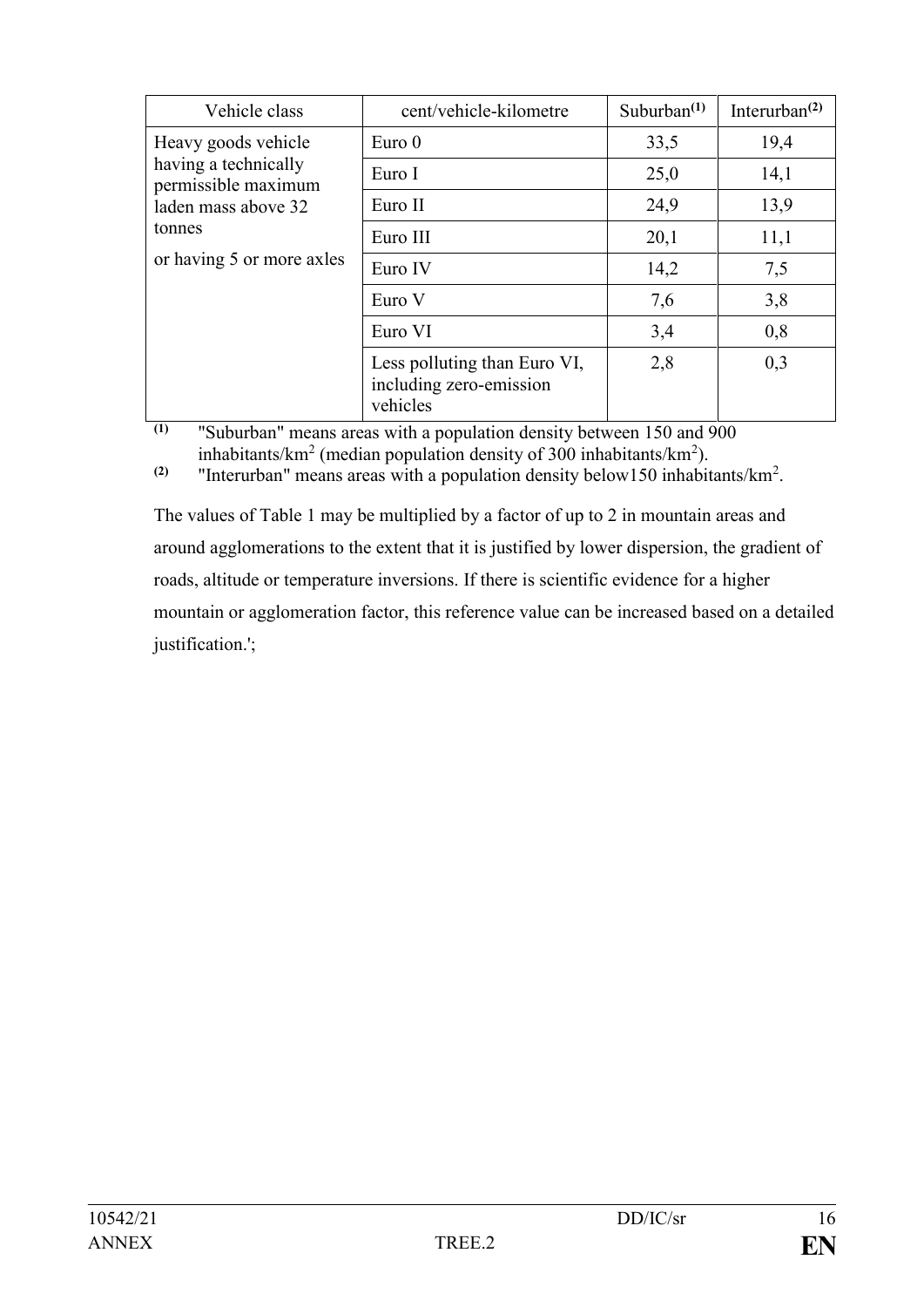| Vehicle class | cent/vehicle-kilometre | Suburban[(1)] | Interurban[(2)] |
|---|---|---|---|
| Heavy goods vehicle having a technically permissible maximum laden mass above 32 tonnes or having 5 or more axles | Euro 0 | 33,5 | 19,4 |
| | Euro I | 25,0 | 14,1 |
| | Euro II | 24,9 | 13,9 |
| | Euro III | 20,1 | 11,1 |
| | Euro IV | 14,2 | 7,5 |
| | Euro V | 7,6 | 3,8 |
| | Euro VI | 3,4 | 0,8 |
| | Less polluting than Euro VI, including zero-emission vehicles | 2,8 | 0,3 |

(1) "Suburban" means areas with a population density between 150 and 900 inhabitants/$km^2$ (median population density of 300 inhabitants/$km^2$).

(2) "Interurban" means areas with a population density below150 inhabitants/$km^2$.

The values of Table 1 may be multiplied by a factor of up to 2 in mountain areas and around agglomerations to the extent that it is justified by lower dispersion, the gradient of roads, altitude or temperature inversions. If there is scientific evidence for a higher mountain or agglomeration factor, this reference value can be increased based on a detailed justification.';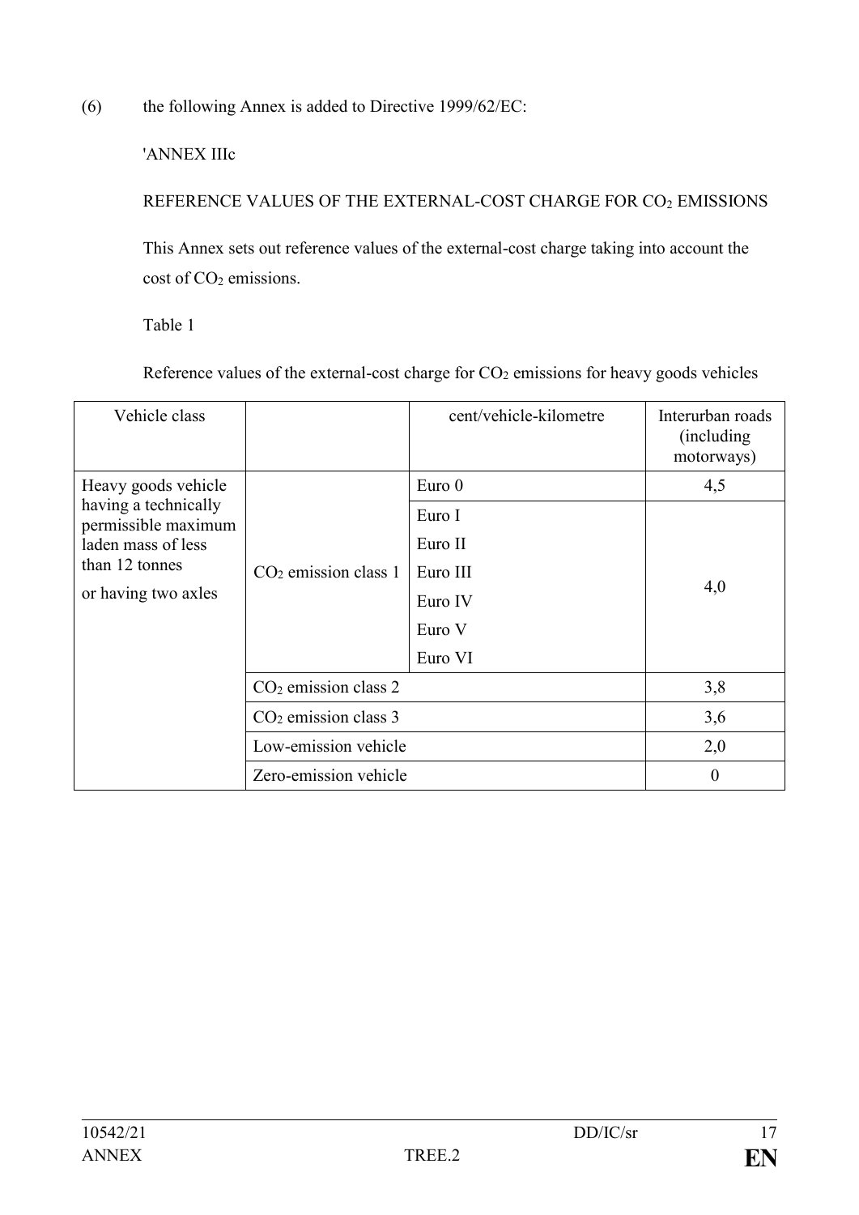(6) the following Annex is added to Directive 1999/62/EC:

'ANNEX IIIc

REFERENCE VALUES OF THE EXTERNAL-COST CHARGE FOR $CO_2$ EMISSIONS

This Annex sets out reference values of the external-cost charge taking into account the cost of $CO_2$ emissions.

Table 1

Reference values of the external-cost charge for $CO_2$ emissions for heavy goods vehicles

| Vehicle class | | cent/vehicle-kilometre | Interurban roads (including motorways) |
|---|---|---|---|
| Heavy goods vehicle having a technically permissible maximum laden mass of less than 12 tonnes or having two axles | $CO_2$ emission class 1 | Euro 0 | 4,5 |
| | | Euro I<br>Euro II<br>Euro III<br>Euro IV<br>Euro V<br>Euro VI | 4,0 |
| | $CO_2$ emission class 2 | | 3,8 |
| | $CO_2$ emission class 3 | | 3,6 |
| | Low-emission vehicle | | 2,0 |
| | Zero-emission vehicle | | 0 |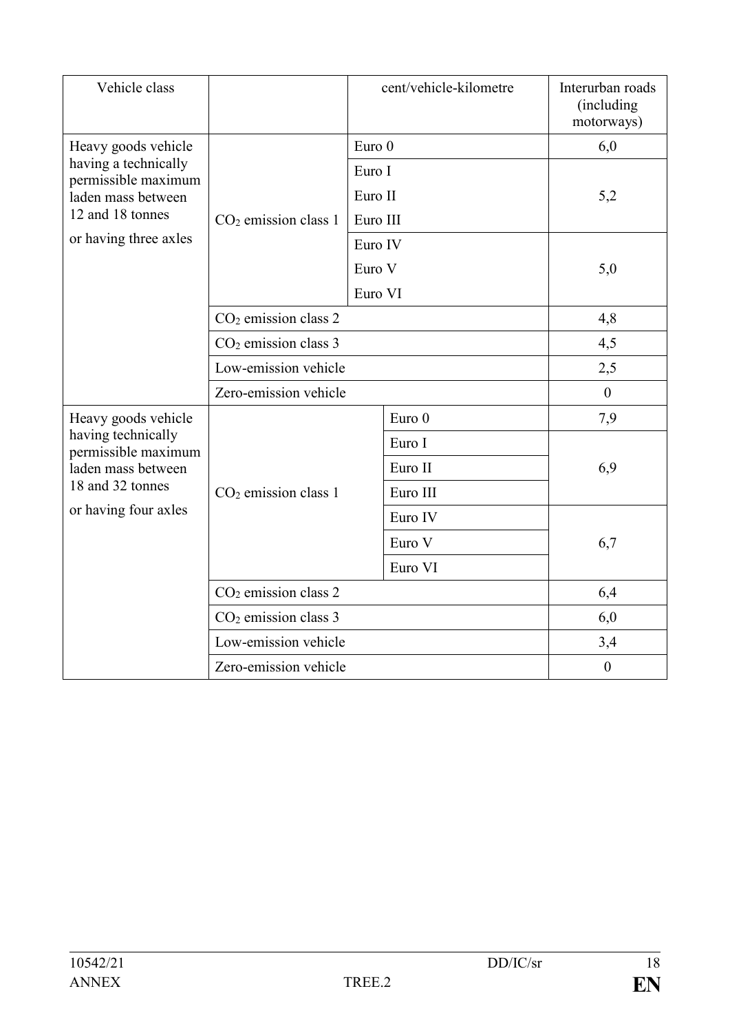| Vehicle class | | cent/vehicle-kilometre | Interurban roads (including motorways) |
|---|---|---|---|
| Heavy goods vehicle having a technically permissible maximum laden mass between 12 and 18 tonnes or having three axles | $CO_2$ emission class 1 | Euro 0 | 6,0 |
| | | Euro I | 5,2 |
| | | Euro II | |
| | | Euro III | |
| | | Euro IV | 5,0 |
| | | Euro V | |
| | | Euro VI | |
| | $CO_2$ emission class 2 | | 4,8 |
| | $CO_2$ emission class 3 | | 4,5 |
| | Low-emission vehicle | | 2,5 |
| | Zero-emission vehicle | | 0 |
| Heavy goods vehicle having technically permissible maximum laden mass between 18 and 32 tonnes or having four axles | $CO_2$ emission class 1 | Euro 0 | 7,9 |
| | | Euro I | 6,9 |
| | | Euro II | |
| | | Euro III | |
| | | Euro IV | 6,7 |
| | | Euro V | |
| | | Euro VI | |
| | $CO_2$ emission class 2 | | 6,4 |
| | $CO_2$ emission class 3 | | 6,0 |
| | Low-emission vehicle | | 3,4 |
| | Zero-emission vehicle | | 0 |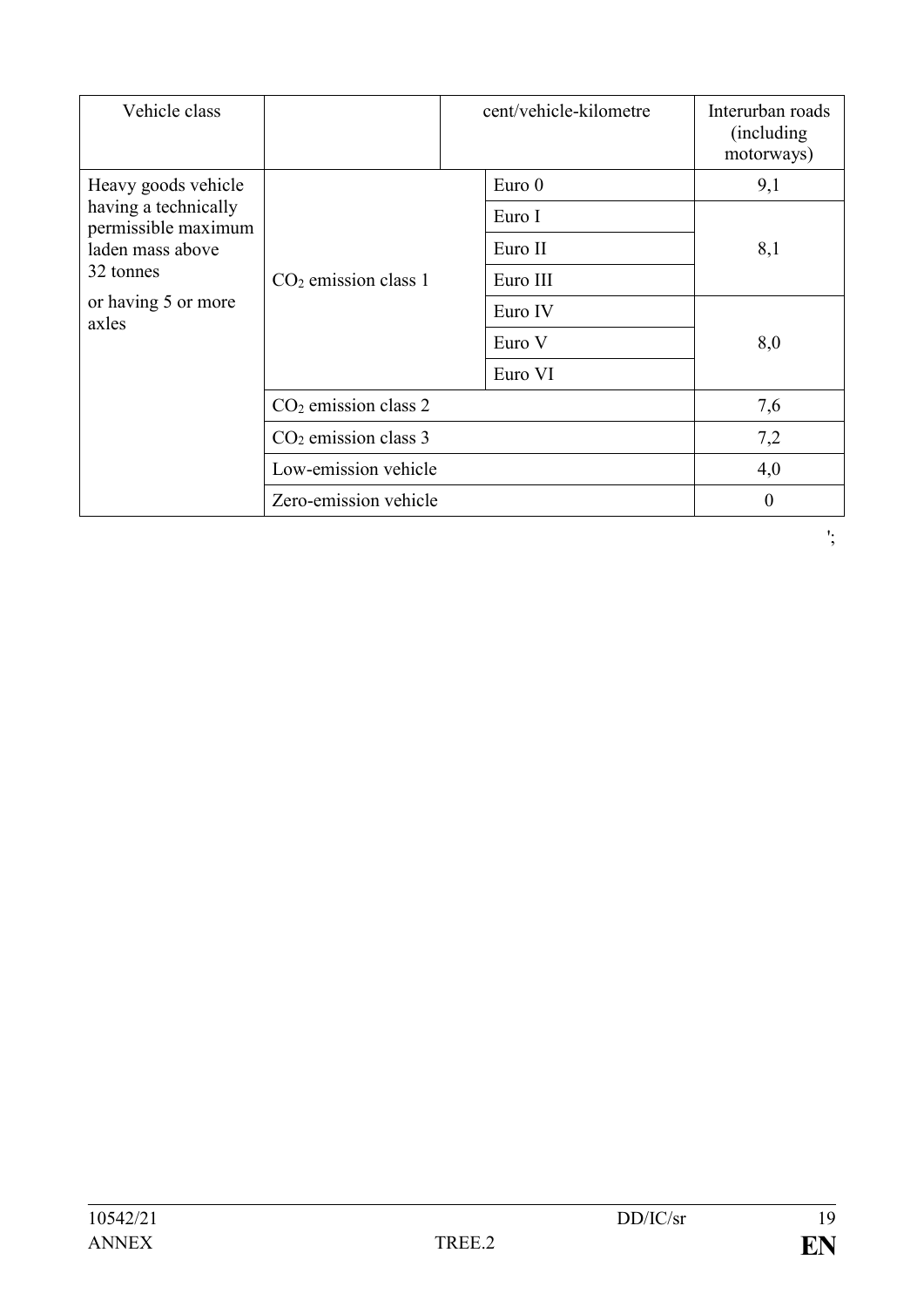| Vehicle class | | cent/vehicle-kilometre | Interurban roads (including motorways) |
|---|---|---|---|
| Heavy goods vehicle having a technically permissible maximum laden mass above 32 tonnes or having 5 or more axles | $CO_2$ emission class 1 | Euro 0 | 9,1 |
| | | Euro I | 8,1 |
| | | Euro II | |
| | | Euro III | |
| | | Euro IV | 8,0 |
| | | Euro V | |
| | | Euro VI | |
| | $CO_2$ emission class 2 | | 7,6 |
| | $CO_2$ emission class 3 | | 7,2 |
| | Low-emission vehicle | | 4,0 |
| | Zero-emission vehicle | | 0 |

';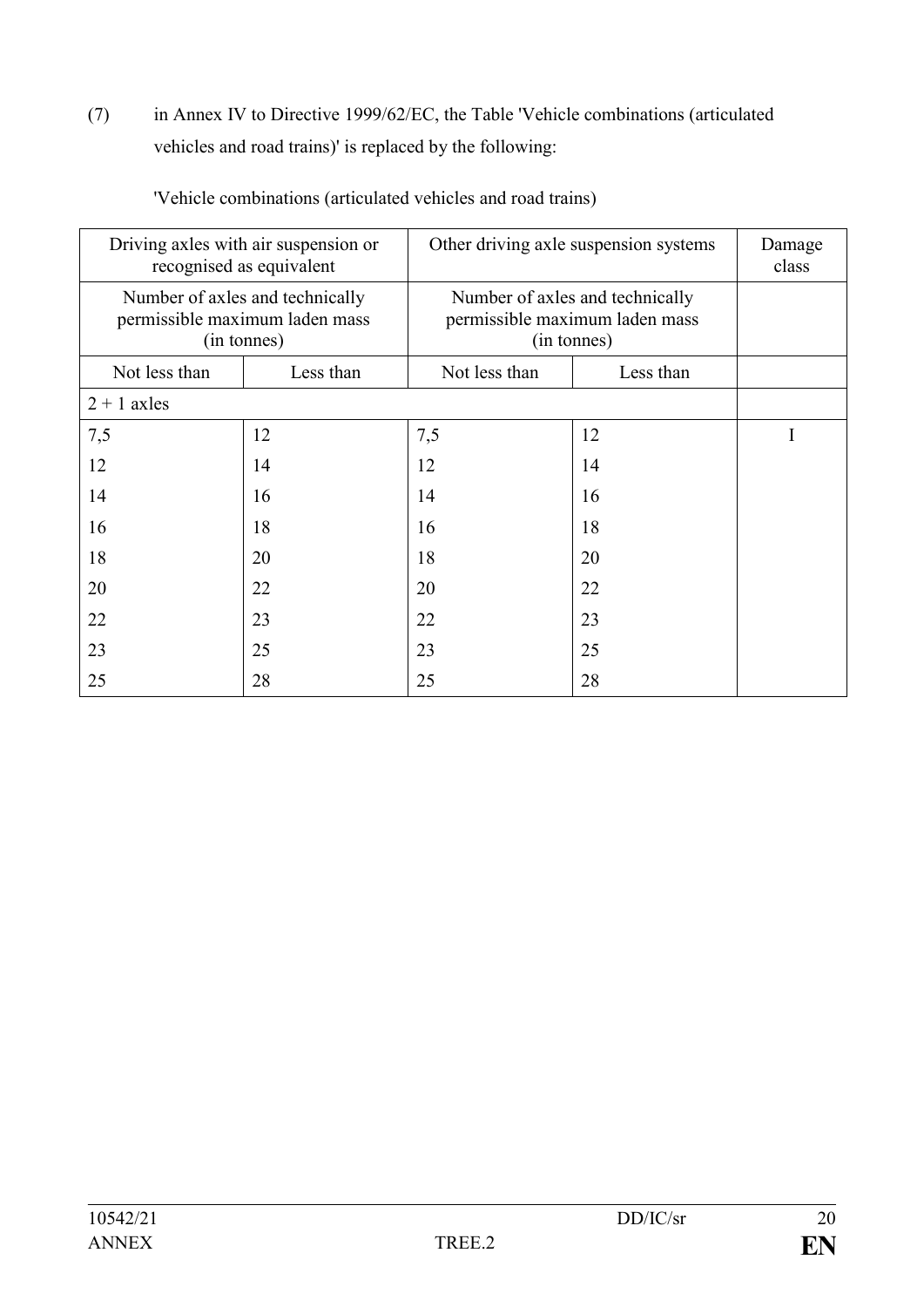(7) in Annex IV to Directive 1999/62/EC, the Table 'Vehicle combinations (articulated vehicles and road trains)' is replaced by the following:

'Vehicle combinations (articulated vehicles and road trains)

| Driving axles with air suspension or recognised as equivalent | | Other driving axle suspension systems | | Damage class |
|---|---|---|---|---|
| Number of axles and technically permissible maximum laden mass (in tonnes) | | Number of axles and technically permissible maximum laden mass (in tonnes) | | |
| Not less than | Less than | Not less than | Less than | |
| 2 + 1 axles | | | | |
| 7,5 | 12 | 7,5 | 12 | I |
| 12 | 14 | 12 | 14 | |
| 14 | 16 | 14 | 16 | |
| 16 | 18 | 16 | 18 | |
| 18 | 20 | 18 | 20 | |
| 20 | 22 | 20 | 22 | |
| 22 | 23 | 22 | 23 | |
| 23 | 25 | 23 | 25 | |
| 25 | 28 | 25 | 28 | |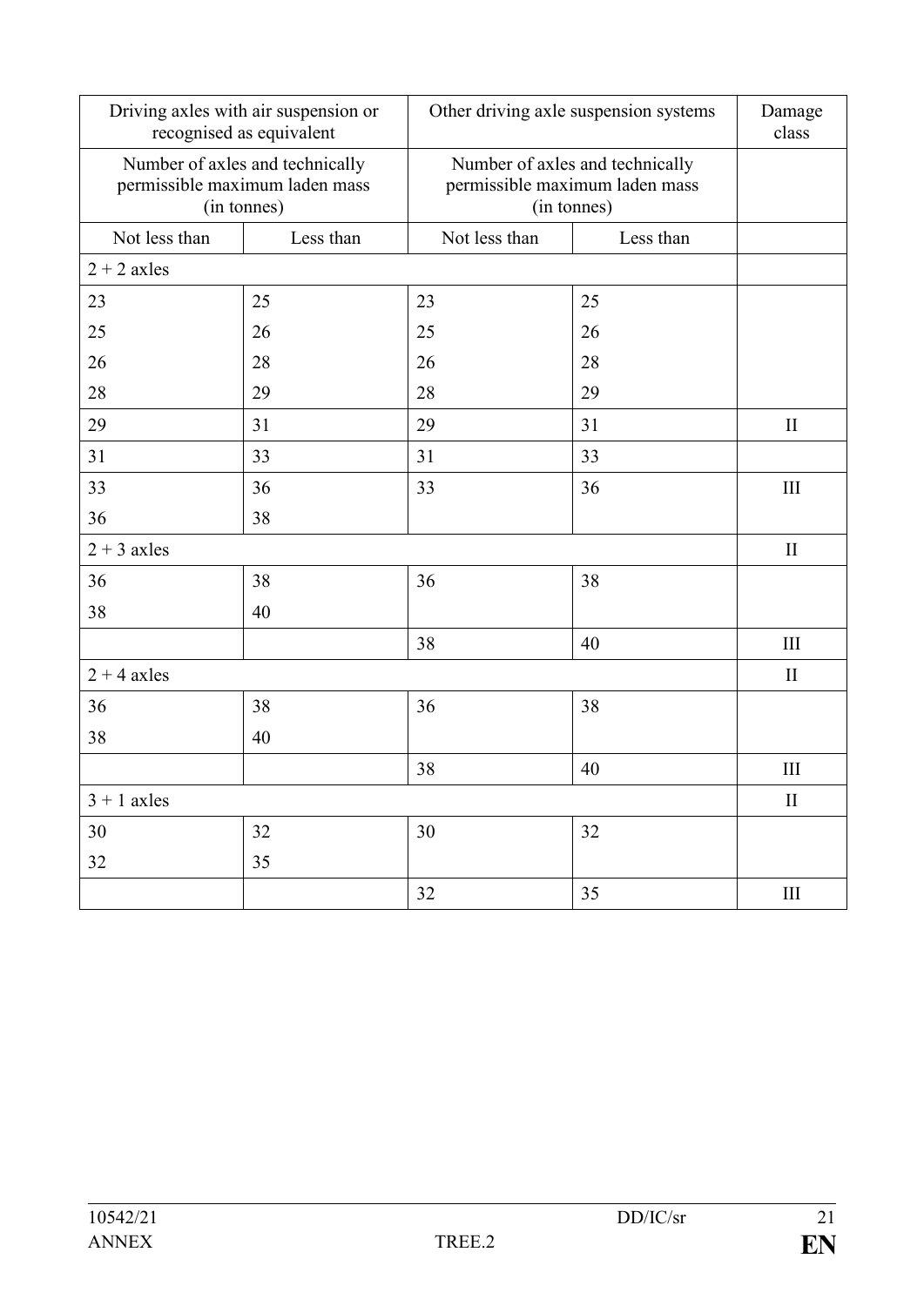| Driving axles with air suspension or recognised as equivalent | | Other driving axle suspension systems | | Damage class |
|---|---|---|---|---|
| Number of axles and technically permissible maximum laden mass (in tonnes) | | Number of axles and technically permissible maximum laden mass (in tonnes) | | |
| Not less than | Less than | Not less than | Less than | |
| 2 + 2 axles | | | | |
| 23 | 25 | 23 | 25 | |
| 25 | 26 | 25 | 26 | |
| 26 | 28 | 26 | 28 | |
| 28 | 29 | 28 | 29 | |
| 29 | 31 | 29 | 31 | II |
| 31 | 33 | 31 | 33 | |
| 33 | 36 | 33 | 36 | III |
| 36 | 38 | | | |
| 2 + 3 axles | | | | II |
| 36 | 38 | 36 | 38 | |
| 38 | 40 | | | |
| | | 38 | 40 | III |
| 2 + 4 axles | | | | II |
| 36 | 38 | 36 | 38 | |
| 38 | 40 | | | |
| | | 38 | 40 | III |
| 3 + 1 axles | | | | II |
| 30 | 32 | 30 | 32 | |
| 32 | 35 | | | |
| | | 32 | 35 | III |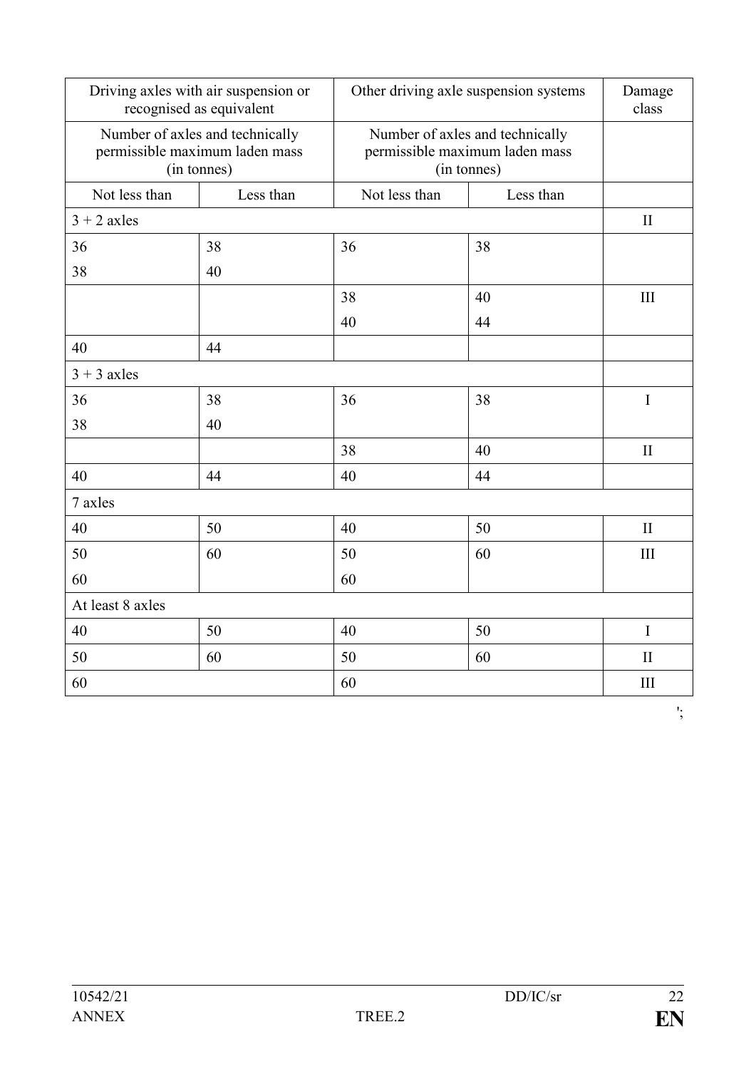| Driving axles with air suspension or recognised as equivalent | | Other driving axle suspension systems | | Damage class |
|---|---|---|---|---|
| Number of axles and technically permissible maximum laden mass (in tonnes) | | Number of axles and technically permissible maximum laden mass (in tonnes) | | |
| Not less than | Less than | Not less than | Less than | |
| 3 + 2 axles | | | | II |
| 36<br>38 | 38<br>40 | 36 | 38 | |
| | | 38<br>40 | 40<br>44 | III |
| 40 | 44 | | | |
| 3 + 3 axles | | | | |
| 36<br>38 | 38<br>40 | 36 | 38 | I |
| | | 38 | 40 | II |
| 40 | 44 | 40 | 44 | |
| 7 axles | | | | |
| 40 | 50 | 40 | 50 | II |
| 50<br>60 | 60 | 50<br>60 | 60 | III |
| At least 8 axles | | | | |
| 40 | 50 | 40 | 50 | I |
| 50 | 60 | 50 | 60 | II |
| 60 | | 60 | | III |

';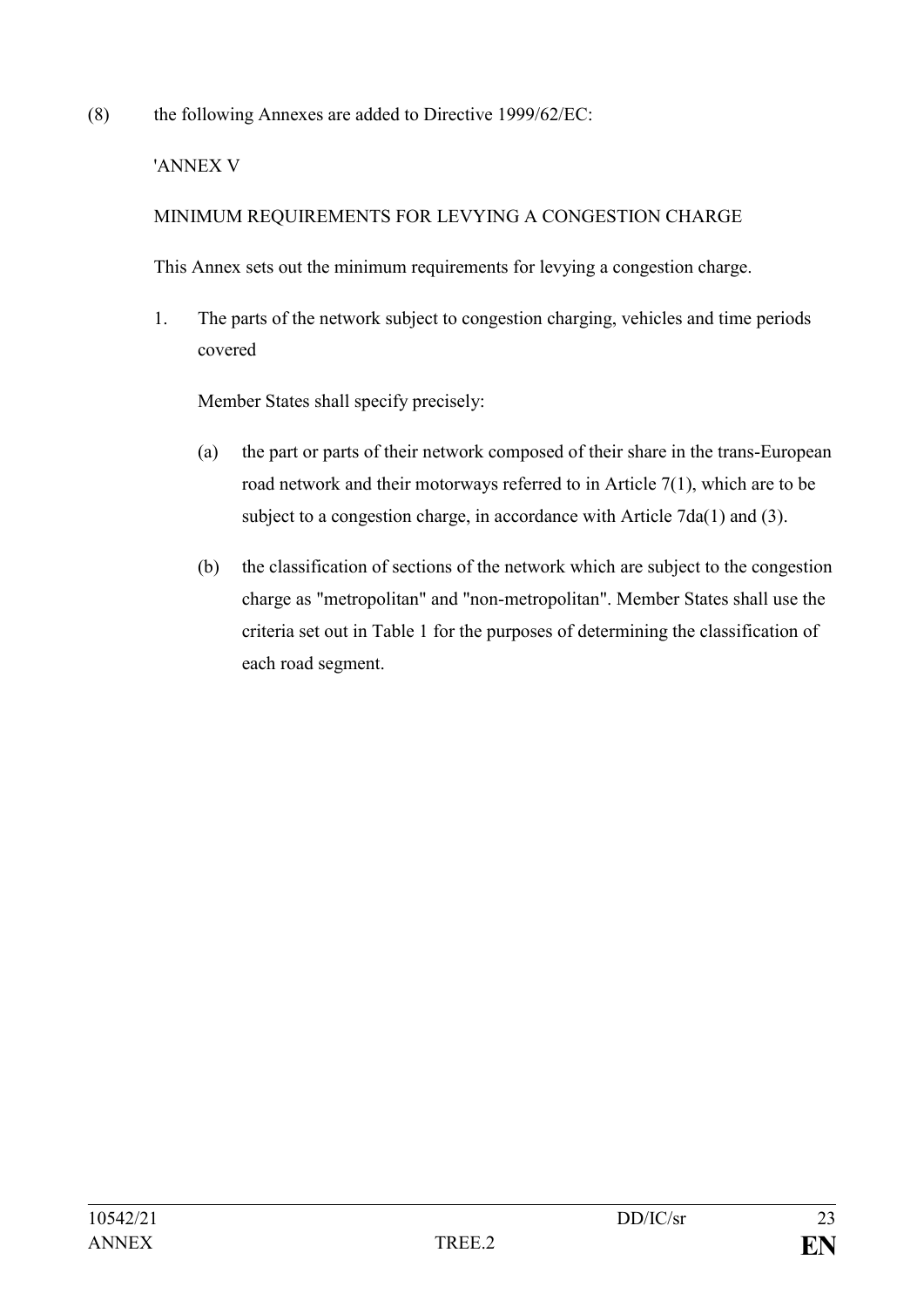(8) the following Annexes are added to Directive 1999/62/EC:

'ANNEX V

MINIMUM REQUIREMENTS FOR LEVYING A CONGESTION CHARGE

This Annex sets out the minimum requirements for levying a congestion charge.

1. The parts of the network subject to congestion charging, vehicles and time periods covered

   Member States shall specify precisely:

   (a) the part or parts of their network composed of their share in the trans-European road network and their motorways referred to in Article 7(1), which are to be subject to a congestion charge, in accordance with Article 7da(1) and (3).

   (b) the classification of sections of the network which are subject to the congestion charge as "metropolitan" and "non-metropolitan". Member States shall use the criteria set out in Table 1 for the purposes of determining the classification of each road segment.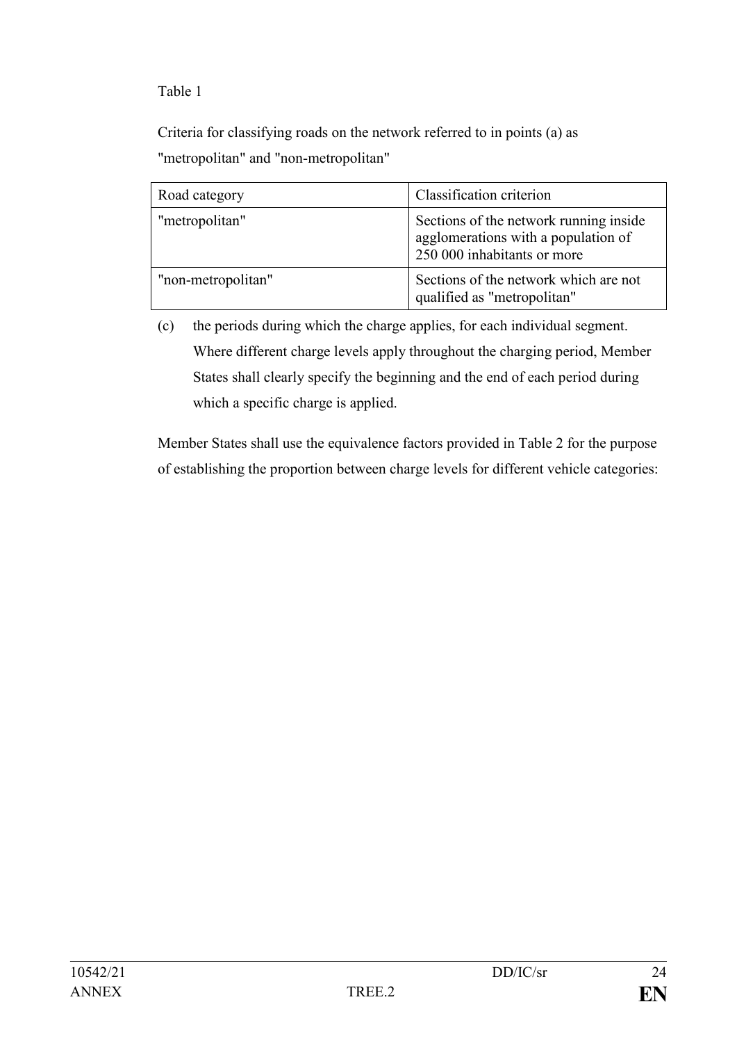Table 1

Criteria for classifying roads on the network referred to in points (a) as "metropolitan" and "non-metropolitan"

| Road category | Classification criterion |
|---|---|
| "metropolitan" | Sections of the network running inside agglomerations with a population of 250 000 inhabitants or more |
| "non-metropolitan" | Sections of the network which are not qualified as "metropolitan" |

(c) the periods during which the charge applies, for each individual segment. Where different charge levels apply throughout the charging period, Member States shall clearly specify the beginning and the end of each period during which a specific charge is applied.

Member States shall use the equivalence factors provided in Table 2 for the purpose of establishing the proportion between charge levels for different vehicle categories: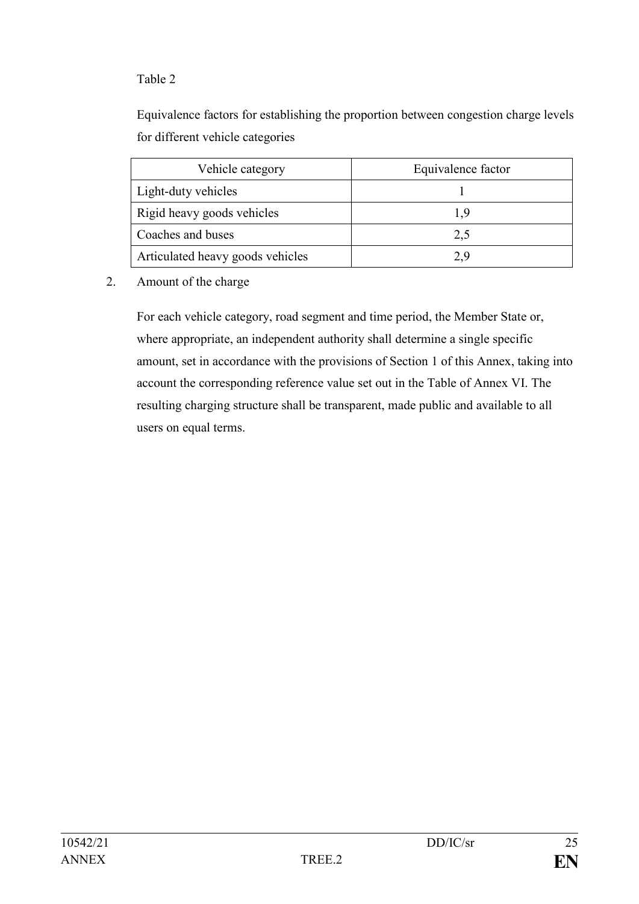Table 2

Equivalence factors for establishing the proportion between congestion charge levels for different vehicle categories

| Vehicle category | Equivalence factor |
|---|---|
| Light-duty vehicles | 1 |
| Rigid heavy goods vehicles | 1,9 |
| Coaches and buses | 2,5 |
| Articulated heavy goods vehicles | 2,9 |

2. Amount of the charge

For each vehicle category, road segment and time period, the Member State or, where appropriate, an independent authority shall determine a single specific amount, set in accordance with the provisions of Section 1 of this Annex, taking into account the corresponding reference value set out in the Table of Annex VI. The resulting charging structure shall be transparent, made public and available to all users on equal terms.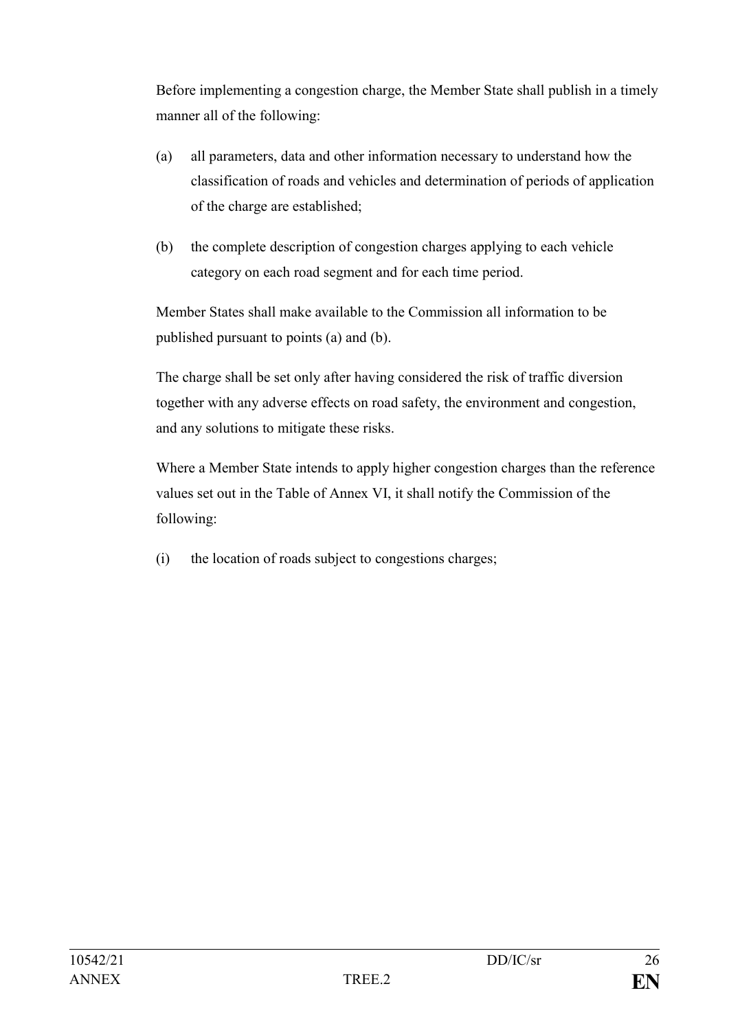Before implementing a congestion charge, the Member State shall publish in a timely manner all of the following:

(a) all parameters, data and other information necessary to understand how the classification of roads and vehicles and determination of periods of application of the charge are established;

(b) the complete description of congestion charges applying to each vehicle category on each road segment and for each time period.

Member States shall make available to the Commission all information to be published pursuant to points (a) and (b).

The charge shall be set only after having considered the risk of traffic diversion together with any adverse effects on road safety, the environment and congestion, and any solutions to mitigate these risks.

Where a Member State intends to apply higher congestion charges than the reference values set out in the Table of Annex VI, it shall notify the Commission of the following:

(i) the location of roads subject to congestions charges;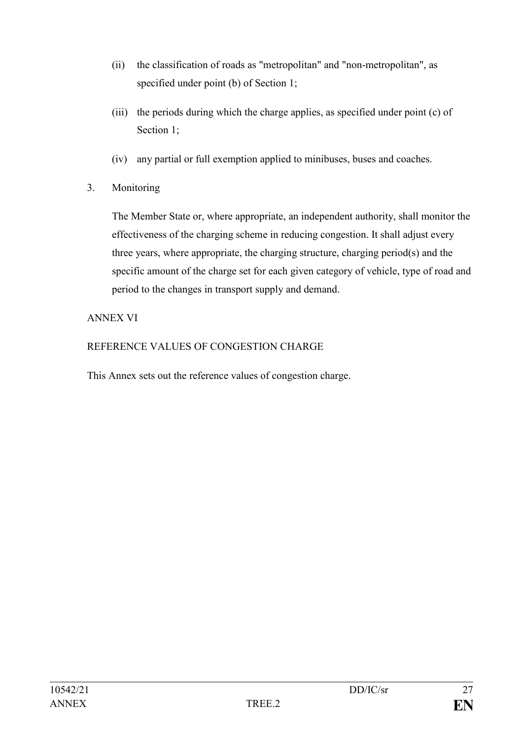(ii) the classification of roads as "metropolitan" and "non-metropolitan", as specified under point (b) of Section 1;

(iii) the periods during which the charge applies, as specified under point (c) of Section 1;

(iv) any partial or full exemption applied to minibuses, buses and coaches.

3. Monitoring

The Member State or, where appropriate, an independent authority, shall monitor the effectiveness of the charging scheme in reducing congestion. It shall adjust every three years, where appropriate, the charging structure, charging period(s) and the specific amount of the charge set for each given category of vehicle, type of road and period to the changes in transport supply and demand.

ANNEX VI

REFERENCE VALUES OF CONGESTION CHARGE

This Annex sets out the reference values of congestion charge.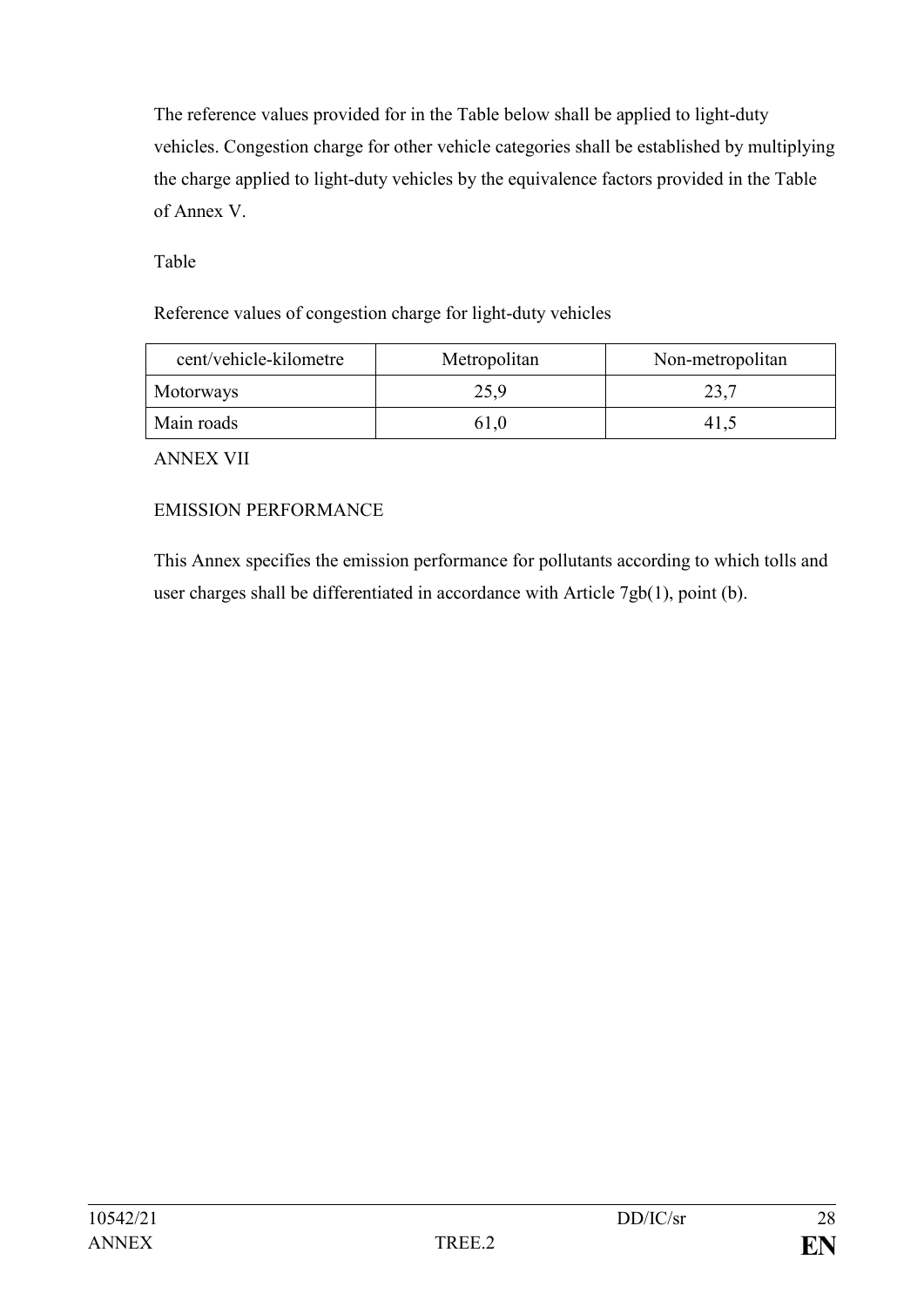The reference values provided for in the Table below shall be applied to light-duty vehicles. Congestion charge for other vehicle categories shall be established by multiplying the charge applied to light-duty vehicles by the equivalence factors provided in the Table of Annex V.

Table

Reference values of congestion charge for light-duty vehicles

| cent/vehicle-kilometre | Metropolitan | Non-metropolitan |
|---|---|---|
| Motorways | 25,9 | 23,7 |
| Main roads | 61,0 | 41,5 |

ANNEX VII

EMISSION PERFORMANCE

This Annex specifies the emission performance for pollutants according to which tolls and user charges shall be differentiated in accordance with Article 7gb(1), point (b).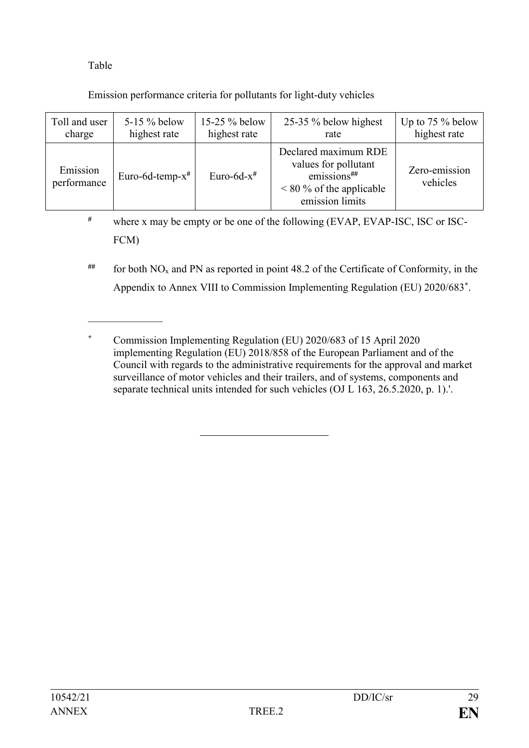Table

Emission performance criteria for pollutants for light-duty vehicles

| Toll and user charge | 5-15 % below highest rate | 15-25 % below highest rate | 25-35 % below highest rate | Up to 75 % below highest rate |
|---|---|---|---|---|
| Emission performance | Euro-6d-temp-x[#] | Euro-6d-x[#] | Declared maximum RDE values for pollutant emissions[##] < 80 % of the applicable emission limits | Zero-emission vehicles |

[#] where x may be empty or be one of the following (EVAP, EVAP-ISC, ISC or ISC-FCM)

[##] for both $NO_x$ and PN as reported in point 48.2 of the Certificate of Conformity, in the Appendix to Annex VIII to Commission Implementing Regulation (EU) 2020/683[*].

---

[*] Commission Implementing Regulation (EU) 2020/683 of 15 April 2020 implementing Regulation (EU) 2018/858 of the European Parliament and of the Council with regards to the administrative requirements for the approval and market surveillance of motor vehicles and their trailers, and of systems, components and separate technical units intended for such vehicles (OJ L 163, 26.5.2020, p. 1).'.